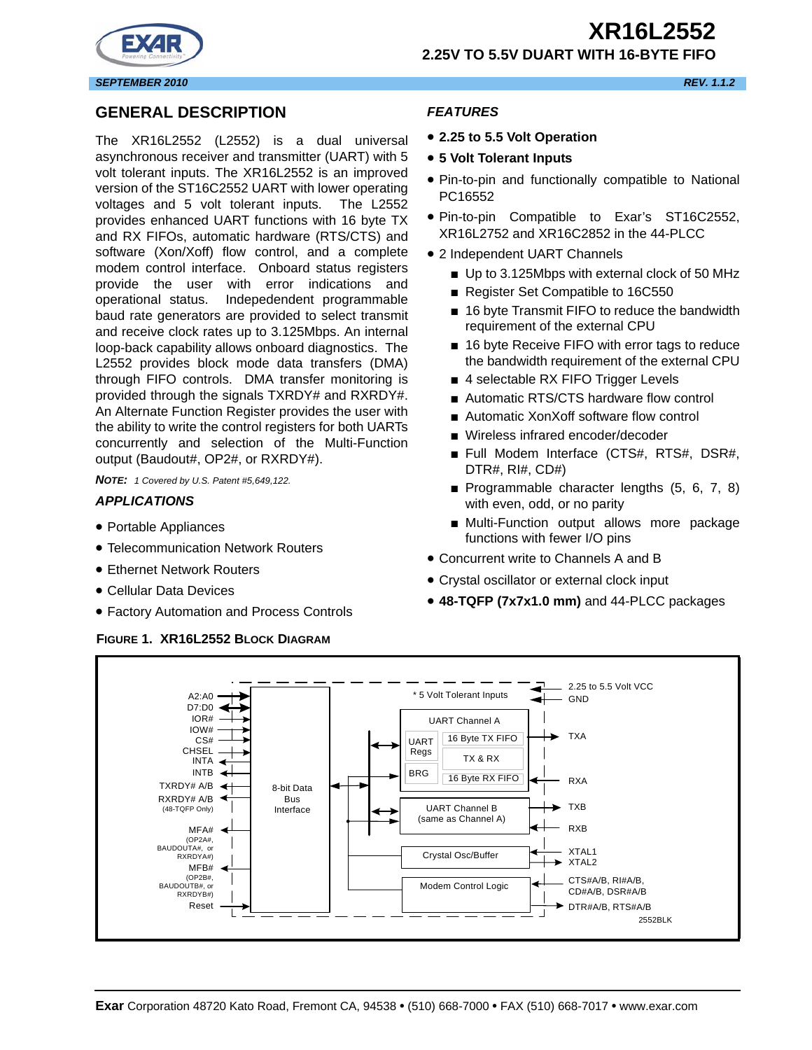# XR16L2552

## 2.25V TO 5.5V DUART WITH 16-BYTE FIFO

SEPTEMBER 2010 REV. 1.1.2

## GENERAL DESCRIPTION

The XR16L2552 (L2552) is a dual universal asynchronous receiver and transmitter (UART) with 5 volt tolerant inputs. The XR16L2552 is an improved version of the ST16C2552 UART with lower operating voltages and 5 volt tolerant inputs. The L2552 provides enhanced UART functions with 16 byte TX and RX FIFOs, automatic hardware (RTS/CTS) and software (Xon/Xoff) flow control, and a complete modem control interface. Onboard status registers provide the user with error indications and operational status. Indepedendent programmable baud rate generators are provided to select transmit and receive clock rates up to 3.125Mbps. An internal loop-back capability allows onboard diagnostics. The L2552 provides block mode data transfers (DMA) through FIFO controls. DMA transfer monitoring is provided through the signals TXRDY# and RXRDY#. An Alternate Function Register provides the user with the ability to write the control registers for both UARTs concurrently and selection of the Multi-Function output (Baudout#, OP2#, or RXRDY#).

*NOTE: 1 Covered by U.S. Patent #5,649,122.*

### APPLICATIONS

- Portable Appliances
- Telecommunication Network Routers
- Ethernet Network Routers
- Cellular Data Devices
- Factory Automation and Process Controls

### FEATURES

- **2.25 to 5.5 Volt Operation**
- **5 Volt Tolerant Inputs**
- Pin-to-pin and functionally compatible to National PC16552
- Pin-to-pin Compatible to Exar's ST16C2552, XR16L2752 and XR16C2852 in the 44-PLCC
- 2 Independent UART Channels
  - Up to 3.125Mbps with external clock of 50 MHz
  - Register Set Compatible to 16C550
  - 16 byte Transmit FIFO to reduce the bandwidth requirement of the external CPU
  - 16 byte Receive FIFO with error tags to reduce the bandwidth requirement of the external CPU
  - 4 selectable RX FIFO Trigger Levels
  - Automatic RTS/CTS hardware flow control
  - Automatic XonXoff software flow control
  - Wireless infrared encoder/decoder
  - Full Modem Interface (CTS#, RTS#, DSR#, DTR#, RI#, CD#)
  - Programmable character lengths (5, 6, 7, 8) with even, odd, or no parity
  - Multi-Function output allows more package functions with fewer I/O pins
- Concurrent write to Channels A and B
- Crystal oscillator or external clock input
- **48-TQFP (7x7x1.0 mm)** and 44-PLCC packages

FIGURE 1. XR16L2552 BLOCK DIAGRAM

Exar Corporation 48720 Kato Road, Fremont CA, 94538 • (510) 668-7000 • FAX (510) 668-7017 • www.exar.com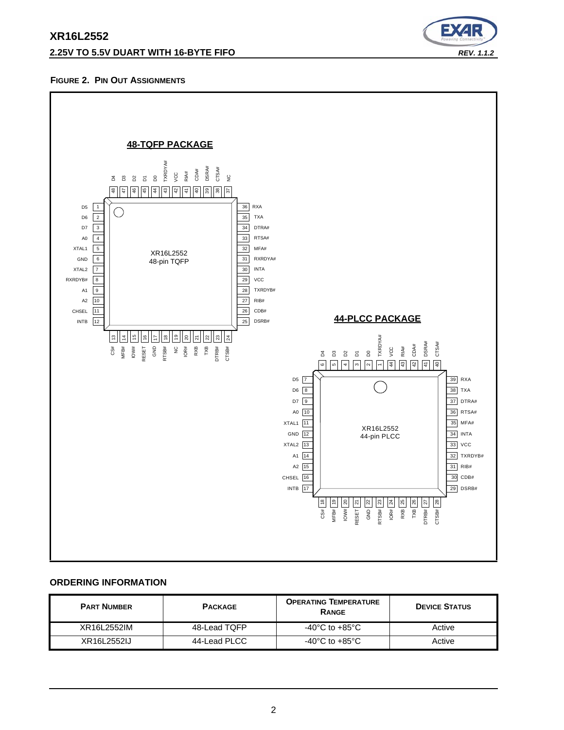**FIGURE 2. PIN OUT ASSIGNMENTS**

**48-TQFP PACKAGE**

XR16L2552 48-pin TQFP

| Pin | Name | Pin | Name | Pin | Name | Pin | Name |
|---|---|---|---|---|---|---|---|
| 1 | D5 | 13 | CS# | 25 | DSRB# | 37 | NC |
| 2 | D6 | 14 | MFB# | 26 | CDB# | 38 | CTSA# |
| 3 | D7 | 15 | IOW# | 27 | RIB# | 39 | DSRA# |
| 4 | A0 | 16 | RESET | 28 | TXRDYB# | 40 | CDA# |
| 5 | XTAL1 | 17 | GND | 29 | VCC | 41 | RIA# |
| 6 | GND | 18 | RTSB# | 30 | INTA | 42 | VCC |
| 7 | XTAL2 | 19 | NC | 31 | RXRDYA# | 43 | TXRDYA# |
| 8 | RXRDYB# | 20 | IOR# | 32 | MFA# | 44 | D0 |
| 9 | A1 | 21 | RXB | 33 | RTSA# | 45 | D1 |
| 10 | A2 | 22 | TXB | 34 | DTRA# | 46 | D2 |
| 11 | CHSEL | 23 | DTRB# | 35 | TXA | 47 | D3 |
| 12 | INTB | 24 | CTSB# | 36 | RXA | 48 | D4 |

**44-PLCC PACKAGE**

XR16L2552 44-pin PLCC

| Pin | Name | Pin | Name | Pin | Name | Pin | Name |
|---|---|---|---|---|---|---|---|
| 1 | TXRDYA# | 12 | GND | 23 | RTSB# | 34 | INTA |
| 2 | D0 | 13 | XTAL2 | 24 | IOR# | 35 | MFA# |
| 3 | D1 | 14 | A1 | 25 | RXB | 36 | RTSA# |
| 4 | D2 | 15 | A2 | 26 | TXB | 37 | DTRA# |
| 5 | D3 | 16 | CHSEL | 27 | DTRB# | 38 | TXA |
| 6 | D4 | 17 | INTB | 28 | CTSB# | 39 | RXA |
| 7 | D5 | 18 | CS# | 29 | DSRB# | 40 | CTSA# |
| 8 | D6 | 19 | MFB# | 30 | CDB# | 41 | DSRA# |
| 9 | D7 | 20 | IOW# | 31 | RIB# | 42 | CDA# |
| 10 | A0 | 21 | RESET | 32 | TXRDYB# | 43 | RIA# |
| 11 | XTAL1 | 22 | GND | 33 | VCC | 44 | VCC |

## ORDERING INFORMATION

| PART NUMBER | PACKAGE | OPERATING TEMPERATURE RANGE | DEVICE STATUS |
|---|---|---|---|
| XR16L2552IM | 48-Lead TQFP | -40°C to +85°C | Active |
| XR16L2552IJ | 44-Lead PLCC | -40°C to +85°C | Active |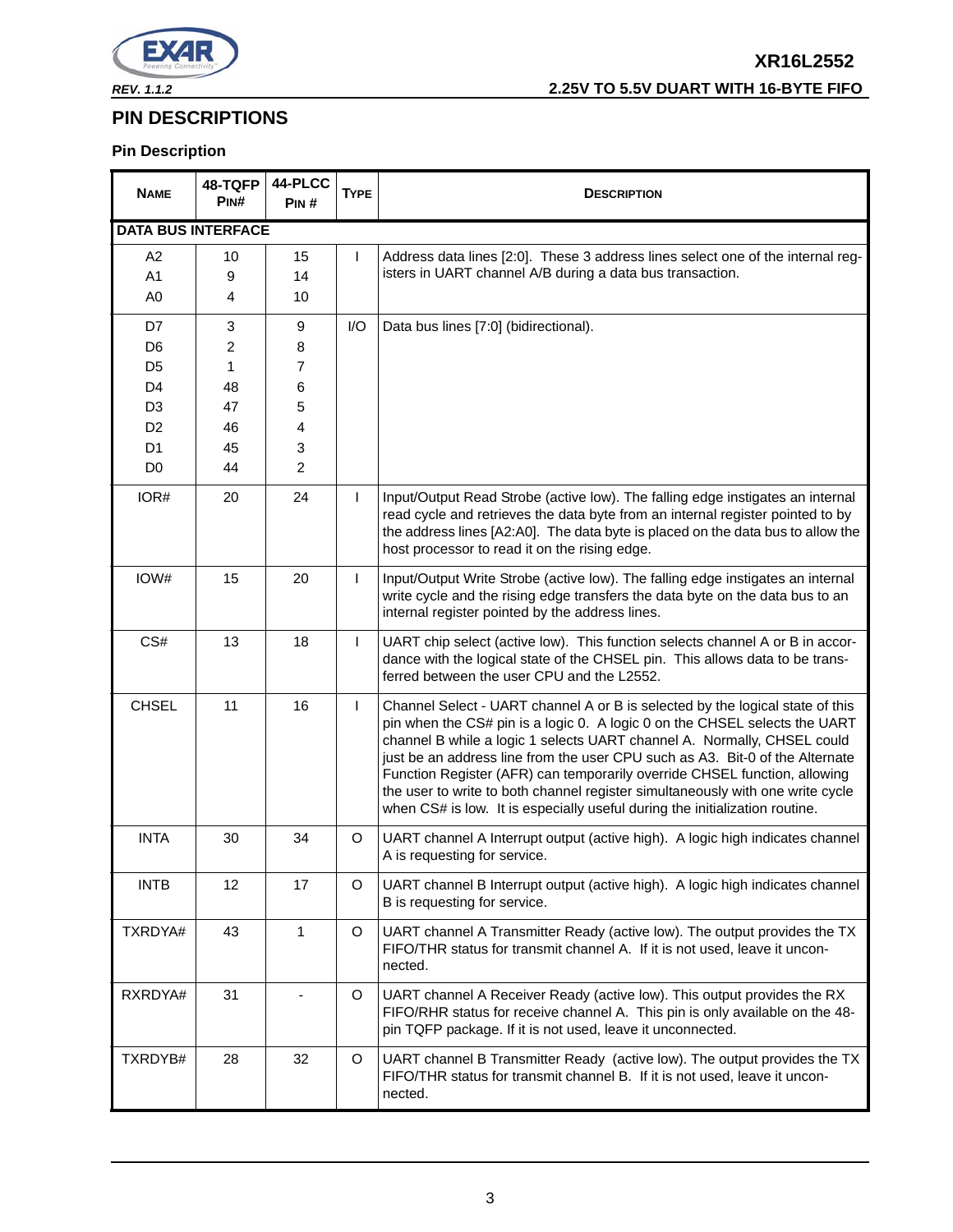## PIN DESCRIPTIONS

### Pin Description

| NAME | 48-TQFP PIN# | 44-PLCC PIN # | TYPE | DESCRIPTION |
|---|---|---|---|---|
| **DATA BUS INTERFACE** | | | | |
| A2<br>A1<br>A0 | 10<br>9<br>4 | 15<br>14<br>10 | I | Address data lines [2:0]. These 3 address lines select one of the internal registers in UART channel A/B during a data bus transaction. |
| D7<br>D6<br>D5<br>D4<br>D3<br>D2<br>D1<br>D0 | 3<br>2<br>1<br>48<br>47<br>46<br>45<br>44 | 9<br>8<br>7<br>6<br>5<br>4<br>3<br>2 | I/O | Data bus lines [7:0] (bidirectional). |
| IOR# | 20 | 24 | I | Input/Output Read Strobe (active low). The falling edge instigates an internal read cycle and retrieves the data byte from an internal register pointed to by the address lines [A2:A0]. The data byte is placed on the data bus to allow the host processor to read it on the rising edge. |
| IOW# | 15 | 20 | I | Input/Output Write Strobe (active low). The falling edge instigates an internal write cycle and the rising edge transfers the data byte on the data bus to an internal register pointed by the address lines. |
| CS# | 13 | 18 | I | UART chip select (active low). This function selects channel A or B in accordance with the logical state of the CHSEL pin. This allows data to be transferred between the user CPU and the L2552. |
| CHSEL | 11 | 16 | I | Channel Select - UART channel A or B is selected by the logical state of this pin when the CS# pin is a logic 0. A logic 0 on the CHSEL selects the UART channel B while a logic 1 selects UART channel A. Normally, CHSEL could just be an address line from the user CPU such as A3. Bit-0 of the Alternate Function Register (AFR) can temporarily override CHSEL function, allowing the user to write to both channel register simultaneously with one write cycle when CS# is low. It is especially useful during the initialization routine. |
| INTA | 30 | 34 | O | UART channel A Interrupt output (active high). A logic high indicates channel A is requesting for service. |
| INTB | 12 | 17 | O | UART channel B Interrupt output (active high). A logic high indicates channel B is requesting for service. |
| TXRDYA# | 43 | 1 | O | UART channel A Transmitter Ready (active low). The output provides the TX FIFO/THR status for transmit channel A. If it is not used, leave it unconnected. |
| RXRDYA# | 31 | - | O | UART channel A Receiver Ready (active low). This output provides the RX FIFO/RHR status for receive channel A. This pin is only available on the 48-pin TQFP package. If it is not used, leave it unconnected. |
| TXRDYB# | 28 | 32 | O | UART channel B Transmitter Ready (active low). The output provides the TX FIFO/THR status for transmit channel B. If it is not used, leave it unconnected. |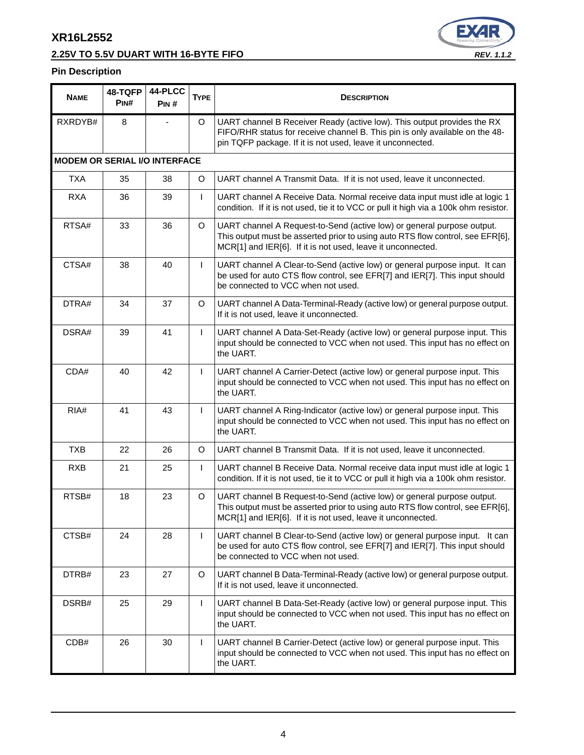## Pin Description

| NAME | 48-TQFP PIN# | 44-PLCC PIN # | TYPE | DESCRIPTION |
|---|---|---|---|---|
| RXRDYB# | 8 | - | O | UART channel B Receiver Ready (active low). This output provides the RX FIFO/RHR status for receive channel B. This pin is only available on the 48-pin TQFP package. If it is not used, leave it unconnected. |
| **MODEM OR SERIAL I/O INTERFACE** | | | | |
| TXA | 35 | 38 | O | UART channel A Transmit Data. If it is not used, leave it unconnected. |
| RXA | 36 | 39 | I | UART channel A Receive Data. Normal receive data input must idle at logic 1 condition. If it is not used, tie it to VCC or pull it high via a 100k ohm resistor. |
| RTSA# | 33 | 36 | O | UART channel A Request-to-Send (active low) or general purpose output. This output must be asserted prior to using auto RTS flow control, see EFR[6], MCR[1] and IER[6]. If it is not used, leave it unconnected. |
| CTSA# | 38 | 40 | I | UART channel A Clear-to-Send (active low) or general purpose input. It can be used for auto CTS flow control, see EFR[7] and IER[7]. This input should be connected to VCC when not used. |
| DTRA# | 34 | 37 | O | UART channel A Data-Terminal-Ready (active low) or general purpose output. If it is not used, leave it unconnected. |
| DSRA# | 39 | 41 | I | UART channel A Data-Set-Ready (active low) or general purpose input. This input should be connected to VCC when not used. This input has no effect on the UART. |
| CDA# | 40 | 42 | I | UART channel A Carrier-Detect (active low) or general purpose input. This input should be connected to VCC when not used. This input has no effect on the UART. |
| RIA# | 41 | 43 | I | UART channel A Ring-Indicator (active low) or general purpose input. This input should be connected to VCC when not used. This input has no effect on the UART. |
| TXB | 22 | 26 | O | UART channel B Transmit Data. If it is not used, leave it unconnected. |
| RXB | 21 | 25 | I | UART channel B Receive Data. Normal receive data input must idle at logic 1 condition. If it is not used, tie it to VCC or pull it high via a 100k ohm resistor. |
| RTSB# | 18 | 23 | O | UART channel B Request-to-Send (active low) or general purpose output. This output must be asserted prior to using auto RTS flow control, see EFR[6], MCR[1] and IER[6]. If it is not used, leave it unconnected. |
| CTSB# | 24 | 28 | I | UART channel B Clear-to-Send (active low) or general purpose input. It can be used for auto CTS flow control, see EFR[7] and IER[7]. This input should be connected to VCC when not used. |
| DTRB# | 23 | 27 | O | UART channel B Data-Terminal-Ready (active low) or general purpose output. If it is not used, leave it unconnected. |
| DSRB# | 25 | 29 | I | UART channel B Data-Set-Ready (active low) or general purpose input. This input should be connected to VCC when not used. This input has no effect on the UART. |
| CDB# | 26 | 30 | I | UART channel B Carrier-Detect (active low) or general purpose input. This input should be connected to VCC when not used. This input has no effect on the UART. |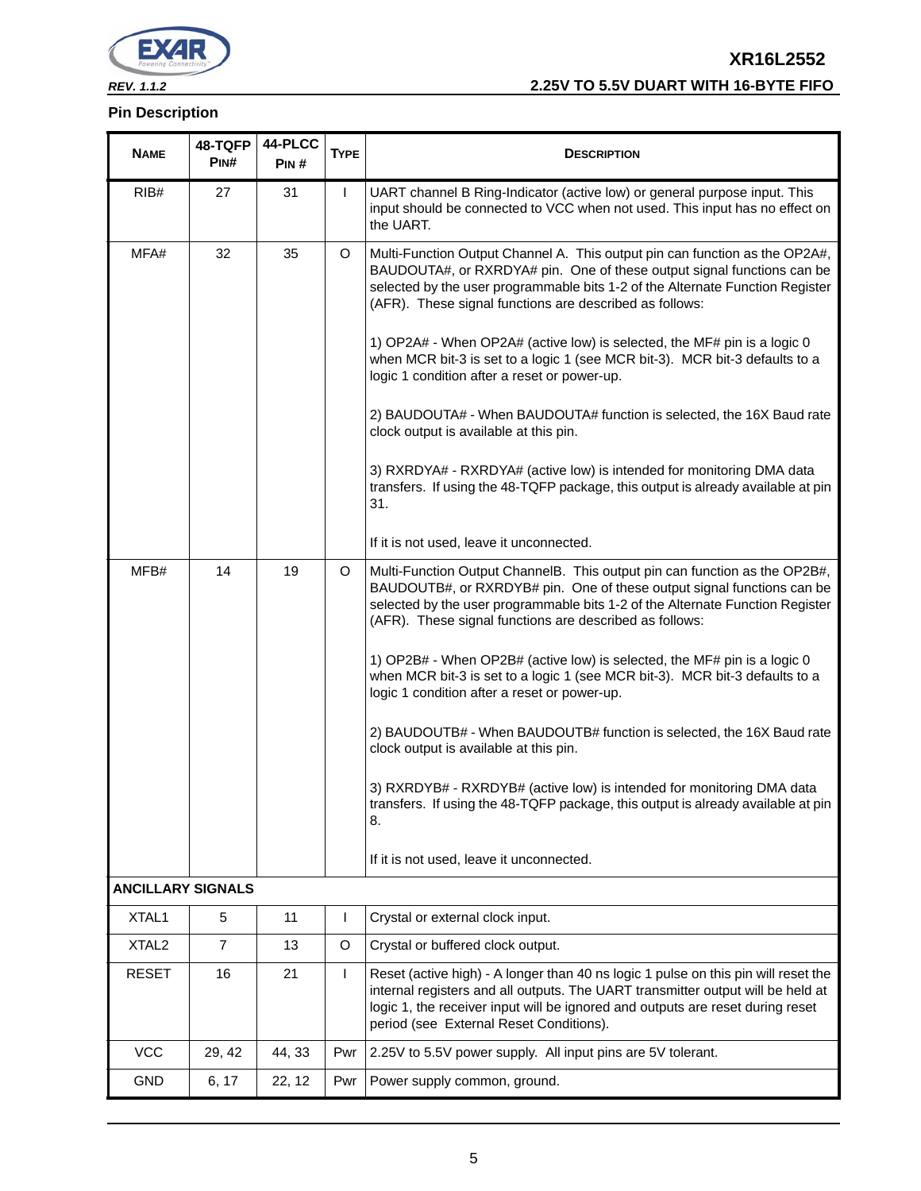## Pin Description

| Name | 48-TQFP Pin# | 44-PLCC Pin # | Type | Description |
|---|---|---|---|---|
| RIB# | 27 | 31 | I | UART channel B Ring-Indicator (active low) or general purpose input. This input should be connected to VCC when not used. This input has no effect on the UART. |
| MFA# | 32 | 35 | O | Multi-Function Output Channel A. This output pin can function as the OP2A#, BAUDOUTA#, or RXRDYA# pin. One of these output signal functions can be selected by the user programmable bits 1-2 of the Alternate Function Register (AFR). These signal functions are described as follows:<br><br>1) OP2A# - When OP2A# (active low) is selected, the MF# pin is a logic 0 when MCR bit-3 is set to a logic 1 (see MCR bit-3). MCR bit-3 defaults to a logic 1 condition after a reset or power-up.<br><br>2) BAUDOUTA# - When BAUDOUTA# function is selected, the 16X Baud rate clock output is available at this pin.<br><br>3) RXRDYA# - RXRDYA# (active low) is intended for monitoring DMA data transfers. If using the 48-TQFP package, this output is already available at pin 31.<br><br>If it is not used, leave it unconnected. |
| MFB# | 14 | 19 | O | Multi-Function Output ChannelB. This output pin can function as the OP2B#, BAUDOUTB#, or RXRDYB# pin. One of these output signal functions can be selected by the user programmable bits 1-2 of the Alternate Function Register (AFR). These signal functions are described as follows:<br><br>1) OP2B# - When OP2B# (active low) is selected, the MF# pin is a logic 0 when MCR bit-3 is set to a logic 1 (see MCR bit-3). MCR bit-3 defaults to a logic 1 condition after a reset or power-up.<br><br>2) BAUDOUTB# - When BAUDOUTB# function is selected, the 16X Baud rate clock output is available at this pin.<br><br>3) RXRDYB# - RXRDYB# (active low) is intended for monitoring DMA data transfers. If using the 48-TQFP package, this output is already available at pin 8.<br><br>If it is not used, leave it unconnected. |
| **ANCILLARY SIGNALS** | | | | |
| XTAL1 | 5 | 11 | I | Crystal or external clock input. |
| XTAL2 | 7 | 13 | O | Crystal or buffered clock output. |
| RESET | 16 | 21 | I | Reset (active high) - A longer than 40 ns logic 1 pulse on this pin will reset the internal registers and all outputs. The UART transmitter output will be held at logic 1, the receiver input will be ignored and outputs are reset during reset period (see External Reset Conditions). |
| VCC | 29, 42 | 44, 33 | Pwr | 2.25V to 5.5V power supply. All input pins are 5V tolerant. |
| GND | 6, 17 | 22, 12 | Pwr | Power supply common, ground. |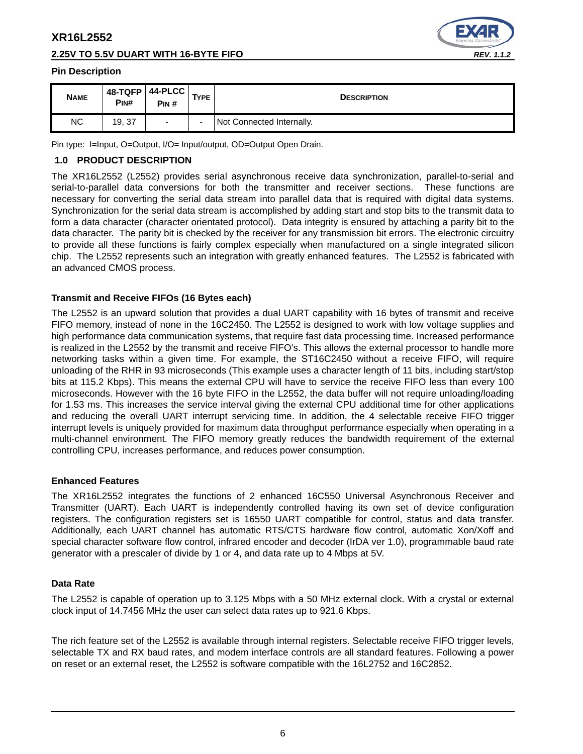**Pin Description**

| NAME | 48-TQFP PIN# | 44-PLCC PIN # | TYPE | DESCRIPTION |
|---|---|---|---|---|
| NC | 19, 37 | - | - | Not Connected Internally. |

Pin type: I=Input, O=Output, I/O= Input/output, OD=Output Open Drain.

## 1.0 PRODUCT DESCRIPTION

The XR16L2552 (L2552) provides serial asynchronous receive data synchronization, parallel-to-serial and serial-to-parallel data conversions for both the transmitter and receiver sections. These functions are necessary for converting the serial data stream into parallel data that is required with digital data systems. Synchronization for the serial data stream is accomplished by adding start and stop bits to the transmit data to form a data character (character orientated protocol). Data integrity is ensured by attaching a parity bit to the data character. The parity bit is checked by the receiver for any transmission bit errors. The electronic circuitry to provide all these functions is fairly complex especially when manufactured on a single integrated silicon chip. The L2552 represents such an integration with greatly enhanced features. The L2552 is fabricated with an advanced CMOS process.

### Transmit and Receive FIFOs (16 Bytes each)

The L2552 is an upward solution that provides a dual UART capability with 16 bytes of transmit and receive FIFO memory, instead of none in the 16C2450. The L2552 is designed to work with low voltage supplies and high performance data communication systems, that require fast data processing time. Increased performance is realized in the L2552 by the transmit and receive FIFO's. This allows the external processor to handle more networking tasks within a given time. For example, the ST16C2450 without a receive FIFO, will require unloading of the RHR in 93 microseconds (This example uses a character length of 11 bits, including start/stop bits at 115.2 Kbps). This means the external CPU will have to service the receive FIFO less than every 100 microseconds. However with the 16 byte FIFO in the L2552, the data buffer will not require unloading/loading for 1.53 ms. This increases the service interval giving the external CPU additional time for other applications and reducing the overall UART interrupt servicing time. In addition, the 4 selectable receive FIFO trigger interrupt levels is uniquely provided for maximum data throughput performance especially when operating in a multi-channel environment. The FIFO memory greatly reduces the bandwidth requirement of the external controlling CPU, increases performance, and reduces power consumption.

### Enhanced Features

The XR16L2552 integrates the functions of 2 enhanced 16C550 Universal Asynchronous Receiver and Transmitter (UART). Each UART is independently controlled having its own set of device configuration registers. The configuration registers set is 16550 UART compatible for control, status and data transfer. Additionally, each UART channel has automatic RTS/CTS hardware flow control, automatic Xon/Xoff and special character software flow control, infrared encoder and decoder (IrDA ver 1.0), programmable baud rate generator with a prescaler of divide by 1 or 4, and data rate up to 4 Mbps at 5V.

### Data Rate

The L2552 is capable of operation up to 3.125 Mbps with a 50 MHz external clock. With a crystal or external clock input of 14.7456 MHz the user can select data rates up to 921.6 Kbps.

The rich feature set of the L2552 is available through internal registers. Selectable receive FIFO trigger levels, selectable TX and RX baud rates, and modem interface controls are all standard features. Following a power on reset or an external reset, the L2552 is software compatible with the 16L2752 and 16C2852.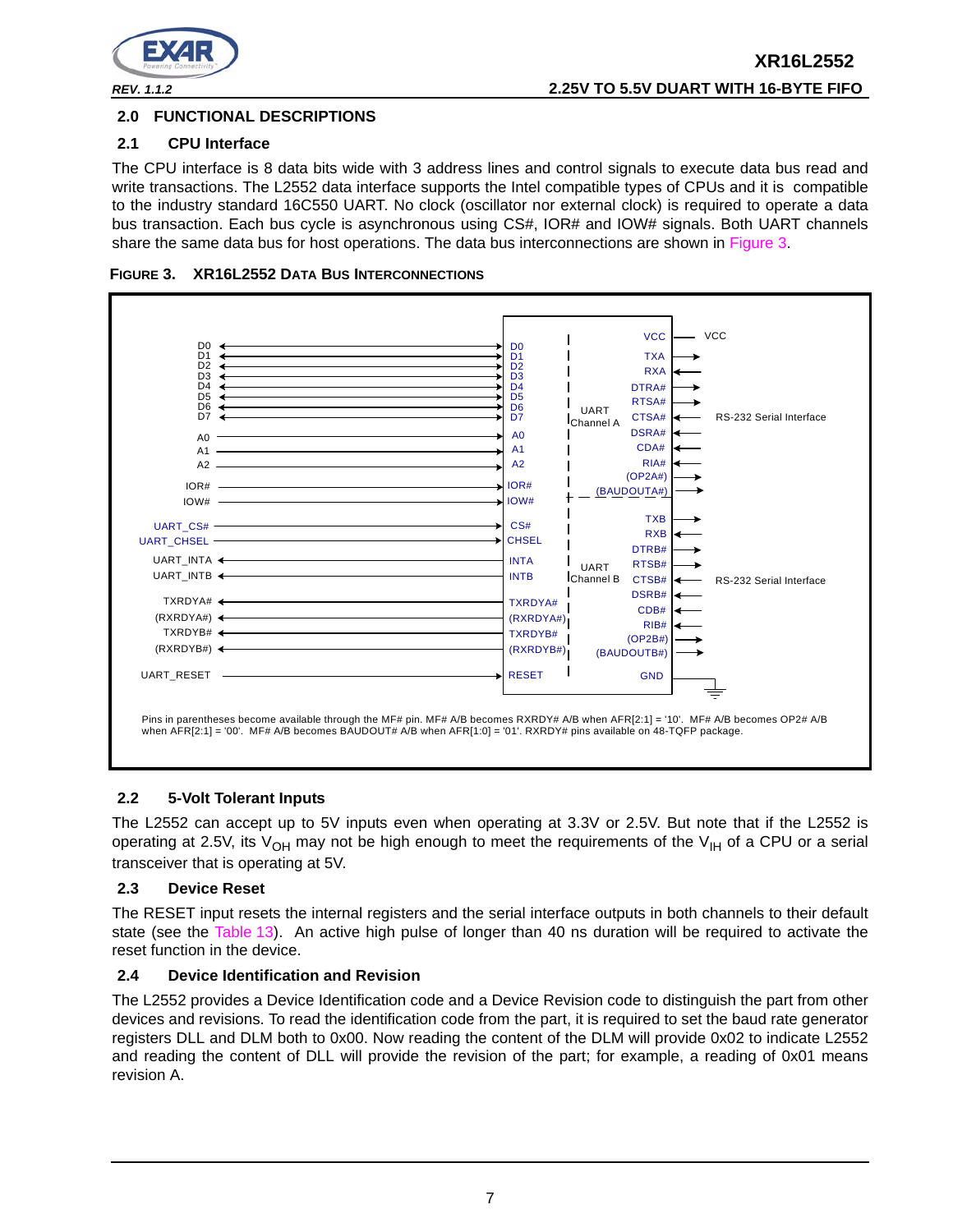## 2.0 FUNCTIONAL DESCRIPTIONS

### 2.1 CPU Interface

The CPU interface is 8 data bits wide with 3 address lines and control signals to execute data bus read and write transactions. The L2552 data interface supports the Intel compatible types of CPUs and it is compatible to the industry standard 16C550 UART. No clock (oscillator nor external clock) is required to operate a data bus transaction. Each bus cycle is asynchronous using CS#, IOR# and IOW# signals. Both UART channels share the same data bus for host operations. The data bus interconnections are shown in Figure 3.

**FIGURE 3. XR16L2552 DATA BUS INTERCONNECTIONS**

Pins in parentheses become available through the MF# pin. MF# A/B becomes RXRDY# A/B when AFR[2:1] = '10'. MF# A/B becomes OP2# A/B when AFR[2:1] = '00'. MF# A/B becomes BAUDOUT# A/B when AFR[1:0] = '01'. RXRDY# pins available on 48-TQFP package.

### 2.2 5-Volt Tolerant Inputs

The L2552 can accept up to 5V inputs even when operating at 3.3V or 2.5V. But note that if the L2552 is operating at 2.5V, its $V_{OH}$ may not be high enough to meet the requirements of the $V_{IH}$ of a CPU or a serial transceiver that is operating at 5V.

### 2.3 Device Reset

The RESET input resets the internal registers and the serial interface outputs in both channels to their default state (see the Table 13). An active high pulse of longer than 40 ns duration will be required to activate the reset function in the device.

### 2.4 Device Identification and Revision

The L2552 provides a Device Identification code and a Device Revision code to distinguish the part from other devices and revisions. To read the identification code from the part, it is required to set the baud rate generator registers DLL and DLM both to 0x00. Now reading the content of the DLM will provide 0x02 to indicate L2552 and reading the content of DLL will provide the revision of the part; for example, a reading of 0x01 means revision A.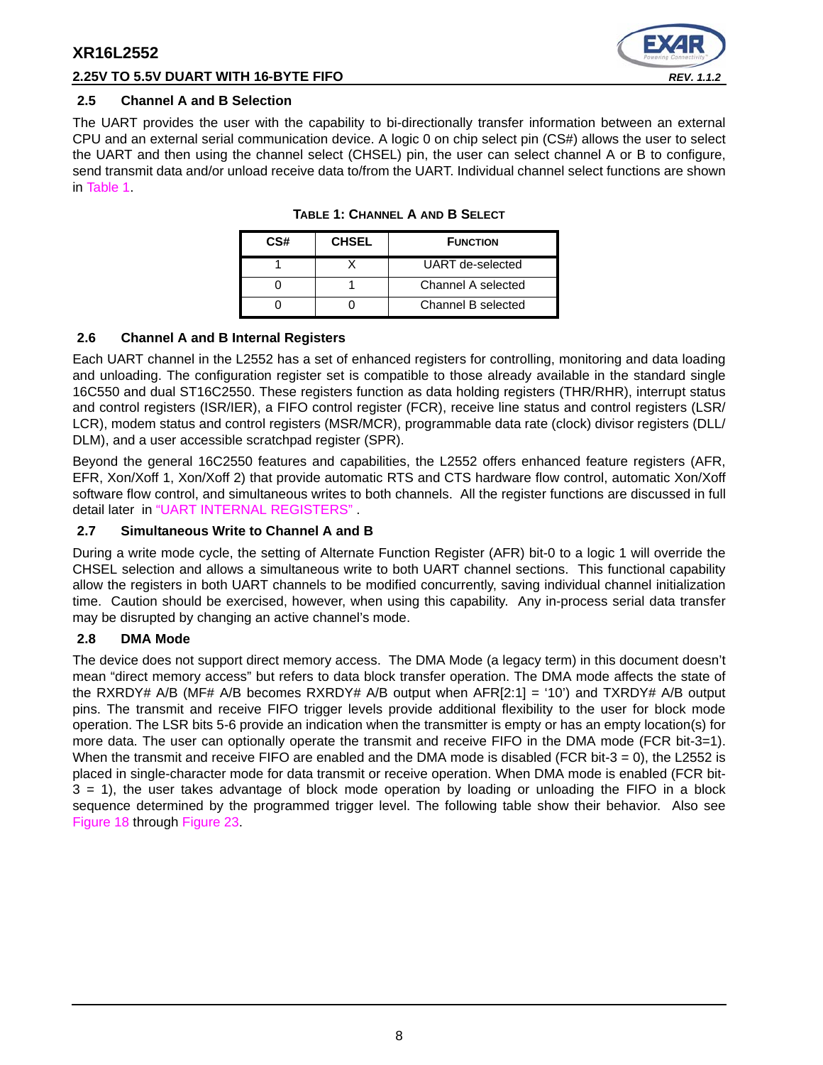### 2.5 Channel A and B Selection

The UART provides the user with the capability to bi-directionally transfer information between an external CPU and an external serial communication device. A logic 0 on chip select pin (CS#) allows the user to select the UART and then using the channel select (CHSEL) pin, the user can select channel A or B to configure, send transmit data and/or unload receive data to/from the UART. Individual channel select functions are shown in Table 1.

**TABLE 1: CHANNEL A AND B SELECT**

| CS# | CHSEL | FUNCTION |
|---|---|---|
| 1 | X | UART de-selected |
| 0 | 1 | Channel A selected |
| 0 | 0 | Channel B selected |

### 2.6 Channel A and B Internal Registers

Each UART channel in the L2552 has a set of enhanced registers for controlling, monitoring and data loading and unloading. The configuration register set is compatible to those already available in the standard single 16C550 and dual ST16C2550. These registers function as data holding registers (THR/RHR), interrupt status and control registers (ISR/IER), a FIFO control register (FCR), receive line status and control registers (LSR/LCR), modem status and control registers (MSR/MCR), programmable data rate (clock) divisor registers (DLL/DLM), and a user accessible scratchpad register (SPR).

Beyond the general 16C2550 features and capabilities, the L2552 offers enhanced feature registers (AFR, EFR, Xon/Xoff 1, Xon/Xoff 2) that provide automatic RTS and CTS hardware flow control, automatic Xon/Xoff software flow control, and simultaneous writes to both channels. All the register functions are discussed in full detail later in "UART INTERNAL REGISTERS" .

### 2.7 Simultaneous Write to Channel A and B

During a write mode cycle, the setting of Alternate Function Register (AFR) bit-0 to a logic 1 will override the CHSEL selection and allows a simultaneous write to both UART channel sections. This functional capability allow the registers in both UART channels to be modified concurrently, saving individual channel initialization time. Caution should be exercised, however, when using this capability. Any in-process serial data transfer may be disrupted by changing an active channel's mode.

### 2.8 DMA Mode

The device does not support direct memory access. The DMA Mode (a legacy term) in this document doesn't mean "direct memory access" but refers to data block transfer operation. The DMA mode affects the state of the RXRDY# A/B (MF# A/B becomes RXRDY# A/B output when AFR[2:1] = '10') and TXRDY# A/B output pins. The transmit and receive FIFO trigger levels provide additional flexibility to the user for block mode operation. The LSR bits 5-6 provide an indication when the transmitter is empty or has an empty location(s) for more data. The user can optionally operate the transmit and receive FIFO in the DMA mode (FCR bit-3=1). When the transmit and receive FIFO are enabled and the DMA mode is disabled (FCR bit-3 = 0), the L2552 is placed in single-character mode for data transmit or receive operation. When DMA mode is enabled (FCR bit-3 = 1), the user takes advantage of block mode operation by loading or unloading the FIFO in a block sequence determined by the programmed trigger level. The following table show their behavior. Also see Figure 18 through Figure 23.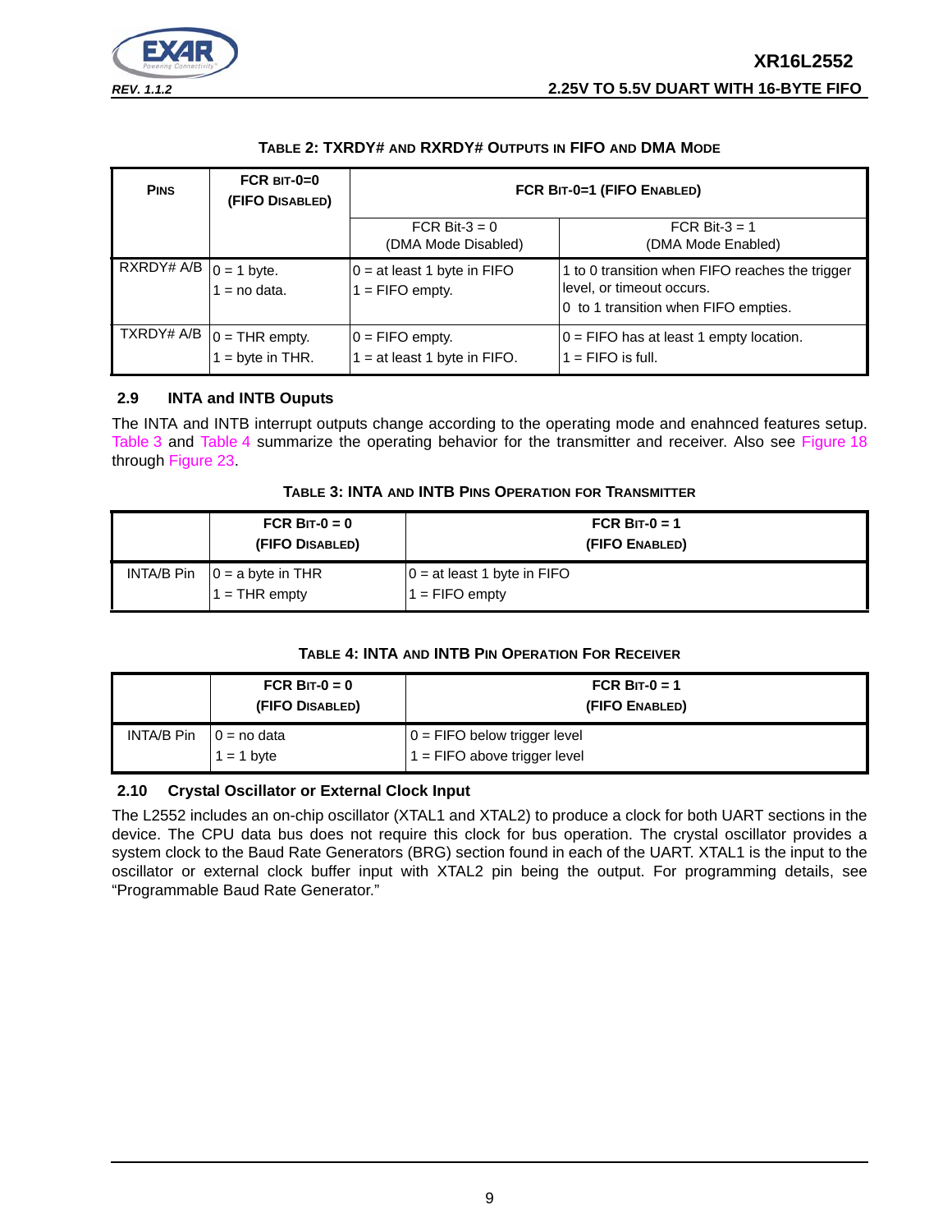**TABLE 2: TXRDY# AND RXRDY# OUTPUTS IN FIFO AND DMA MODE**

| PINS | FCR BIT-0=0 (FIFO DISABLED) | FCR BIT-0=1 (FIFO ENABLED) | |
|---|---|---|---|
| | | FCR Bit-3 = 0 (DMA Mode Disabled) | FCR Bit-3 = 1 (DMA Mode Enabled) |
| RXRDY# A/B | 0 = 1 byte.<br>1 = no data. | 0 = at least 1 byte in FIFO<br>1 = FIFO empty. | 1 to 0 transition when FIFO reaches the trigger level, or timeout occurs.<br>0 to 1 transition when FIFO empties. |
| TXRDY# A/B | 0 = THR empty.<br>1 = byte in THR. | 0 = FIFO empty.<br>1 = at least 1 byte in FIFO. | 0 = FIFO has at least 1 empty location.<br>1 = FIFO is full. |

## 2.9 INTA and INTB Ouputs

The INTA and INTB interrupt outputs change according to the operating mode and enahnced features setup. Table 3 and Table 4 summarize the operating behavior for the transmitter and receiver. Also see Figure 18 through Figure 23.

**TABLE 3: INTA AND INTB PINS OPERATION FOR TRANSMITTER**

| | FCR BIT-0 = 0 (FIFO DISABLED) | FCR BIT-0 = 1 (FIFO ENABLED) |
|---|---|---|
| INTA/B Pin | 0 = a byte in THR<br>1 = THR empty | 0 = at least 1 byte in FIFO<br>1 = FIFO empty |

**TABLE 4: INTA AND INTB PIN OPERATION FOR RECEIVER**

| | FCR BIT-0 = 0 (FIFO DISABLED) | FCR BIT-0 = 1 (FIFO ENABLED) |
|---|---|---|
| INTA/B Pin | 0 = no data<br>1 = 1 byte | 0 = FIFO below trigger level<br>1 = FIFO above trigger level |

## 2.10 Crystal Oscillator or External Clock Input

The L2552 includes an on-chip oscillator (XTAL1 and XTAL2) to produce a clock for both UART sections in the device. The CPU data bus does not require this clock for bus operation. The crystal oscillator provides a system clock to the Baud Rate Generators (BRG) section found in each of the UART. XTAL1 is the input to the oscillator or external clock buffer input with XTAL2 pin being the output. For programming details, see "Programmable Baud Rate Generator."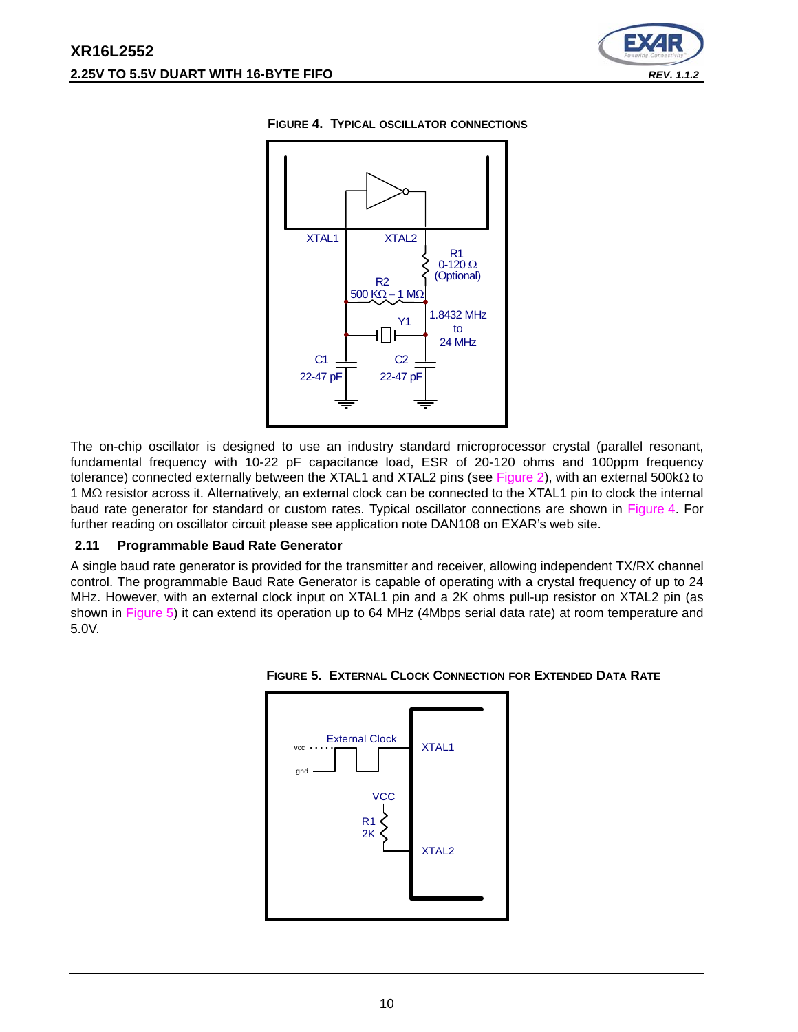**FIGURE 4. TYPICAL OSCILLATOR CONNECTIONS**

The on-chip oscillator is designed to use an industry standard microprocessor crystal (parallel resonant, fundamental frequency with 10-22 pF capacitance load, ESR of 20-120 ohms and 100ppm frequency tolerance) connected externally between the XTAL1 and XTAL2 pins (see Figure 2), with an external 500kΩ to 1 MΩ resistor across it. Alternatively, an external clock can be connected to the XTAL1 pin to clock the internal baud rate generator for standard or custom rates. Typical oscillator connections are shown in Figure 4. For further reading on oscillator circuit please see application note DAN108 on EXAR's web site.

### 2.11 Programmable Baud Rate Generator

A single baud rate generator is provided for the transmitter and receiver, allowing independent TX/RX channel control. The programmable Baud Rate Generator is capable of operating with a crystal frequency of up to 24 MHz. However, with an external clock input on XTAL1 pin and a 2K ohms pull-up resistor on XTAL2 pin (as shown in Figure 5) it can extend its operation up to 64 MHz (4Mbps serial data rate) at room temperature and 5.0V.

**FIGURE 5. EXTERNAL CLOCK CONNECTION FOR EXTENDED DATA RATE**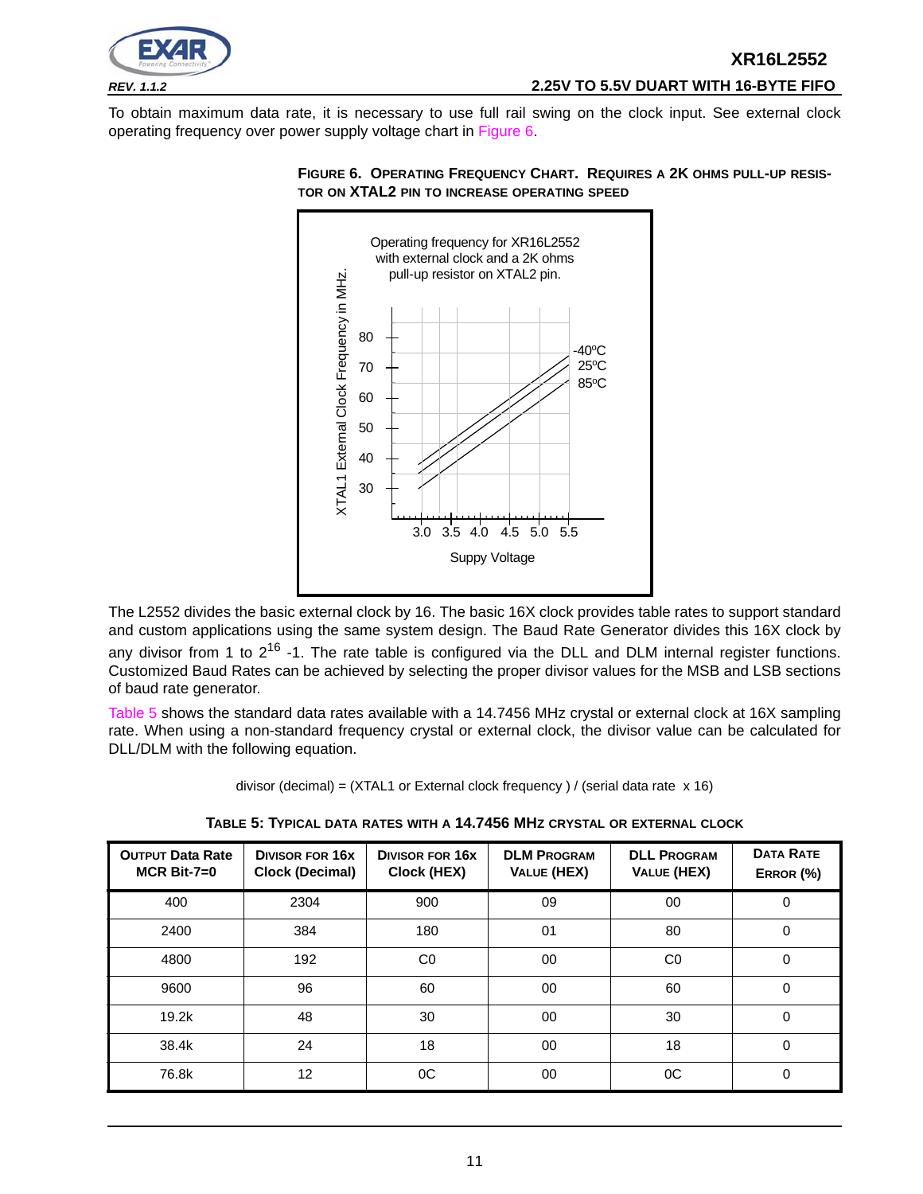To obtain maximum data rate, it is necessary to use full rail swing on the clock input. See external clock operating frequency over power supply voltage chart in Figure 6.

**FIGURE 6. OPERATING FREQUENCY CHART. REQUIRES A 2K OHMS PULL-UP RESISTOR ON XTAL2 PIN TO INCREASE OPERATING SPEED**

The L2552 divides the basic external clock by 16. The basic 16X clock provides table rates to support standard and custom applications using the same system design. The Baud Rate Generator divides this 16X clock by any divisor from 1 to $2^{16}$ -1. The rate table is configured via the DLL and DLM internal register functions. Customized Baud Rates can be achieved by selecting the proper divisor values for the MSB and LSB sections of baud rate generator.

Table 5 shows the standard data rates available with a 14.7456 MHz crystal or external clock at 16X sampling rate. When using a non-standard frequency crystal or external clock, the divisor value can be calculated for DLL/DLM with the following equation.

divisor (decimal) = (XTAL1 or External clock frequency ) / (serial data rate x 16)

**TABLE 5: TYPICAL DATA RATES WITH A 14.7456 MHZ CRYSTAL OR EXTERNAL CLOCK**

| OUTPUT Data Rate MCR Bit-7=0 | DIVISOR FOR 16x Clock (Decimal) | DIVISOR FOR 16x Clock (HEX) | DLM PROGRAM VALUE (HEX) | DLL PROGRAM VALUE (HEX) | DATA RATE ERROR (%) |
|---|---|---|---|---|---|
| 400 | 2304 | 900 | 09 | 00 | 0 |
| 2400 | 384 | 180 | 01 | 80 | 0 |
| 4800 | 192 | C0 | 00 | C0 | 0 |
| 9600 | 96 | 60 | 00 | 60 | 0 |
| 19.2k | 48 | 30 | 00 | 30 | 0 |
| 38.4k | 24 | 18 | 00 | 18 | 0 |
| 76.8k | 12 | 0C | 00 | 0C | 0 |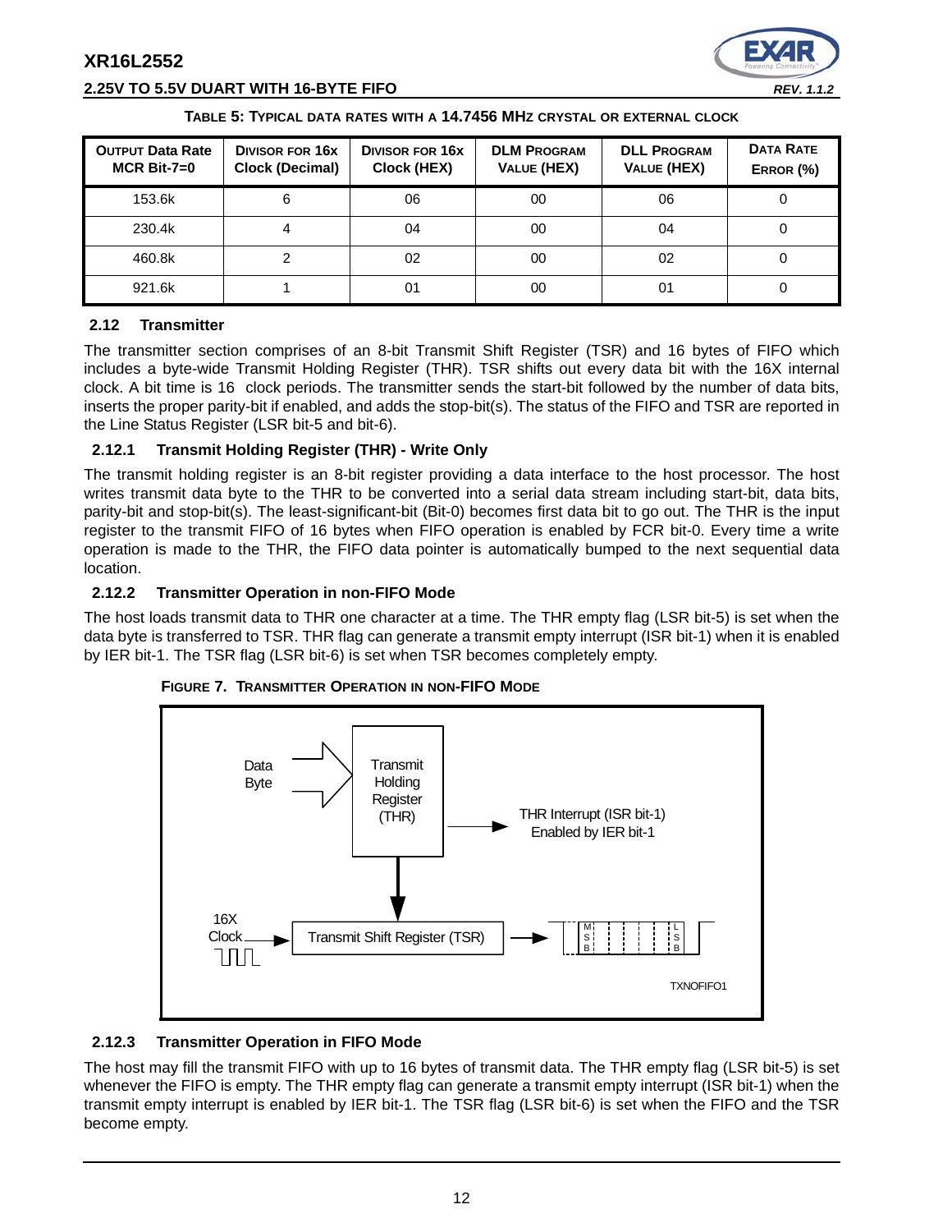**TABLE 5: TYPICAL DATA RATES WITH A 14.7456 MHZ CRYSTAL OR EXTERNAL CLOCK**

| OUTPUT Data Rate MCR Bit-7=0 | DIVISOR FOR 16x Clock (Decimal) | DIVISOR FOR 16x Clock (HEX) | DLM PROGRAM VALUE (HEX) | DLL PROGRAM VALUE (HEX) | DATA RATE ERROR (%) |
|---|---|---|---|---|---|
| 153.6k | 6 | 06 | 00 | 06 | 0 |
| 230.4k | 4 | 04 | 00 | 04 | 0 |
| 460.8k | 2 | 02 | 00 | 02 | 0 |
| 921.6k | 1 | 01 | 00 | 01 | 0 |

### 2.12 Transmitter

The transmitter section comprises of an 8-bit Transmit Shift Register (TSR) and 16 bytes of FIFO which includes a byte-wide Transmit Holding Register (THR). TSR shifts out every data bit with the 16X internal clock. A bit time is 16 clock periods. The transmitter sends the start-bit followed by the number of data bits, inserts the proper parity-bit if enabled, and adds the stop-bit(s). The status of the FIFO and TSR are reported in the Line Status Register (LSR bit-5 and bit-6).

#### 2.12.1 Transmit Holding Register (THR) - Write Only

The transmit holding register is an 8-bit register providing a data interface to the host processor. The host writes transmit data byte to the THR to be converted into a serial data stream including start-bit, data bits, parity-bit and stop-bit(s). The least-significant-bit (Bit-0) becomes first data bit to go out. The THR is the input register to the transmit FIFO of 16 bytes when FIFO operation is enabled by FCR bit-0. Every time a write operation is made to the THR, the FIFO data pointer is automatically bumped to the next sequential data location.

#### 2.12.2 Transmitter Operation in non-FIFO Mode

The host loads transmit data to THR one character at a time. The THR empty flag (LSR bit-5) is set when the data byte is transferred to TSR. THR flag can generate a transmit empty interrupt (ISR bit-1) when it is enabled by IER bit-1. The TSR flag (LSR bit-6) is set when TSR becomes completely empty.

**FIGURE 7. TRANSMITTER OPERATION IN NON-FIFO MODE**

Data Byte → Transmit Holding Register (THR) → THR Interrupt (ISR bit-1) Enabled by IER bit-1

16X Clock → Transmit Shift Register (TSR) → MSB ... LSB

TXNOFIFO1

#### 2.12.3 Transmitter Operation in FIFO Mode

The host may fill the transmit FIFO with up to 16 bytes of transmit data. The THR empty flag (LSR bit-5) is set whenever the FIFO is empty. The THR empty flag can generate a transmit empty interrupt (ISR bit-1) when the transmit empty interrupt is enabled by IER bit-1. The TSR flag (LSR bit-6) is set when the FIFO and the TSR become empty.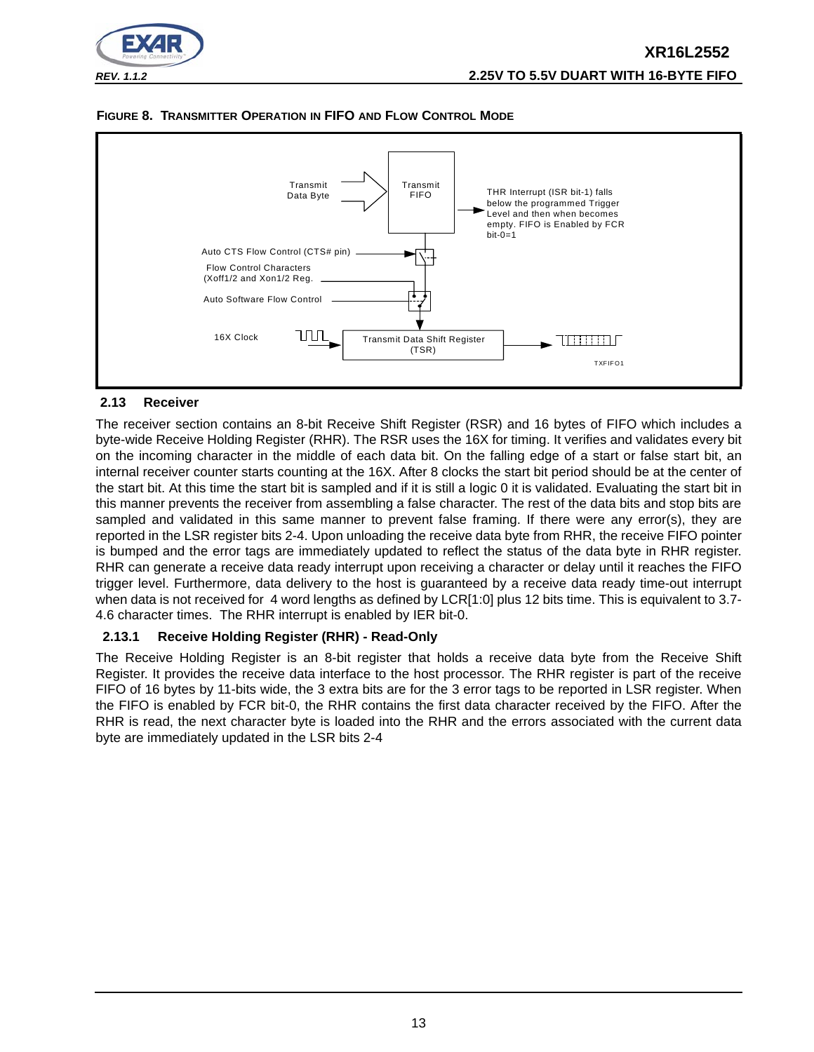**FIGURE 8. TRANSMITTER OPERATION IN FIFO AND FLOW CONTROL MODE**

Transmit Data Byte

Transmit FIFO

THR Interrupt (ISR bit-1) falls below the programmed Trigger Level and then when becomes empty. FIFO is Enabled by FCR bit-0=1

Auto CTS Flow Control (CTS# pin)

Flow Control Characters (Xoff1/2 and Xon1/2 Reg.

Auto Software Flow Control

16X Clock

Transmit Data Shift Register (TSR)

TXFIFO1

## 2.13 Receiver

The receiver section contains an 8-bit Receive Shift Register (RSR) and 16 bytes of FIFO which includes a byte-wide Receive Holding Register (RHR). The RSR uses the 16X for timing. It verifies and validates every bit on the incoming character in the middle of each data bit. On the falling edge of a start or false start bit, an internal receiver counter starts counting at the 16X. After 8 clocks the start bit period should be at the center of the start bit. At this time the start bit is sampled and if it is still a logic 0 it is validated. Evaluating the start bit in this manner prevents the receiver from assembling a false character. The rest of the data bits and stop bits are sampled and validated in this same manner to prevent false framing. If there were any error(s), they are reported in the LSR register bits 2-4. Upon unloading the receive data byte from RHR, the receive FIFO pointer is bumped and the error tags are immediately updated to reflect the status of the data byte in RHR register. RHR can generate a receive data ready interrupt upon receiving a character or delay until it reaches the FIFO trigger level. Furthermore, data delivery to the host is guaranteed by a receive data ready time-out interrupt when data is not received for 4 word lengths as defined by LCR[1:0] plus 12 bits time. This is equivalent to 3.7-4.6 character times. The RHR interrupt is enabled by IER bit-0.

### 2.13.1 Receive Holding Register (RHR) - Read-Only

The Receive Holding Register is an 8-bit register that holds a receive data byte from the Receive Shift Register. It provides the receive data interface to the host processor. The RHR register is part of the receive FIFO of 16 bytes by 11-bits wide, the 3 extra bits are for the 3 error tags to be reported in LSR register. When the FIFO is enabled by FCR bit-0, the RHR contains the first data character received by the FIFO. After the RHR is read, the next character byte is loaded into the RHR and the errors associated with the current data byte are immediately updated in the LSR bits 2-4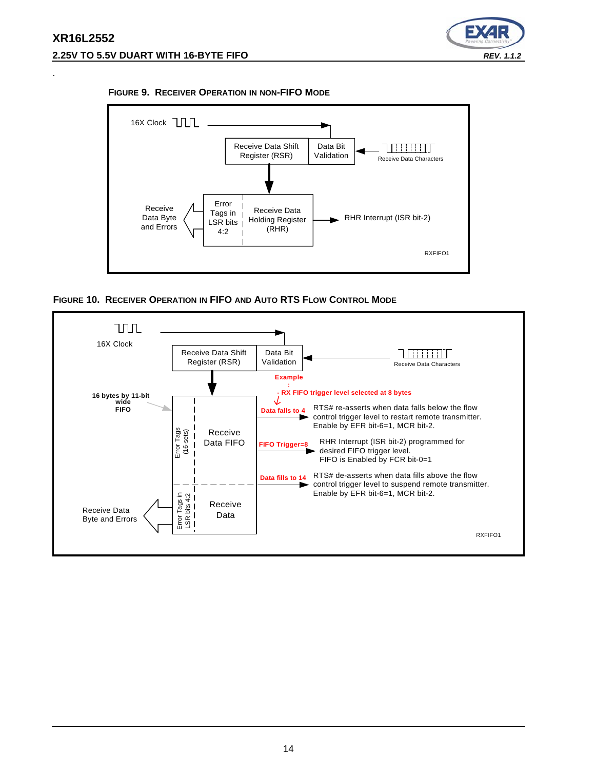.

**FIGURE 9. RECEIVER OPERATION IN NON-FIFO MODE**

16X Clock

Receive Data Shift Register (RSR)

Data Bit Validation

Receive Data Characters

Receive Data Byte and Errors

Error Tags in LSR bits 4:2

Receive Data Holding Register (RHR)

RHR Interrupt (ISR bit-2)

RXFIFO1

**FIGURE 10. RECEIVER OPERATION IN FIFO AND AUTO RTS FLOW CONTROL MODE**

16X Clock

Receive Data Shift Register (RSR)

Data Bit Validation

Receive Data Characters

**Example:**

**- RX FIFO trigger level selected at 8 bytes**

**16 bytes by 11-bit wide FIFO**

Error Tags (16-sets)

Receive Data FIFO

**Data falls to 4** — RTS# re-asserts when data falls below the flow control trigger level to restart remote transmitter. Enable by EFR bit-6=1, MCR bit-2.

**FIFO Trigger=8** — RHR Interrupt (ISR bit-2) programmed for desired FIFO trigger level. FIFO is Enabled by FCR bit-0=1

**Data fills to 14** — RTS# de-asserts when data fills above the flow control trigger level to suspend remote transmitter. Enable by EFR bit-6=1, MCR bit-2.

Receive Data Byte and Errors

Error Tags in LSR bits 4:2

Receive Data

RXFIFO1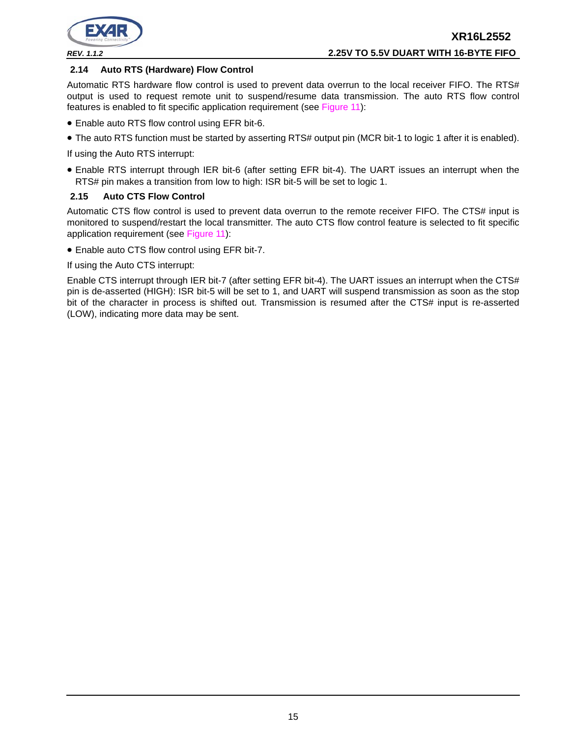### 2.14 Auto RTS (Hardware) Flow Control

Automatic RTS hardware flow control is used to prevent data overrun to the local receiver FIFO. The RTS# output is used to request remote unit to suspend/resume data transmission. The auto RTS flow control features is enabled to fit specific application requirement (see Figure 11):

- Enable auto RTS flow control using EFR bit-6.
- The auto RTS function must be started by asserting RTS# output pin (MCR bit-1 to logic 1 after it is enabled).

If using the Auto RTS interrupt:

- Enable RTS interrupt through IER bit-6 (after setting EFR bit-4). The UART issues an interrupt when the RTS# pin makes a transition from low to high: ISR bit-5 will be set to logic 1.

### 2.15 Auto CTS Flow Control

Automatic CTS flow control is used to prevent data overrun to the remote receiver FIFO. The CTS# input is monitored to suspend/restart the local transmitter. The auto CTS flow control feature is selected to fit specific application requirement (see Figure 11):

- Enable auto CTS flow control using EFR bit-7.

If using the Auto CTS interrupt:

Enable CTS interrupt through IER bit-7 (after setting EFR bit-4). The UART issues an interrupt when the CTS# pin is de-asserted (HIGH): ISR bit-5 will be set to 1, and UART will suspend transmission as soon as the stop bit of the character in process is shifted out. Transmission is resumed after the CTS# input is re-asserted (LOW), indicating more data may be sent.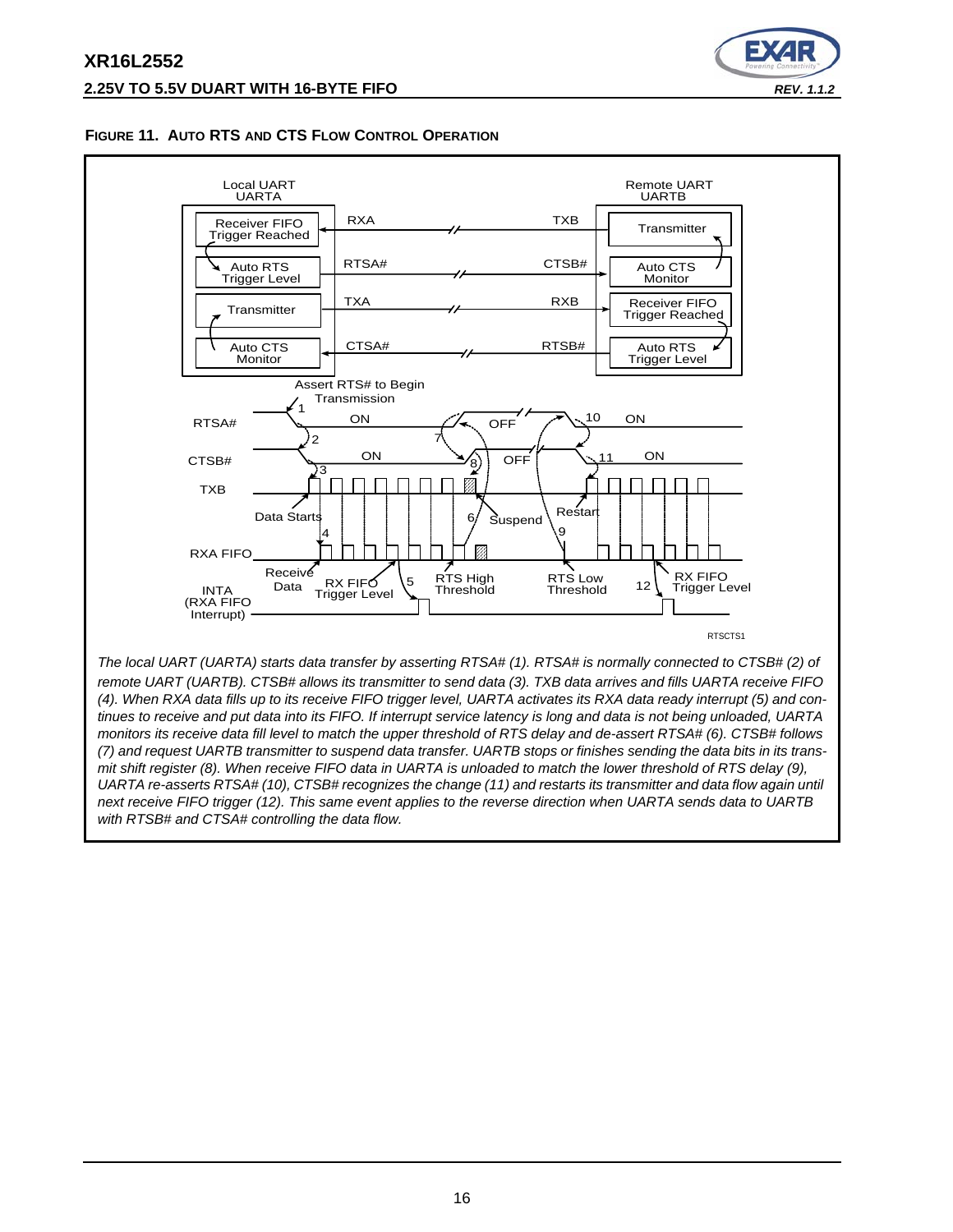**FIGURE 11. AUTO RTS AND CTS FLOW CONTROL OPERATION**

*The local UART (UARTA) starts data transfer by asserting RTSA# (1). RTSA# is normally connected to CTSB# (2) of remote UART (UARTB). CTSB# allows its transmitter to send data (3). TXB data arrives and fills UARTA receive FIFO (4). When RXA data fills up to its receive FIFO trigger level, UARTA activates its RXA data ready interrupt (5) and continues to receive and put data into its FIFO. If interrupt service latency is long and data is not being unloaded, UARTA monitors its receive data fill level to match the upper threshold of RTS delay and de-assert RTSA# (6). CTSB# follows (7) and request UARTB transmitter to suspend data transfer. UARTB stops or finishes sending the data bits in its transmit shift register (8). When receive FIFO data in UARTA is unloaded to match the lower threshold of RTS delay (9), UARTA re-asserts RTSA# (10), CTSB# recognizes the change (11) and restarts its transmitter and data flow again until next receive FIFO trigger (12). This same event applies to the reverse direction when UARTA sends data to UARTB with RTSB# and CTSA# controlling the data flow.*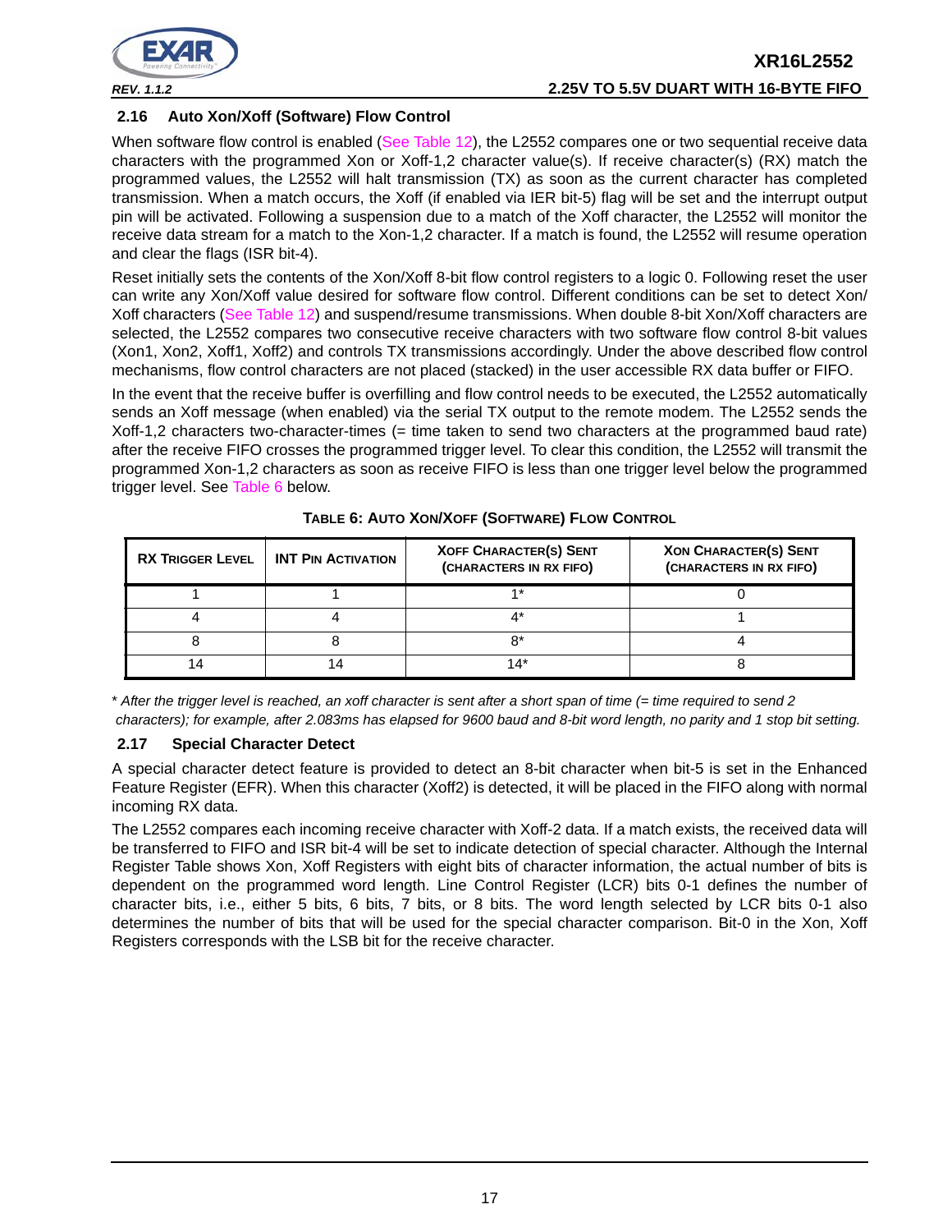## 2.16 Auto Xon/Xoff (Software) Flow Control

When software flow control is enabled (See Table 12), the L2552 compares one or two sequential receive data characters with the programmed Xon or Xoff-1,2 character value(s). If receive character(s) (RX) match the programmed values, the L2552 will halt transmission (TX) as soon as the current character has completed transmission. When a match occurs, the Xoff (if enabled via IER bit-5) flag will be set and the interrupt output pin will be activated. Following a suspension due to a match of the Xoff character, the L2552 will monitor the receive data stream for a match to the Xon-1,2 character. If a match is found, the L2552 will resume operation and clear the flags (ISR bit-4).

Reset initially sets the contents of the Xon/Xoff 8-bit flow control registers to a logic 0. Following reset the user can write any Xon/Xoff value desired for software flow control. Different conditions can be set to detect Xon/Xoff characters (See Table 12) and suspend/resume transmissions. When double 8-bit Xon/Xoff characters are selected, the L2552 compares two consecutive receive characters with two software flow control 8-bit values (Xon1, Xon2, Xoff1, Xoff2) and controls TX transmissions accordingly. Under the above described flow control mechanisms, flow control characters are not placed (stacked) in the user accessible RX data buffer or FIFO.

In the event that the receive buffer is overfilling and flow control needs to be executed, the L2552 automatically sends an Xoff message (when enabled) via the serial TX output to the remote modem. The L2552 sends the Xoff-1,2 characters two-character-times (= time taken to send two characters at the programmed baud rate) after the receive FIFO crosses the programmed trigger level. To clear this condition, the L2552 will transmit the programmed Xon-1,2 characters as soon as receive FIFO is less than one trigger level below the programmed trigger level. See Table 6 below.

**TABLE 6: AUTO XON/XOFF (SOFTWARE) FLOW CONTROL**

| RX TRIGGER LEVEL | INT PIN ACTIVATION | XOFF CHARACTER(S) SENT (CHARACTERS IN RX FIFO) | XON CHARACTER(S) SENT (CHARACTERS IN RX FIFO) |
|---|---|---|---|
| 1 | 1 | 1* | 0 |
| 4 | 4 | 4* | 1 |
| 8 | 8 | 8* | 4 |
| 14 | 14 | 14* | 8 |

\* *After the trigger level is reached, an xoff character is sent after a short span of time (= time required to send 2 characters); for example, after 2.083ms has elapsed for 9600 baud and 8-bit word length, no parity and 1 stop bit setting.*

## 2.17 Special Character Detect

A special character detect feature is provided to detect an 8-bit character when bit-5 is set in the Enhanced Feature Register (EFR). When this character (Xoff2) is detected, it will be placed in the FIFO along with normal incoming RX data.

The L2552 compares each incoming receive character with Xoff-2 data. If a match exists, the received data will be transferred to FIFO and ISR bit-4 will be set to indicate detection of special character. Although the Internal Register Table shows Xon, Xoff Registers with eight bits of character information, the actual number of bits is dependent on the programmed word length. Line Control Register (LCR) bits 0-1 defines the number of character bits, i.e., either 5 bits, 6 bits, 7 bits, or 8 bits. The word length selected by LCR bits 0-1 also determines the number of bits that will be used for the special character comparison. Bit-0 in the Xon, Xoff Registers corresponds with the LSB bit for the receive character.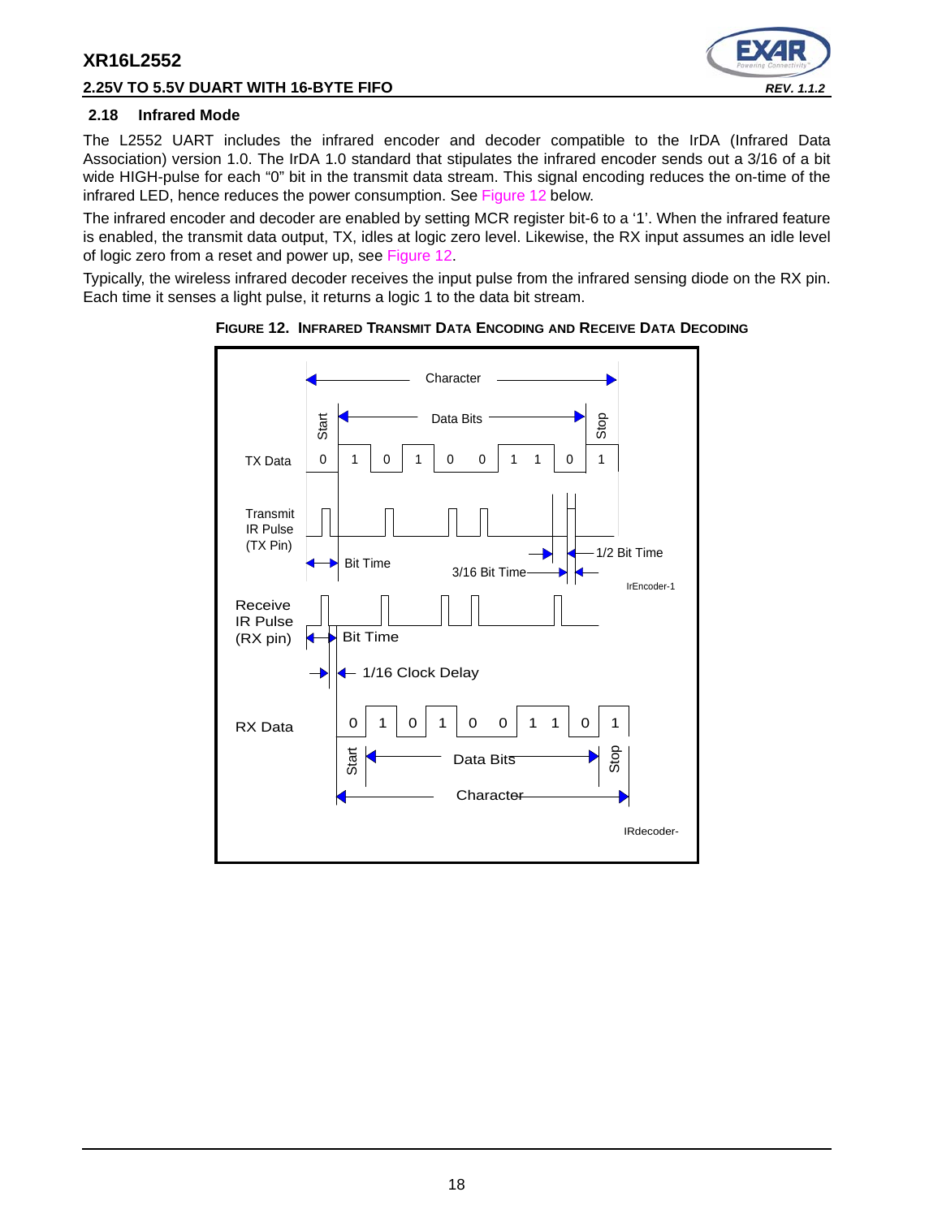### 2.18 Infrared Mode

The L2552 UART includes the infrared encoder and decoder compatible to the IrDA (Infrared Data Association) version 1.0. The IrDA 1.0 standard that stipulates the infrared encoder sends out a 3/16 of a bit wide HIGH-pulse for each "0" bit in the transmit data stream. This signal encoding reduces the on-time of the infrared LED, hence reduces the power consumption. See Figure 12 below.

The infrared encoder and decoder are enabled by setting MCR register bit-6 to a '1'. When the infrared feature is enabled, the transmit data output, TX, idles at logic zero level. Likewise, the RX input assumes an idle level of logic zero from a reset and power up, see Figure 12.

Typically, the wireless infrared decoder receives the input pulse from the infrared sensing diode on the RX pin. Each time it senses a light pulse, it returns a logic 1 to the data bit stream.

**FIGURE 12. INFRARED TRANSMIT DATA ENCODING AND RECEIVE DATA DECODING**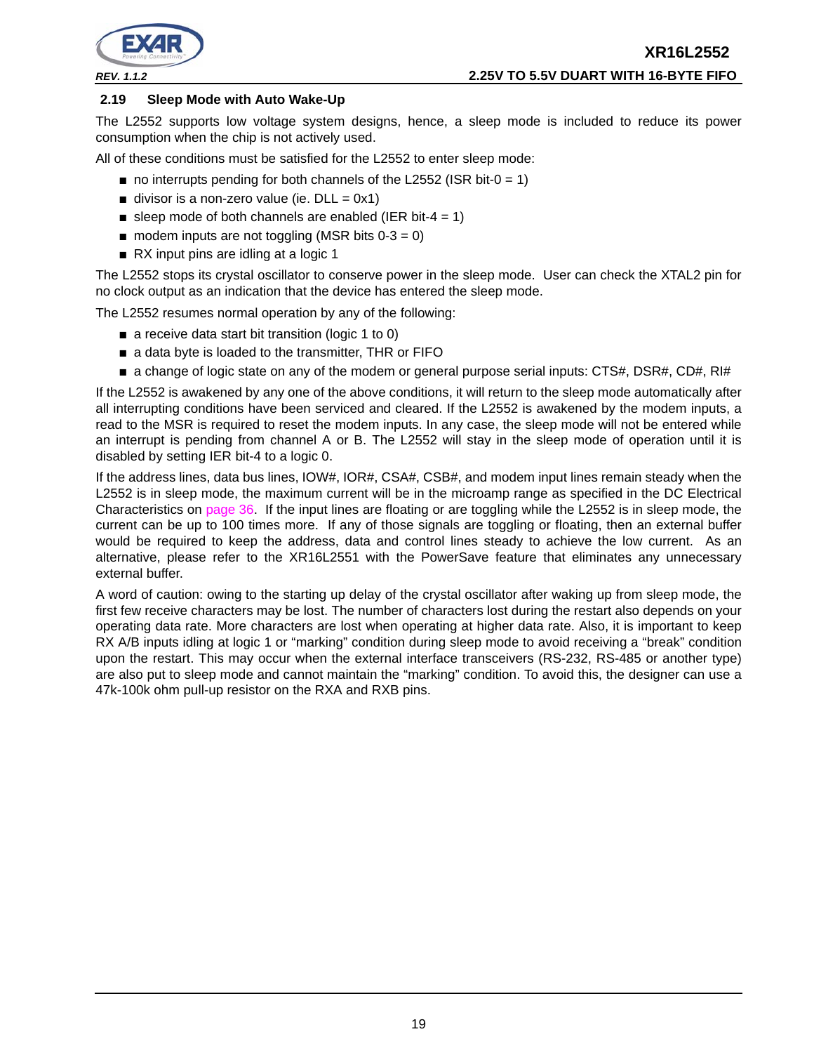### 2.19 Sleep Mode with Auto Wake-Up

The L2552 supports low voltage system designs, hence, a sleep mode is included to reduce its power consumption when the chip is not actively used.

All of these conditions must be satisfied for the L2552 to enter sleep mode:

- no interrupts pending for both channels of the L2552 (ISR bit-0 = 1)
- divisor is a non-zero value (ie. DLL = 0x1)
- sleep mode of both channels are enabled (IER bit-4 = 1)
- modem inputs are not toggling (MSR bits 0-3 = 0)
- RX input pins are idling at a logic 1

The L2552 stops its crystal oscillator to conserve power in the sleep mode. User can check the XTAL2 pin for no clock output as an indication that the device has entered the sleep mode.

The L2552 resumes normal operation by any of the following:

- a receive data start bit transition (logic 1 to 0)
- a data byte is loaded to the transmitter, THR or FIFO
- a change of logic state on any of the modem or general purpose serial inputs: CTS#, DSR#, CD#, RI#

If the L2552 is awakened by any one of the above conditions, it will return to the sleep mode automatically after all interrupting conditions have been serviced and cleared. If the L2552 is awakened by the modem inputs, a read to the MSR is required to reset the modem inputs. In any case, the sleep mode will not be entered while an interrupt is pending from channel A or B. The L2552 will stay in the sleep mode of operation until it is disabled by setting IER bit-4 to a logic 0.

If the address lines, data bus lines, IOW#, IOR#, CSA#, CSB#, and modem input lines remain steady when the L2552 is in sleep mode, the maximum current will be in the microamp range as specified in the DC Electrical Characteristics on page 36. If the input lines are floating or are toggling while the L2552 is in sleep mode, the current can be up to 100 times more. If any of those signals are toggling or floating, then an external buffer would be required to keep the address, data and control lines steady to achieve the low current. As an alternative, please refer to the XR16L2551 with the PowerSave feature that eliminates any unnecessary external buffer.

A word of caution: owing to the starting up delay of the crystal oscillator after waking up from sleep mode, the first few receive characters may be lost. The number of characters lost during the restart also depends on your operating data rate. More characters are lost when operating at higher data rate. Also, it is important to keep RX A/B inputs idling at logic 1 or "marking" condition during sleep mode to avoid receiving a "break" condition upon the restart. This may occur when the external interface transceivers (RS-232, RS-485 or another type) are also put to sleep mode and cannot maintain the "marking" condition. To avoid this, the designer can use a 47k-100k ohm pull-up resistor on the RXA and RXB pins.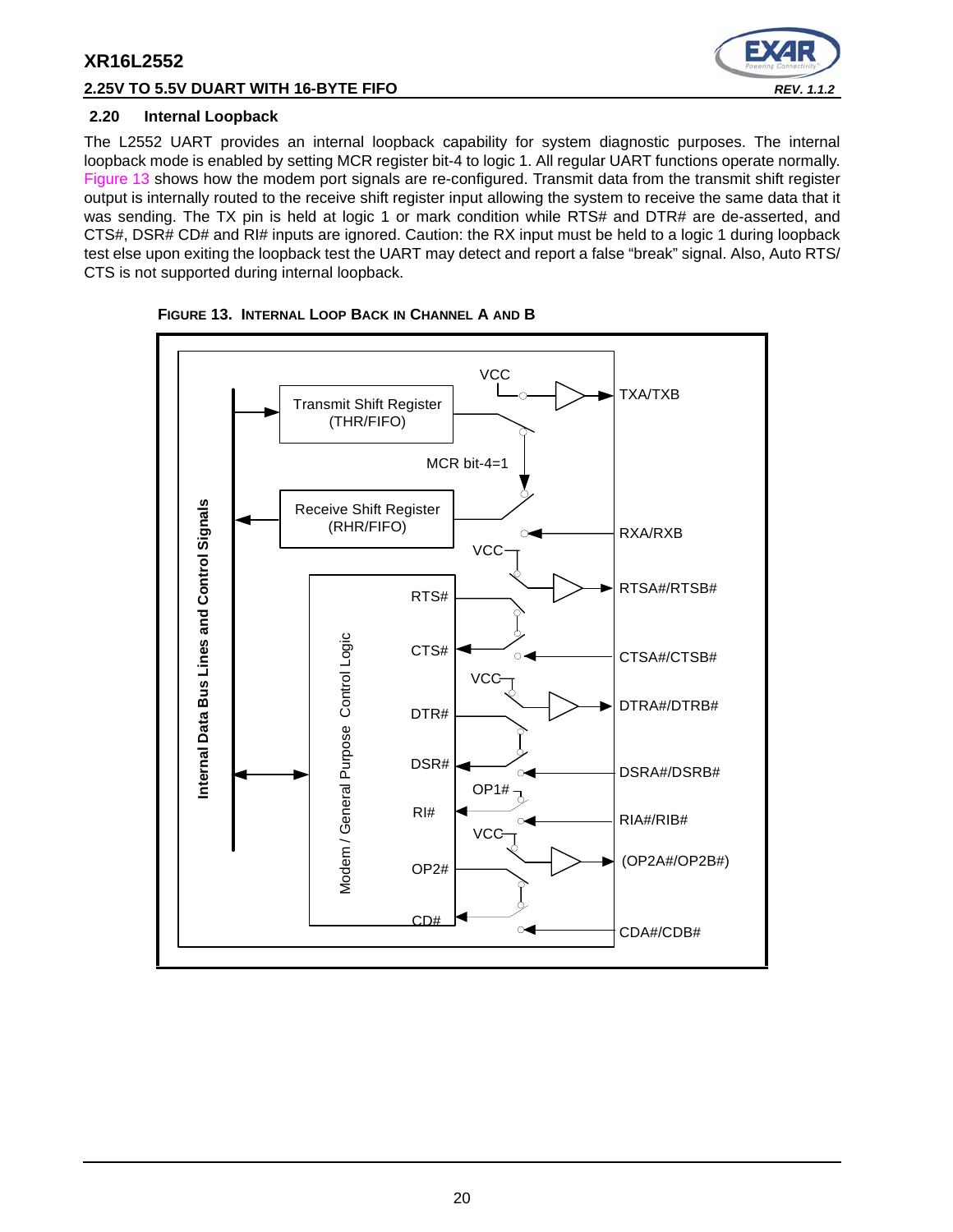### 2.20 Internal Loopback

The L2552 UART provides an internal loopback capability for system diagnostic purposes. The internal loopback mode is enabled by setting MCR register bit-4 to logic 1. All regular UART functions operate normally. Figure 13 shows how the modem port signals are re-configured. Transmit data from the transmit shift register output is internally routed to the receive shift register input allowing the system to receive the same data that it was sending. The TX pin is held at logic 1 or mark condition while RTS# and DTR# are de-asserted, and CTS#, DSR# CD# and RI# inputs are ignored. Caution: the RX input must be held to a logic 1 during loopback test else upon exiting the loopback test the UART may detect and report a false "break" signal. Also, Auto RTS/CTS is not supported during internal loopback.

**FIGURE 13. INTERNAL LOOP BACK IN CHANNEL A AND B**

Internal Data Bus Lines and Control Signals

Transmit Shift Register (THR/FIFO)

Receive Shift Register (RHR/FIFO)

MCR bit-4=1

VCC

TXA/TXB

RXA/RXB

Modem / General Purpose Control Logic

RTS#

CTS#

DTR#

DSR#

RI#

OP2#

CD#

OP1#

RTSA#/RTSB#

CTSA#/CTSB#

DTRA#/DTRB#

DSRA#/DSRB#

RIA#/RIB#

(OP2A#/OP2B#)

CDA#/CDB#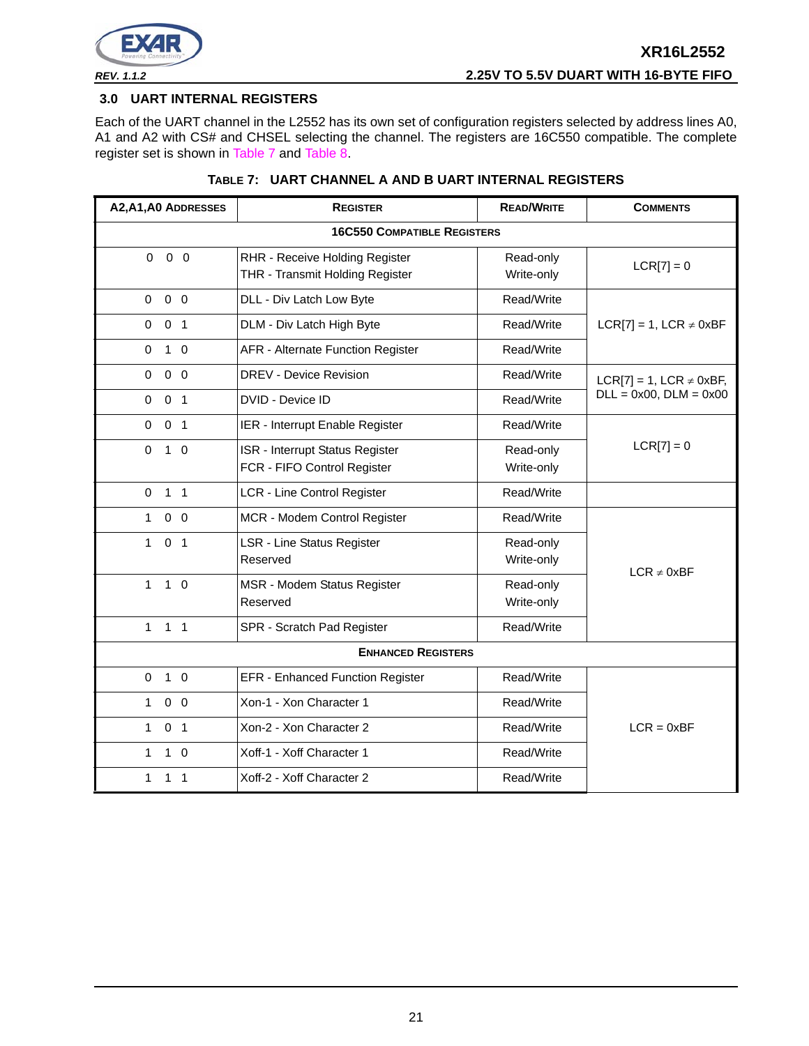## 3.0 UART INTERNAL REGISTERS

Each of the UART channel in the L2552 has its own set of configuration registers selected by address lines A0, A1 and A2 with CS# and CHSEL selecting the channel. The registers are 16C550 compatible. The complete register set is shown in Table 7 and Table 8.

**TABLE 7: UART CHANNEL A AND B UART INTERNAL REGISTERS**

| A2,A1,A0 ADDRESSES | REGISTER | READ/WRITE | COMMENTS |
|---|---|---|---|
| **16C550 COMPATIBLE REGISTERS** | | | |
| 0 0 0 | RHR - Receive Holding Register<br>THR - Transmit Holding Register | Read-only<br>Write-only | LCR[7] = 0 |
| 0 0 0 | DLL - Div Latch Low Byte | Read/Write | LCR[7] = 1, LCR ≠ 0xBF |
| 0 0 1 | DLM - Div Latch High Byte | Read/Write | |
| 0 1 0 | AFR - Alternate Function Register | Read/Write | |
| 0 0 0 | DREV - Device Revision | Read/Write | LCR[7] = 1, LCR ≠ 0xBF, DLL = 0x00, DLM = 0x00 |
| 0 0 1 | DVID - Device ID | Read/Write | |
| 0 0 1 | IER - Interrupt Enable Register | Read/Write | LCR[7] = 0 |
| 0 1 0 | ISR - Interrupt Status Register<br>FCR - FIFO Control Register | Read-only<br>Write-only | |
| 0 1 1 | LCR - Line Control Register | Read/Write | |
| 1 0 0 | MCR - Modem Control Register | Read/Write | LCR ≠ 0xBF |
| 1 0 1 | LSR - Line Status Register<br>Reserved | Read-only<br>Write-only | |
| 1 1 0 | MSR - Modem Status Register<br>Reserved | Read-only<br>Write-only | |
| 1 1 1 | SPR - Scratch Pad Register | Read/Write | |
| **ENHANCED REGISTERS** | | | |
| 0 1 0 | EFR - Enhanced Function Register | Read/Write | LCR = 0xBF |
| 1 0 0 | Xon-1 - Xon Character 1 | Read/Write | |
| 1 0 1 | Xon-2 - Xon Character 2 | Read/Write | |
| 1 1 0 | Xoff-1 - Xoff Character 1 | Read/Write | |
| 1 1 1 | Xoff-2 - Xoff Character 2 | Read/Write | |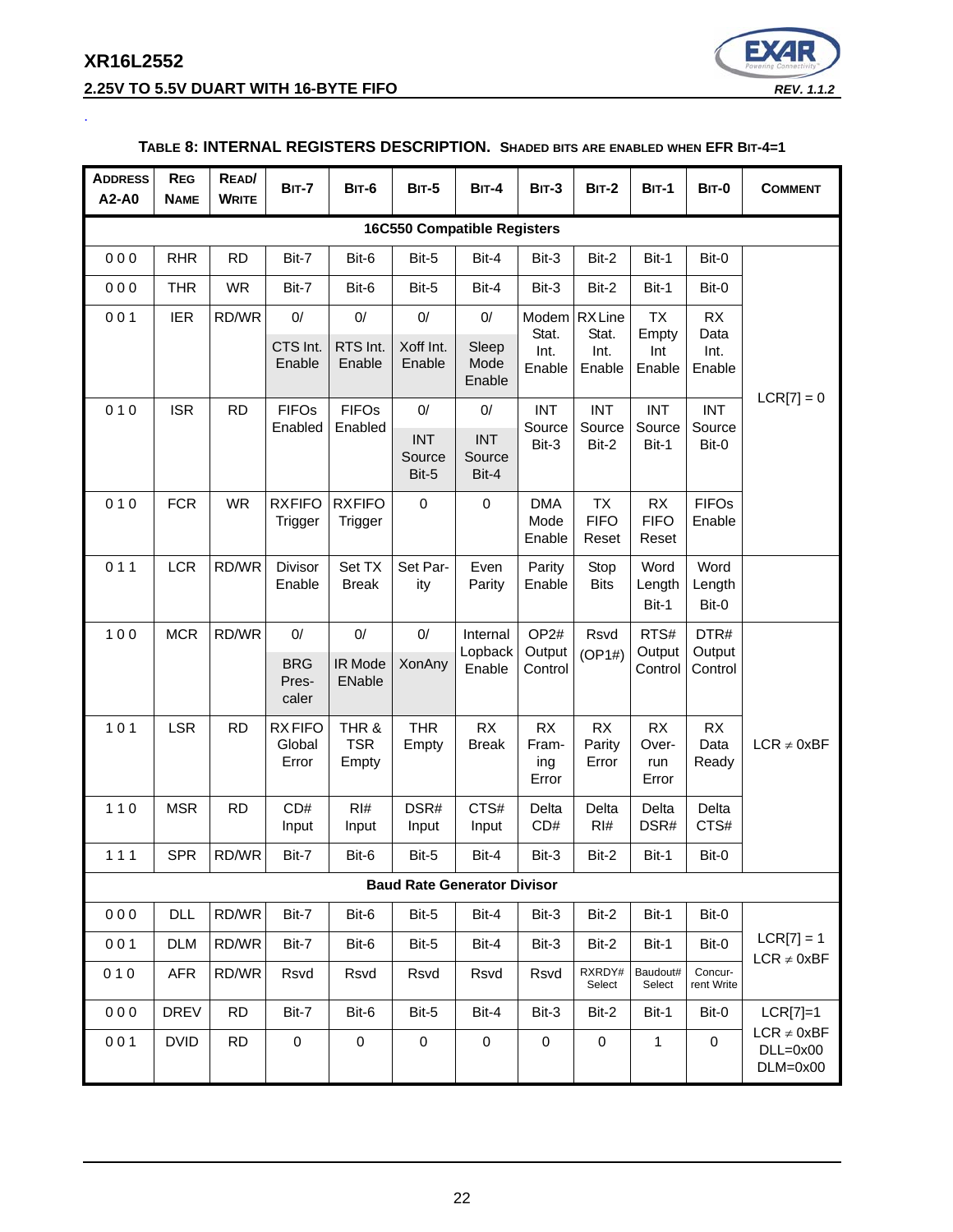**TABLE 8: INTERNAL REGISTERS DESCRIPTION.** SHADED BITS ARE ENABLED WHEN EFR BIT-4=1

| ADDRESS A2-A0 | REG NAME | READ/ WRITE | BIT-7 | BIT-6 | BIT-5 | BIT-4 | BIT-3 | BIT-2 | BIT-1 | BIT-0 | COMMENT |
|---|---|---|---|---|---|---|---|---|---|---|---|
| | | | | | **16C550 Compatible Registers** | | | | | | |
| 0 0 0 | RHR | RD | Bit-7 | Bit-6 | Bit-5 | Bit-4 | Bit-3 | Bit-2 | Bit-1 | Bit-0 | LCR[7] = 0 |
| 0 0 0 | THR | WR | Bit-7 | Bit-6 | Bit-5 | Bit-4 | Bit-3 | Bit-2 | Bit-1 | Bit-0 | |
| 0 0 1 | IER | RD/WR | 0/ CTS Int. Enable | 0/ RTS Int. Enable | 0/ Xoff Int. Enable | 0/ Sleep Mode Enable | Modem Stat. Int. Enable | RX Line Stat. Int. Enable | TX Empty Int Enable | RX Data Int. Enable | |
| 0 1 0 | ISR | RD | FIFOs Enabled | FIFOs Enabled | 0/ INT Source Bit-5 | 0/ INT Source Bit-4 | INT Source Bit-3 | INT Source Bit-2 | INT Source Bit-1 | INT Source Bit-0 | |
| 0 1 0 | FCR | WR | RXFIFO Trigger | RXFIFO Trigger | 0 | 0 | DMA Mode Enable | TX FIFO Reset | RX FIFO Reset | FIFOs Enable | |
| 0 1 1 | LCR | RD/WR | Divisor Enable | Set TX Break | Set Parity | Even Parity | Parity Enable | Stop Bits | Word Length Bit-1 | Word Length Bit-0 | |
| 1 0 0 | MCR | RD/WR | 0/ BRG Pres-caler | 0/ IR Mode ENable | 0/ XonAny | Internal Lopback Enable | OP2# Output Control | Rsvd (OP1#) | RTS# Output Control | DTR# Output Control | LCR ≠ 0xBF |
| 1 0 1 | LSR | RD | RX FIFO Global Error | THR & TSR Empty | THR Empty | RX Break | RX Framing Error | RX Parity Error | RX Overrun Error | RX Data Ready | |
| 1 1 0 | MSR | RD | CD# Input | RI# Input | DSR# Input | CTS# Input | Delta CD# | Delta RI# | Delta DSR# | Delta CTS# | |
| 1 1 1 | SPR | RD/WR | Bit-7 | Bit-6 | Bit-5 | Bit-4 | Bit-3 | Bit-2 | Bit-1 | Bit-0 | |
| | | | | | **Baud Rate Generator Divisor** | | | | | | |
| 0 0 0 | DLL | RD/WR | Bit-7 | Bit-6 | Bit-5 | Bit-4 | Bit-3 | Bit-2 | Bit-1 | Bit-0 | LCR[7] = 1 LCR ≠ 0xBF |
| 0 0 1 | DLM | RD/WR | Bit-7 | Bit-6 | Bit-5 | Bit-4 | Bit-3 | Bit-2 | Bit-1 | Bit-0 | |
| 0 1 0 | AFR | RD/WR | Rsvd | Rsvd | Rsvd | Rsvd | Rsvd | RXRDY# Select | Baudout# Select | Concurrent Write | |
| 0 0 0 | DREV | RD | Bit-7 | Bit-6 | Bit-5 | Bit-4 | Bit-3 | Bit-2 | Bit-1 | Bit-0 | LCR[7]=1 LCR ≠ 0xBF DLL=0x00 DLM=0x00 |
| 0 0 1 | DVID | RD | 0 | 0 | 0 | 0 | 0 | 0 | 1 | 0 | |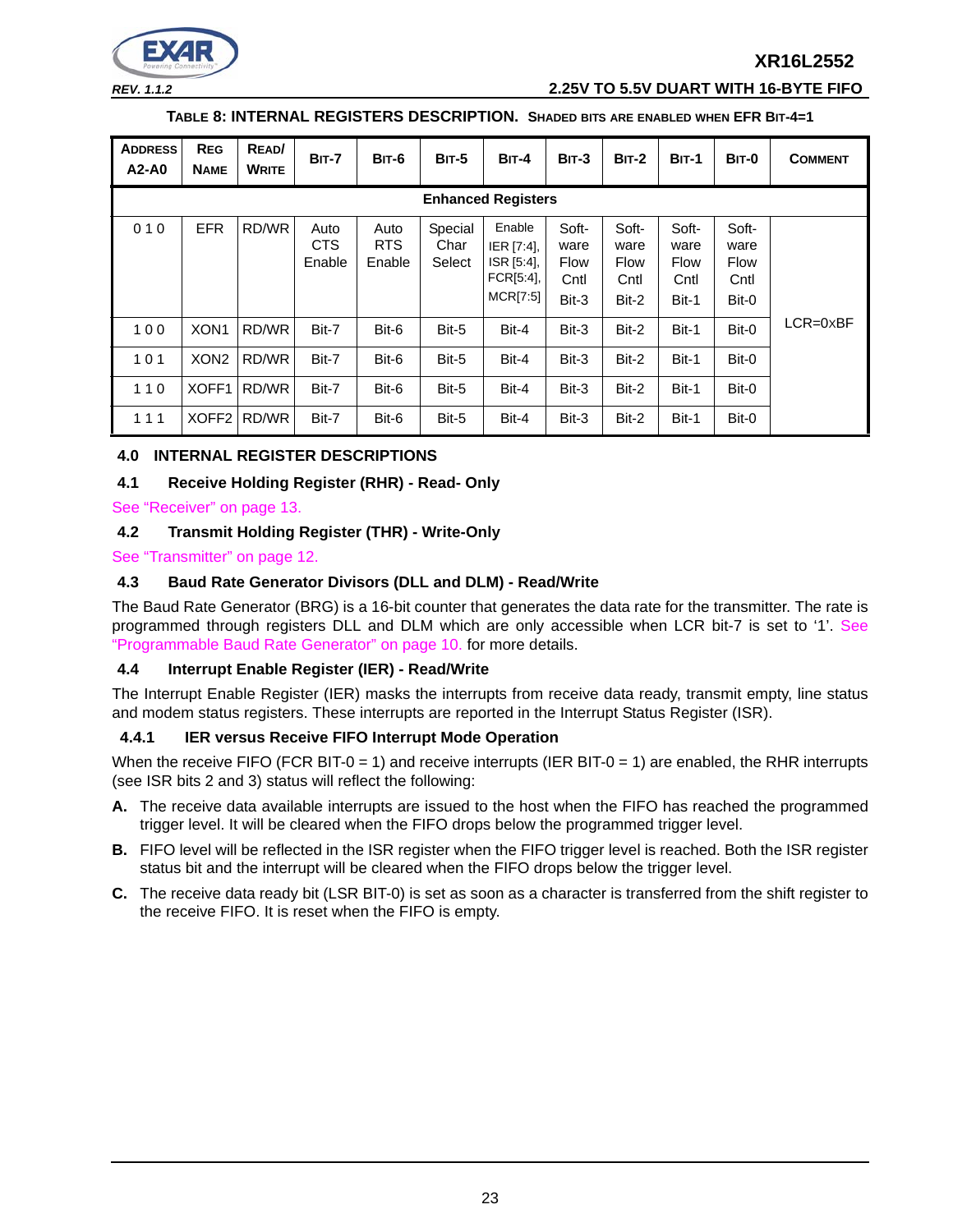**TABLE 8: INTERNAL REGISTERS DESCRIPTION. SHADED BITS ARE ENABLED WHEN EFR BIT-4=1**

| ADDRESS A2-A0 | REG NAME | READ/ WRITE | BIT-7 | BIT-6 | BIT-5 | BIT-4 | BIT-3 | BIT-2 | BIT-1 | BIT-0 | COMMENT |
|---|---|---|---|---|---|---|---|---|---|---|---|
| **Enhanced Registers** | | | | | | | | | | | |
| 0 1 0 | EFR | RD/WR | Auto CTS Enable | Auto RTS Enable | Special Char Select | Enable IER [7:4], ISR [5:4], FCR[5:4], MCR[7:5] | Soft-ware Flow Cntl Bit-3 | Soft-ware Flow Cntl Bit-2 | Soft-ware Flow Cntl Bit-1 | Soft-ware Flow Cntl Bit-0 | LCR=0xBF |
| 1 0 0 | XON1 | RD/WR | Bit-7 | Bit-6 | Bit-5 | Bit-4 | Bit-3 | Bit-2 | Bit-1 | Bit-0 | |
| 1 0 1 | XON2 | RD/WR | Bit-7 | Bit-6 | Bit-5 | Bit-4 | Bit-3 | Bit-2 | Bit-1 | Bit-0 | |
| 1 1 0 | XOFF1 | RD/WR | Bit-7 | Bit-6 | Bit-5 | Bit-4 | Bit-3 | Bit-2 | Bit-1 | Bit-0 | |
| 1 1 1 | XOFF2 | RD/WR | Bit-7 | Bit-6 | Bit-5 | Bit-4 | Bit-3 | Bit-2 | Bit-1 | Bit-0 | |

## 4.0 INTERNAL REGISTER DESCRIPTIONS

### 4.1 Receive Holding Register (RHR) - Read- Only

See "Receiver" on page 13.

### 4.2 Transmit Holding Register (THR) - Write-Only

See "Transmitter" on page 12.

### 4.3 Baud Rate Generator Divisors (DLL and DLM) - Read/Write

The Baud Rate Generator (BRG) is a 16-bit counter that generates the data rate for the transmitter. The rate is programmed through registers DLL and DLM which are only accessible when LCR bit-7 is set to '1'. See "Programmable Baud Rate Generator" on page 10. for more details.

### 4.4 Interrupt Enable Register (IER) - Read/Write

The Interrupt Enable Register (IER) masks the interrupts from receive data ready, transmit empty, line status and modem status registers. These interrupts are reported in the Interrupt Status Register (ISR).

#### 4.4.1 IER versus Receive FIFO Interrupt Mode Operation

When the receive FIFO (FCR BIT-0 = 1) and receive interrupts (IER BIT-0 = 1) are enabled, the RHR interrupts (see ISR bits 2 and 3) status will reflect the following:

**A.** The receive data available interrupts are issued to the host when the FIFO has reached the programmed trigger level. It will be cleared when the FIFO drops below the programmed trigger level.

**B.** FIFO level will be reflected in the ISR register when the FIFO trigger level is reached. Both the ISR register status bit and the interrupt will be cleared when the FIFO drops below the trigger level.

**C.** The receive data ready bit (LSR BIT-0) is set as soon as a character is transferred from the shift register to the receive FIFO. It is reset when the FIFO is empty.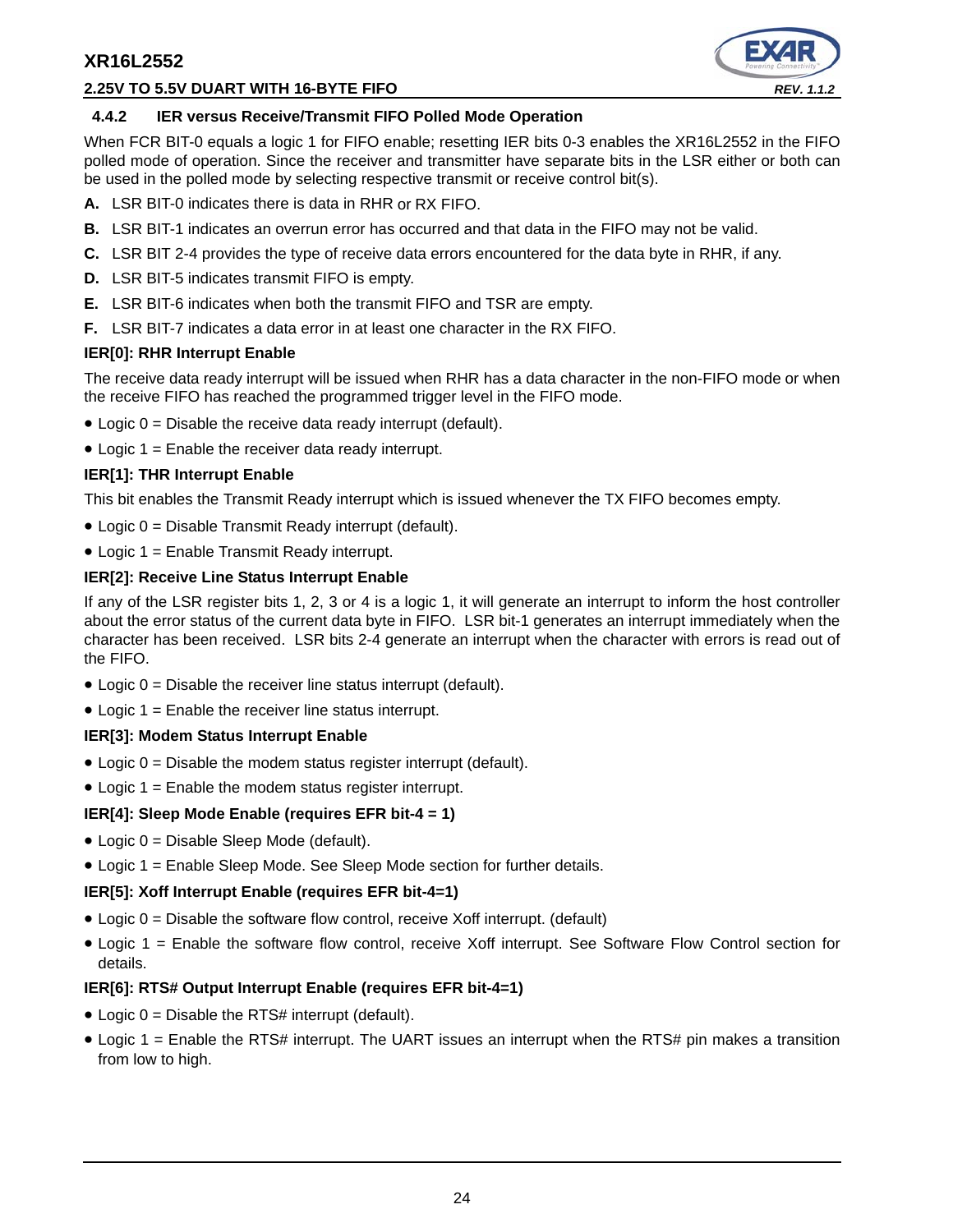### 4.4.2 IER versus Receive/Transmit FIFO Polled Mode Operation

When FCR BIT-0 equals a logic 1 for FIFO enable; resetting IER bits 0-3 enables the XR16L2552 in the FIFO polled mode of operation. Since the receiver and transmitter have separate bits in the LSR either or both can be used in the polled mode by selecting respective transmit or receive control bit(s).

**A.** LSR BIT-0 indicates there is data in RHR or RX FIFO.

**B.** LSR BIT-1 indicates an overrun error has occurred and that data in the FIFO may not be valid.

**C.** LSR BIT 2-4 provides the type of receive data errors encountered for the data byte in RHR, if any.

**D.** LSR BIT-5 indicates transmit FIFO is empty.

**E.** LSR BIT-6 indicates when both the transmit FIFO and TSR are empty.

**F.** LSR BIT-7 indicates a data error in at least one character in the RX FIFO.

**IER[0]: RHR Interrupt Enable**

The receive data ready interrupt will be issued when RHR has a data character in the non-FIFO mode or when the receive FIFO has reached the programmed trigger level in the FIFO mode.

- Logic 0 = Disable the receive data ready interrupt (default).
- Logic 1 = Enable the receiver data ready interrupt.

**IER[1]: THR Interrupt Enable**

This bit enables the Transmit Ready interrupt which is issued whenever the TX FIFO becomes empty.

- Logic 0 = Disable Transmit Ready interrupt (default).
- Logic 1 = Enable Transmit Ready interrupt.

**IER[2]: Receive Line Status Interrupt Enable**

If any of the LSR register bits 1, 2, 3 or 4 is a logic 1, it will generate an interrupt to inform the host controller about the error status of the current data byte in FIFO. LSR bit-1 generates an interrupt immediately when the character has been received. LSR bits 2-4 generate an interrupt when the character with errors is read out of the FIFO.

- Logic 0 = Disable the receiver line status interrupt (default).
- Logic 1 = Enable the receiver line status interrupt.

**IER[3]: Modem Status Interrupt Enable**

- Logic 0 = Disable the modem status register interrupt (default).
- Logic 1 = Enable the modem status register interrupt.

**IER[4]: Sleep Mode Enable (requires EFR bit-4 = 1)**

- Logic 0 = Disable Sleep Mode (default).
- Logic 1 = Enable Sleep Mode. See Sleep Mode section for further details.

**IER[5]: Xoff Interrupt Enable (requires EFR bit-4=1)**

- Logic 0 = Disable the software flow control, receive Xoff interrupt. (default)
- Logic 1 = Enable the software flow control, receive Xoff interrupt. See Software Flow Control section for details.

**IER[6]: RTS# Output Interrupt Enable (requires EFR bit-4=1)**

- Logic 0 = Disable the RTS# interrupt (default).
- Logic 1 = Enable the RTS# interrupt. The UART issues an interrupt when the RTS# pin makes a transition from low to high.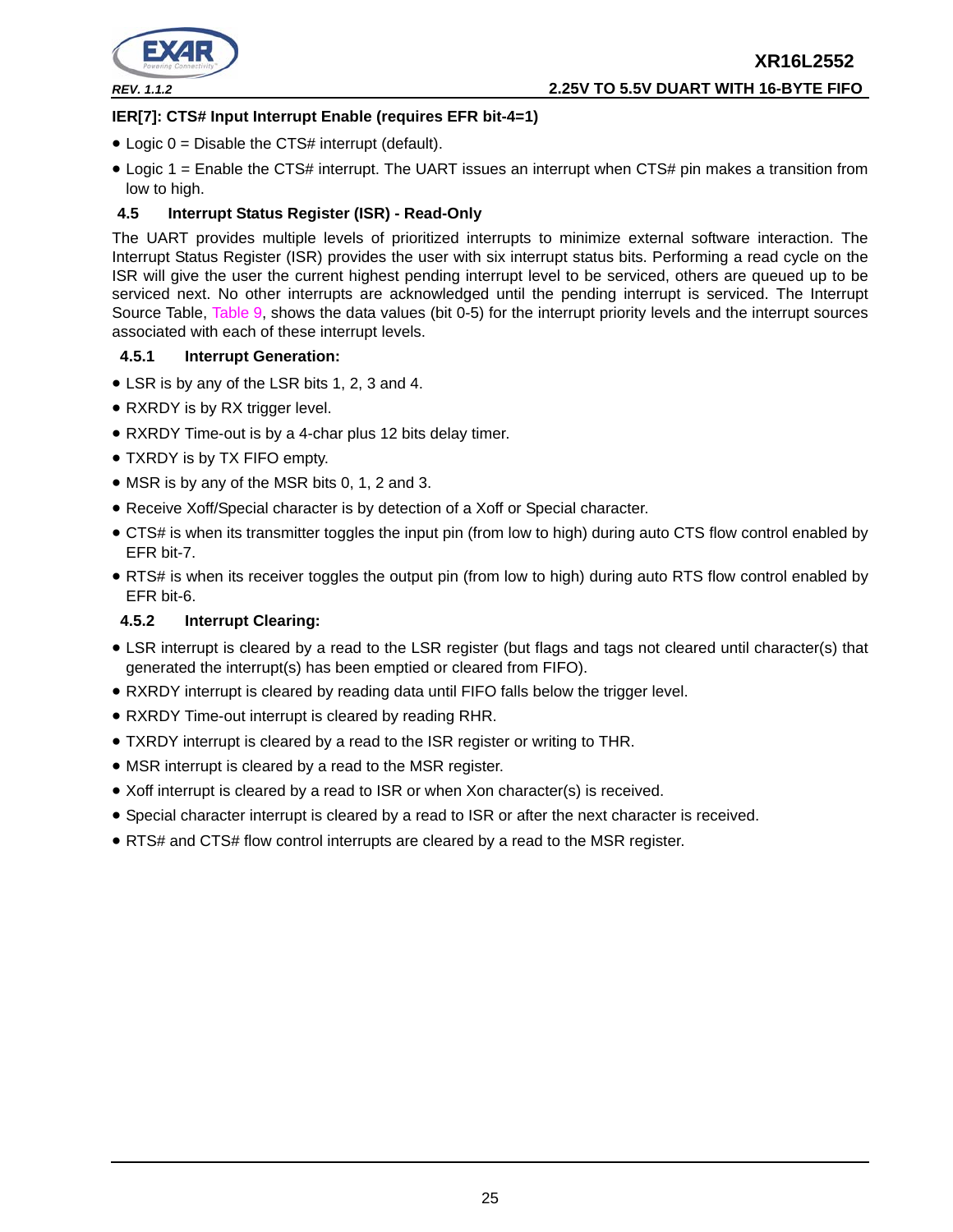**IER[7]: CTS# Input Interrupt Enable (requires EFR bit-4=1)**

- Logic 0 = Disable the CTS# interrupt (default).
- Logic 1 = Enable the CTS# interrupt. The UART issues an interrupt when CTS# pin makes a transition from low to high.

## 4.5 Interrupt Status Register (ISR) - Read-Only

The UART provides multiple levels of prioritized interrupts to minimize external software interaction. The Interrupt Status Register (ISR) provides the user with six interrupt status bits. Performing a read cycle on the ISR will give the user the current highest pending interrupt level to be serviced, others are queued up to be serviced next. No other interrupts are acknowledged until the pending interrupt is serviced. The Interrupt Source Table, Table 9, shows the data values (bit 0-5) for the interrupt priority levels and the interrupt sources associated with each of these interrupt levels.

### 4.5.1 Interrupt Generation:

- LSR is by any of the LSR bits 1, 2, 3 and 4.
- RXRDY is by RX trigger level.
- RXRDY Time-out is by a 4-char plus 12 bits delay timer.
- TXRDY is by TX FIFO empty.
- MSR is by any of the MSR bits 0, 1, 2 and 3.
- Receive Xoff/Special character is by detection of a Xoff or Special character.
- CTS# is when its transmitter toggles the input pin (from low to high) during auto CTS flow control enabled by EFR bit-7.
- RTS# is when its receiver toggles the output pin (from low to high) during auto RTS flow control enabled by EFR bit-6.

### 4.5.2 Interrupt Clearing:

- LSR interrupt is cleared by a read to the LSR register (but flags and tags not cleared until character(s) that generated the interrupt(s) has been emptied or cleared from FIFO).
- RXRDY interrupt is cleared by reading data until FIFO falls below the trigger level.
- RXRDY Time-out interrupt is cleared by reading RHR.
- TXRDY interrupt is cleared by a read to the ISR register or writing to THR.
- MSR interrupt is cleared by a read to the MSR register.
- Xoff interrupt is cleared by a read to ISR or when Xon character(s) is received.
- Special character interrupt is cleared by a read to ISR or after the next character is received.
- RTS# and CTS# flow control interrupts are cleared by a read to the MSR register.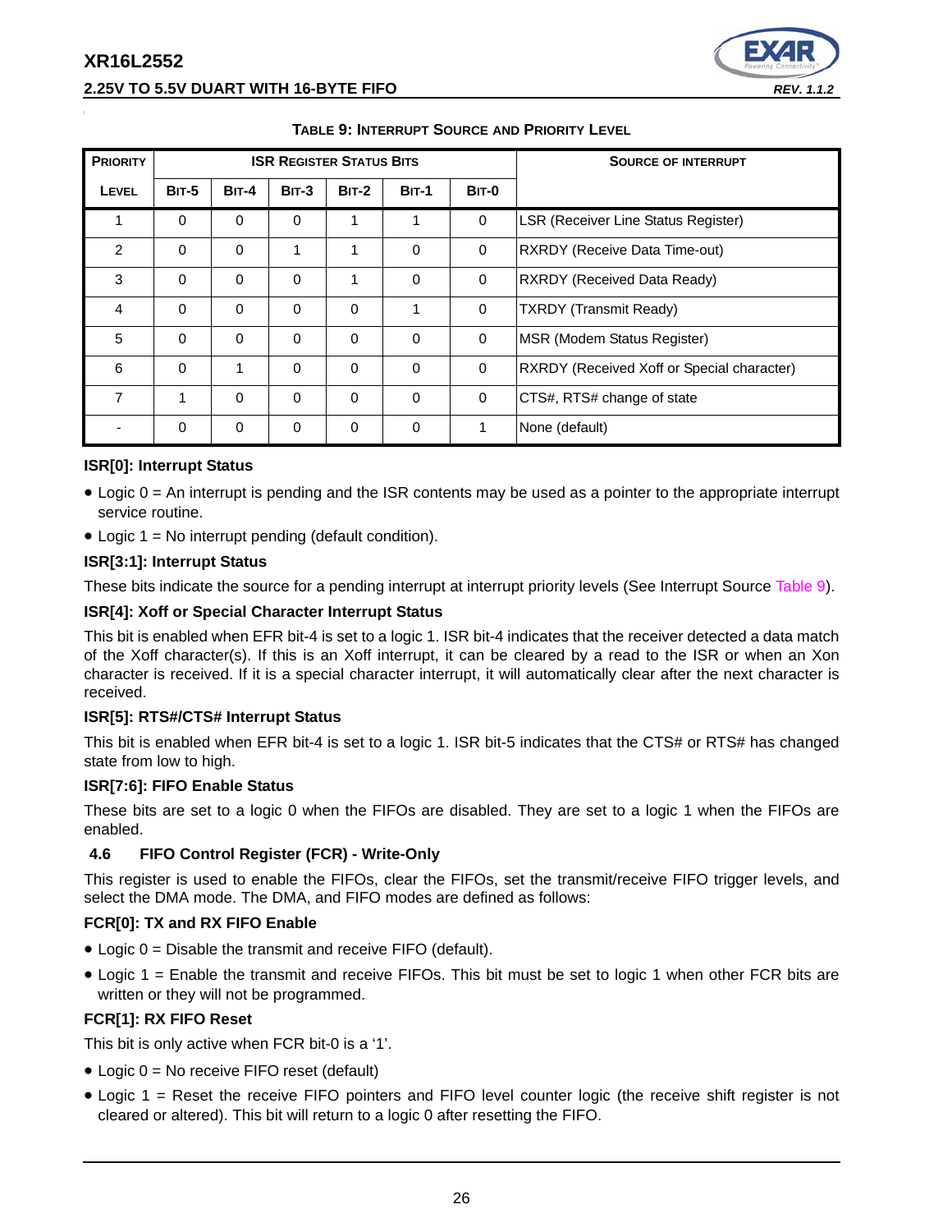**TABLE 9: INTERRUPT SOURCE AND PRIORITY LEVEL**

| PRIORITY LEVEL | ISR REGISTER STATUS BITS | | | | | | SOURCE OF INTERRUPT |
|---|---|---|---|---|---|---|---|
| | BIT-5 | BIT-4 | BIT-3 | BIT-2 | BIT-1 | BIT-0 | |
| 1 | 0 | 0 | 0 | 1 | 1 | 0 | LSR (Receiver Line Status Register) |
| 2 | 0 | 0 | 1 | 1 | 0 | 0 | RXRDY (Receive Data Time-out) |
| 3 | 0 | 0 | 0 | 1 | 0 | 0 | RXRDY (Received Data Ready) |
| 4 | 0 | 0 | 0 | 0 | 1 | 0 | TXRDY (Transmit Ready) |
| 5 | 0 | 0 | 0 | 0 | 0 | 0 | MSR (Modem Status Register) |
| 6 | 0 | 1 | 0 | 0 | 0 | 0 | RXRDY (Received Xoff or Special character) |
| 7 | 1 | 0 | 0 | 0 | 0 | 0 | CTS#, RTS# change of state |
| - | 0 | 0 | 0 | 0 | 0 | 1 | None (default) |

**ISR[0]: Interrupt Status**

- Logic 0 = An interrupt is pending and the ISR contents may be used as a pointer to the appropriate interrupt service routine.
- Logic 1 = No interrupt pending (default condition).

**ISR[3:1]: Interrupt Status**

These bits indicate the source for a pending interrupt at interrupt priority levels (See Interrupt Source Table 9).

**ISR[4]: Xoff or Special Character Interrupt Status**

This bit is enabled when EFR bit-4 is set to a logic 1. ISR bit-4 indicates that the receiver detected a data match of the Xoff character(s). If this is an Xoff interrupt, it can be cleared by a read to the ISR or when an Xon character is received. If it is a special character interrupt, it will automatically clear after the next character is received.

**ISR[5]: RTS#/CTS# Interrupt Status**

This bit is enabled when EFR bit-4 is set to a logic 1. ISR bit-5 indicates that the CTS# or RTS# has changed state from low to high.

**ISR[7:6]: FIFO Enable Status**

These bits are set to a logic 0 when the FIFOs are disabled. They are set to a logic 1 when the FIFOs are enabled.

### 4.6 FIFO Control Register (FCR) - Write-Only

This register is used to enable the FIFOs, clear the FIFOs, set the transmit/receive FIFO trigger levels, and select the DMA mode. The DMA, and FIFO modes are defined as follows:

**FCR[0]: TX and RX FIFO Enable**

- Logic 0 = Disable the transmit and receive FIFO (default).
- Logic 1 = Enable the transmit and receive FIFOs. This bit must be set to logic 1 when other FCR bits are written or they will not be programmed.

**FCR[1]: RX FIFO Reset**

This bit is only active when FCR bit-0 is a '1'.

- Logic 0 = No receive FIFO reset (default)
- Logic 1 = Reset the receive FIFO pointers and FIFO level counter logic (the receive shift register is not cleared or altered). This bit will return to a logic 0 after resetting the FIFO.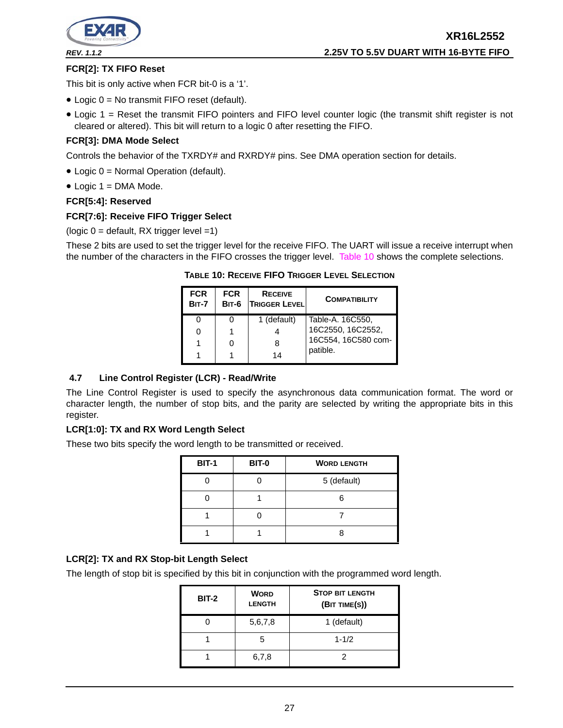**FCR[2]: TX FIFO Reset**

This bit is only active when FCR bit-0 is a '1'.

- Logic 0 = No transmit FIFO reset (default).
- Logic 1 = Reset the transmit FIFO pointers and FIFO level counter logic (the transmit shift register is not cleared or altered). This bit will return to a logic 0 after resetting the FIFO.

**FCR[3]: DMA Mode Select**

Controls the behavior of the TXRDY# and RXRDY# pins. See DMA operation section for details.

- Logic 0 = Normal Operation (default).
- Logic 1 = DMA Mode.

**FCR[5:4]: Reserved**

**FCR[7:6]: Receive FIFO Trigger Select**

(logic 0 = default, RX trigger level =1)

These 2 bits are used to set the trigger level for the receive FIFO. The UART will issue a receive interrupt when the number of the characters in the FIFO crosses the trigger level. Table 10 shows the complete selections.

**TABLE 10: RECEIVE FIFO TRIGGER LEVEL SELECTION**

| FCR BIT-7 | FCR BIT-6 | RECEIVE TRIGGER LEVEL | COMPATIBILITY |
|---|---|---|---|
| 0 | 0 | 1 (default) | Table-A. 16C550, 16C2550, 16C2552, 16C554, 16C580 compatible. |
| 0 | 1 | 4 | |
| 1 | 0 | 8 | |
| 1 | 1 | 14 | |

## 4.7 Line Control Register (LCR) - Read/Write

The Line Control Register is used to specify the asynchronous data communication format. The word or character length, the number of stop bits, and the parity are selected by writing the appropriate bits in this register.

**LCR[1:0]: TX and RX Word Length Select**

These two bits specify the word length to be transmitted or received.

| BIT-1 | BIT-0 | WORD LENGTH |
|---|---|---|
| 0 | 0 | 5 (default) |
| 0 | 1 | 6 |
| 1 | 0 | 7 |
| 1 | 1 | 8 |

**LCR[2]: TX and RX Stop-bit Length Select**

The length of stop bit is specified by this bit in conjunction with the programmed word length.

| BIT-2 | WORD LENGTH | STOP BIT LENGTH (BIT TIME(S)) |
|---|---|---|
| 0 | 5,6,7,8 | 1 (default) |
| 1 | 5 | 1-1/2 |
| 1 | 6,7,8 | 2 |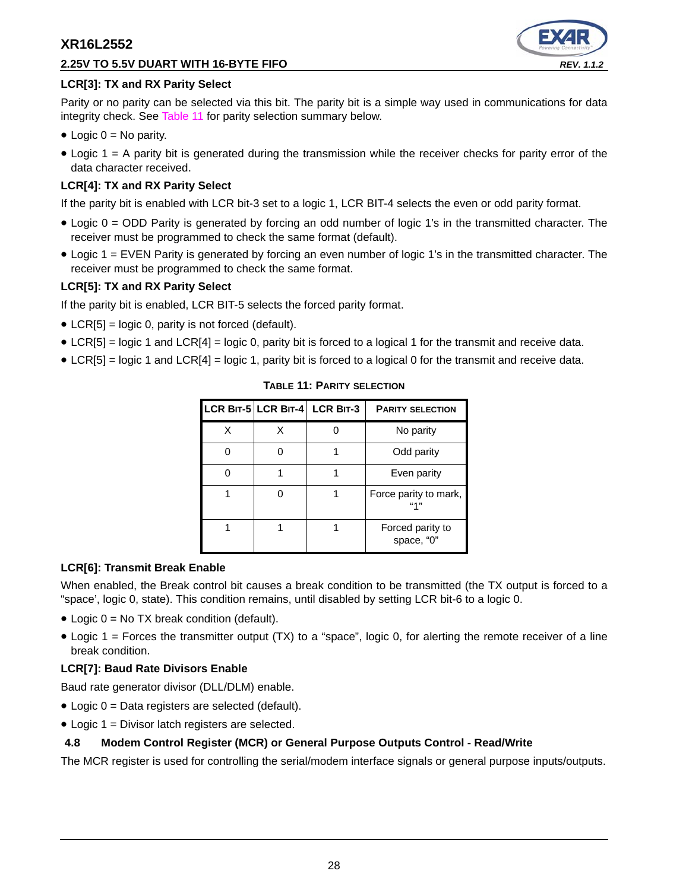### LCR[3]: TX and RX Parity Select

Parity or no parity can be selected via this bit. The parity bit is a simple way used in communications for data integrity check. See Table 11 for parity selection summary below.

- Logic 0 = No parity.
- Logic 1 = A parity bit is generated during the transmission while the receiver checks for parity error of the data character received.

### LCR[4]: TX and RX Parity Select

If the parity bit is enabled with LCR bit-3 set to a logic 1, LCR BIT-4 selects the even or odd parity format.

- Logic 0 = ODD Parity is generated by forcing an odd number of logic 1's in the transmitted character. The receiver must be programmed to check the same format (default).
- Logic 1 = EVEN Parity is generated by forcing an even number of logic 1's in the transmitted character. The receiver must be programmed to check the same format.

### LCR[5]: TX and RX Parity Select

If the parity bit is enabled, LCR BIT-5 selects the forced parity format.

- LCR[5] = logic 0, parity is not forced (default).
- LCR[5] = logic 1 and LCR[4] = logic 0, parity bit is forced to a logical 1 for the transmit and receive data.
- LCR[5] = logic 1 and LCR[4] = logic 1, parity bit is forced to a logical 0 for the transmit and receive data.

**TABLE 11: PARITY SELECTION**

| LCR BIT-5 | LCR BIT-4 | LCR BIT-3 | PARITY SELECTION |
|---|---|---|---|
| X | X | 0 | No parity |
| 0 | 0 | 1 | Odd parity |
| 0 | 1 | 1 | Even parity |
| 1 | 0 | 1 | Force parity to mark, "1" |
| 1 | 1 | 1 | Forced parity to space, "0" |

### LCR[6]: Transmit Break Enable

When enabled, the Break control bit causes a break condition to be transmitted (the TX output is forced to a "space', logic 0, state). This condition remains, until disabled by setting LCR bit-6 to a logic 0.

- Logic 0 = No TX break condition (default).
- Logic 1 = Forces the transmitter output (TX) to a "space", logic 0, for alerting the remote receiver of a line break condition.

### LCR[7]: Baud Rate Divisors Enable

Baud rate generator divisor (DLL/DLM) enable.

- Logic 0 = Data registers are selected (default).
- Logic 1 = Divisor latch registers are selected.

## 4.8 Modem Control Register (MCR) or General Purpose Outputs Control - Read/Write

The MCR register is used for controlling the serial/modem interface signals or general purpose inputs/outputs.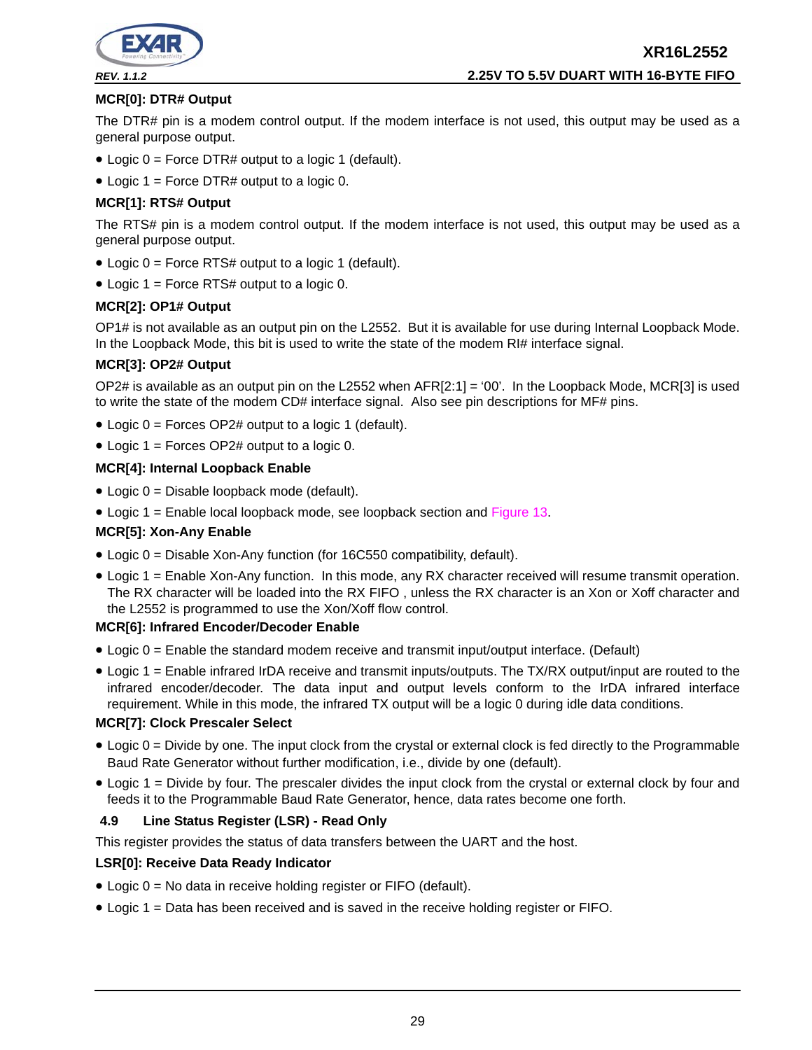**MCR[0]: DTR# Output**

The DTR# pin is a modem control output. If the modem interface is not used, this output may be used as a general purpose output.

- Logic 0 = Force DTR# output to a logic 1 (default).
- Logic 1 = Force DTR# output to a logic 0.

**MCR[1]: RTS# Output**

The RTS# pin is a modem control output. If the modem interface is not used, this output may be used as a general purpose output.

- Logic 0 = Force RTS# output to a logic 1 (default).
- Logic 1 = Force RTS# output to a logic 0.

**MCR[2]: OP1# Output**

OP1# is not available as an output pin on the L2552. But it is available for use during Internal Loopback Mode. In the Loopback Mode, this bit is used to write the state of the modem RI# interface signal.

**MCR[3]: OP2# Output**

OP2# is available as an output pin on the L2552 when AFR[2:1] = '00'. In the Loopback Mode, MCR[3] is used to write the state of the modem CD# interface signal. Also see pin descriptions for MF# pins.

- Logic 0 = Forces OP2# output to a logic 1 (default).
- Logic 1 = Forces OP2# output to a logic 0.

**MCR[4]: Internal Loopback Enable**

- Logic 0 = Disable loopback mode (default).
- Logic 1 = Enable local loopback mode, see loopback section and Figure 13.

**MCR[5]: Xon-Any Enable**

- Logic 0 = Disable Xon-Any function (for 16C550 compatibility, default).
- Logic 1 = Enable Xon-Any function. In this mode, any RX character received will resume transmit operation. The RX character will be loaded into the RX FIFO , unless the RX character is an Xon or Xoff character and the L2552 is programmed to use the Xon/Xoff flow control.

**MCR[6]: Infrared Encoder/Decoder Enable**

- Logic 0 = Enable the standard modem receive and transmit input/output interface. (Default)
- Logic 1 = Enable infrared IrDA receive and transmit inputs/outputs. The TX/RX output/input are routed to the infrared encoder/decoder. The data input and output levels conform to the IrDA infrared interface requirement. While in this mode, the infrared TX output will be a logic 0 during idle data conditions.

**MCR[7]: Clock Prescaler Select**

- Logic 0 = Divide by one. The input clock from the crystal or external clock is fed directly to the Programmable Baud Rate Generator without further modification, i.e., divide by one (default).
- Logic 1 = Divide by four. The prescaler divides the input clock from the crystal or external clock by four and feeds it to the Programmable Baud Rate Generator, hence, data rates become one forth.

### 4.9 Line Status Register (LSR) - Read Only

This register provides the status of data transfers between the UART and the host.

**LSR[0]: Receive Data Ready Indicator**

- Logic 0 = No data in receive holding register or FIFO (default).
- Logic 1 = Data has been received and is saved in the receive holding register or FIFO.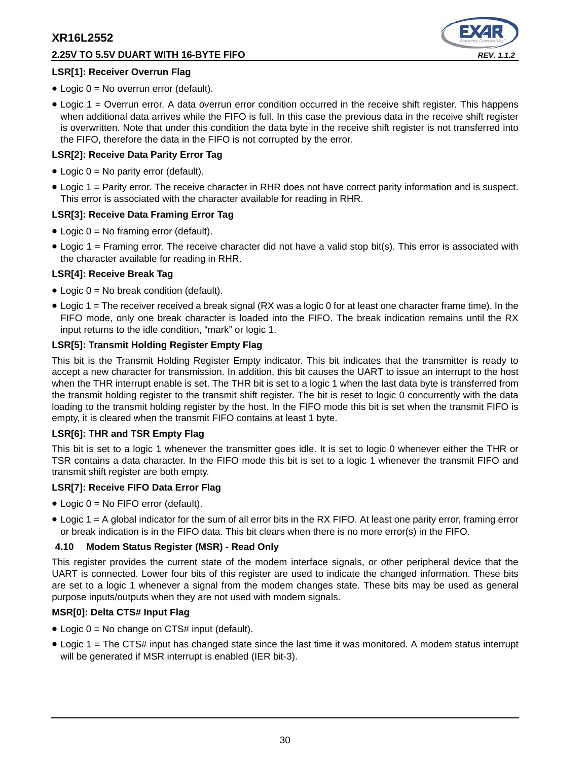**LSR[1]: Receiver Overrun Flag**

- Logic 0 = No overrun error (default).
- Logic 1 = Overrun error. A data overrun error condition occurred in the receive shift register. This happens when additional data arrives while the FIFO is full. In this case the previous data in the receive shift register is overwritten. Note that under this condition the data byte in the receive shift register is not transferred into the FIFO, therefore the data in the FIFO is not corrupted by the error.

**LSR[2]: Receive Data Parity Error Tag**

- Logic 0 = No parity error (default).
- Logic 1 = Parity error. The receive character in RHR does not have correct parity information and is suspect. This error is associated with the character available for reading in RHR.

**LSR[3]: Receive Data Framing Error Tag**

- Logic 0 = No framing error (default).
- Logic 1 = Framing error. The receive character did not have a valid stop bit(s). This error is associated with the character available for reading in RHR.

**LSR[4]: Receive Break Tag**

- Logic 0 = No break condition (default).
- Logic 1 = The receiver received a break signal (RX was a logic 0 for at least one character frame time). In the FIFO mode, only one break character is loaded into the FIFO. The break indication remains until the RX input returns to the idle condition, "mark" or logic 1.

**LSR[5]: Transmit Holding Register Empty Flag**

This bit is the Transmit Holding Register Empty indicator. This bit indicates that the transmitter is ready to accept a new character for transmission. In addition, this bit causes the UART to issue an interrupt to the host when the THR interrupt enable is set. The THR bit is set to a logic 1 when the last data byte is transferred from the transmit holding register to the transmit shift register. The bit is reset to logic 0 concurrently with the data loading to the transmit holding register by the host. In the FIFO mode this bit is set when the transmit FIFO is empty, it is cleared when the transmit FIFO contains at least 1 byte.

**LSR[6]: THR and TSR Empty Flag**

This bit is set to a logic 1 whenever the transmitter goes idle. It is set to logic 0 whenever either the THR or TSR contains a data character. In the FIFO mode this bit is set to a logic 1 whenever the transmit FIFO and transmit shift register are both empty.

**LSR[7]: Receive FIFO Data Error Flag**

- Logic 0 = No FIFO error (default).
- Logic 1 = A global indicator for the sum of all error bits in the RX FIFO. At least one parity error, framing error or break indication is in the FIFO data. This bit clears when there is no more error(s) in the FIFO.

### 4.10 Modem Status Register (MSR) - Read Only

This register provides the current state of the modem interface signals, or other peripheral device that the UART is connected. Lower four bits of this register are used to indicate the changed information. These bits are set to a logic 1 whenever a signal from the modem changes state. These bits may be used as general purpose inputs/outputs when they are not used with modem signals.

**MSR[0]: Delta CTS# Input Flag**

- Logic 0 = No change on CTS# input (default).
- Logic 1 = The CTS# input has changed state since the last time it was monitored. A modem status interrupt will be generated if MSR interrupt is enabled (IER bit-3).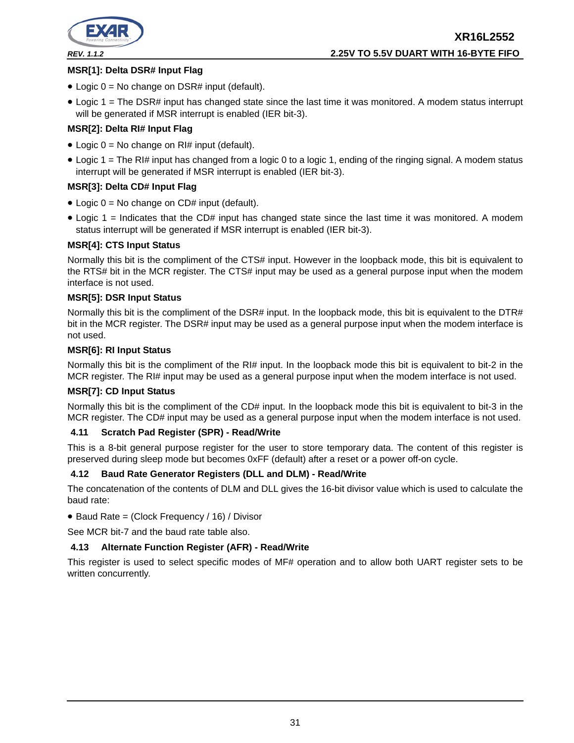#### MSR[1]: Delta DSR# Input Flag

- Logic 0 = No change on DSR# input (default).
- Logic 1 = The DSR# input has changed state since the last time it was monitored. A modem status interrupt will be generated if MSR interrupt is enabled (IER bit-3).

#### MSR[2]: Delta RI# Input Flag

- Logic 0 = No change on RI# input (default).
- Logic 1 = The RI# input has changed from a logic 0 to a logic 1, ending of the ringing signal. A modem status interrupt will be generated if MSR interrupt is enabled (IER bit-3).

#### MSR[3]: Delta CD# Input Flag

- Logic 0 = No change on CD# input (default).
- Logic 1 = Indicates that the CD# input has changed state since the last time it was monitored. A modem status interrupt will be generated if MSR interrupt is enabled (IER bit-3).

#### MSR[4]: CTS Input Status

Normally this bit is the compliment of the CTS# input. However in the loopback mode, this bit is equivalent to the RTS# bit in the MCR register. The CTS# input may be used as a general purpose input when the modem interface is not used.

#### MSR[5]: DSR Input Status

Normally this bit is the compliment of the DSR# input. In the loopback mode, this bit is equivalent to the DTR# bit in the MCR register. The DSR# input may be used as a general purpose input when the modem interface is not used.

#### MSR[6]: RI Input Status

Normally this bit is the compliment of the RI# input. In the loopback mode this bit is equivalent to bit-2 in the MCR register. The RI# input may be used as a general purpose input when the modem interface is not used.

#### MSR[7]: CD Input Status

Normally this bit is the compliment of the CD# input. In the loopback mode this bit is equivalent to bit-3 in the MCR register. The CD# input may be used as a general purpose input when the modem interface is not used.

### 4.11 Scratch Pad Register (SPR) - Read/Write

This is a 8-bit general purpose register for the user to store temporary data. The content of this register is preserved during sleep mode but becomes 0xFF (default) after a reset or a power off-on cycle.

### 4.12 Baud Rate Generator Registers (DLL and DLM) - Read/Write

The concatenation of the contents of DLM and DLL gives the 16-bit divisor value which is used to calculate the baud rate:

- Baud Rate = (Clock Frequency / 16) / Divisor

See MCR bit-7 and the baud rate table also.

### 4.13 Alternate Function Register (AFR) - Read/Write

This register is used to select specific modes of MF# operation and to allow both UART register sets to be written concurrently.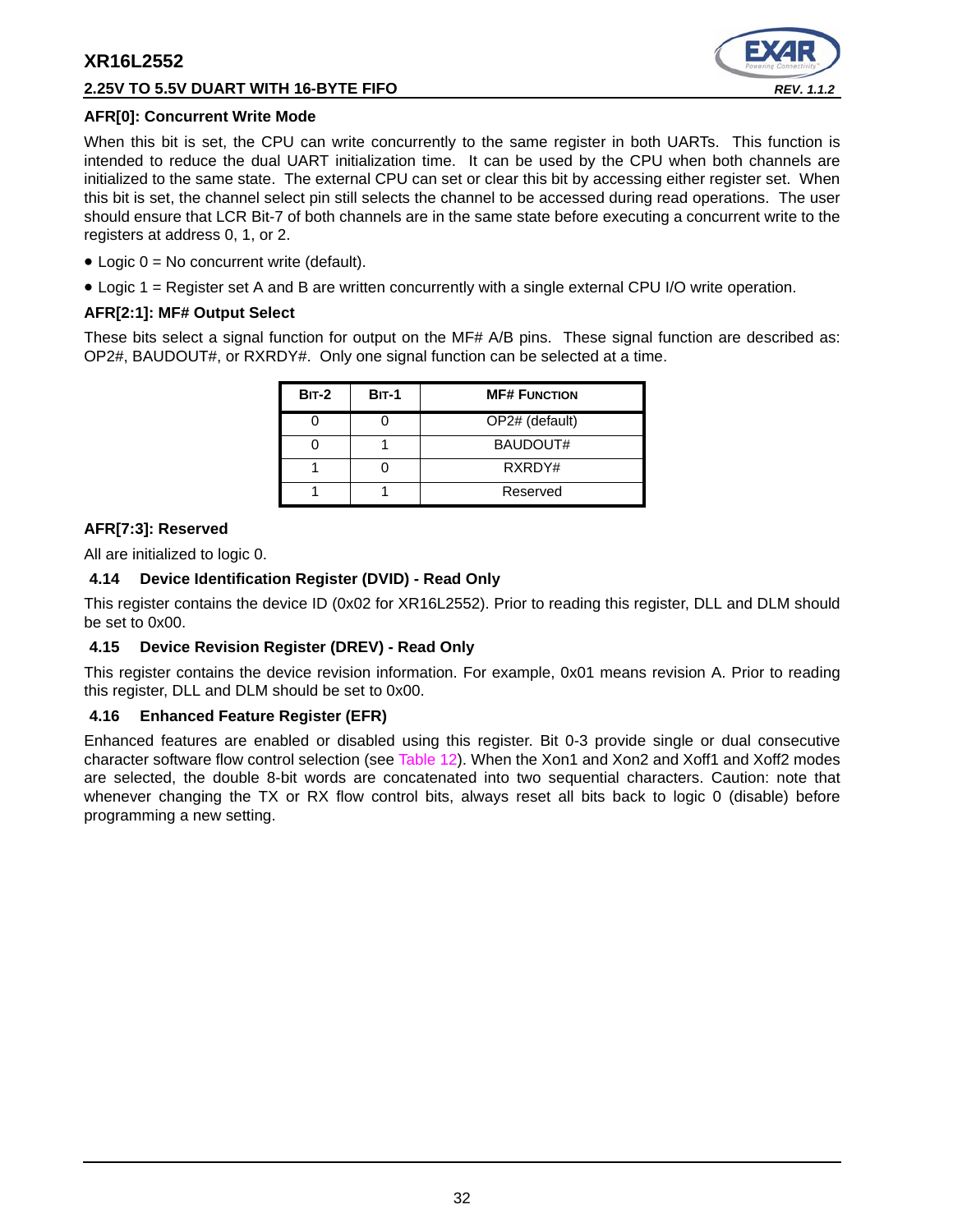### AFR[0]: Concurrent Write Mode

When this bit is set, the CPU can write concurrently to the same register in both UARTs. This function is intended to reduce the dual UART initialization time. It can be used by the CPU when both channels are initialized to the same state. The external CPU can set or clear this bit by accessing either register set. When this bit is set, the channel select pin still selects the channel to be accessed during read operations. The user should ensure that LCR Bit-7 of both channels are in the same state before executing a concurrent write to the registers at address 0, 1, or 2.

- Logic 0 = No concurrent write (default).
- Logic 1 = Register set A and B are written concurrently with a single external CPU I/O write operation.

### AFR[2:1]: MF# Output Select

These bits select a signal function for output on the MF# A/B pins. These signal function are described as: OP2#, BAUDOUT#, or RXRDY#. Only one signal function can be selected at a time.

| BIT-2 | BIT-1 | MF# FUNCTION |
|---|---|---|
| 0 | 0 | OP2# (default) |
| 0 | 1 | BAUDOUT# |
| 1 | 0 | RXRDY# |
| 1 | 1 | Reserved |

### AFR[7:3]: Reserved

All are initialized to logic 0.

## 4.14 Device Identification Register (DVID) - Read Only

This register contains the device ID (0x02 for XR16L2552). Prior to reading this register, DLL and DLM should be set to 0x00.

## 4.15 Device Revision Register (DREV) - Read Only

This register contains the device revision information. For example, 0x01 means revision A. Prior to reading this register, DLL and DLM should be set to 0x00.

## 4.16 Enhanced Feature Register (EFR)

Enhanced features are enabled or disabled using this register. Bit 0-3 provide single or dual consecutive character software flow control selection (see Table 12). When the Xon1 and Xon2 and Xoff1 and Xoff2 modes are selected, the double 8-bit words are concatenated into two sequential characters. Caution: note that whenever changing the TX or RX flow control bits, always reset all bits back to logic 0 (disable) before programming a new setting.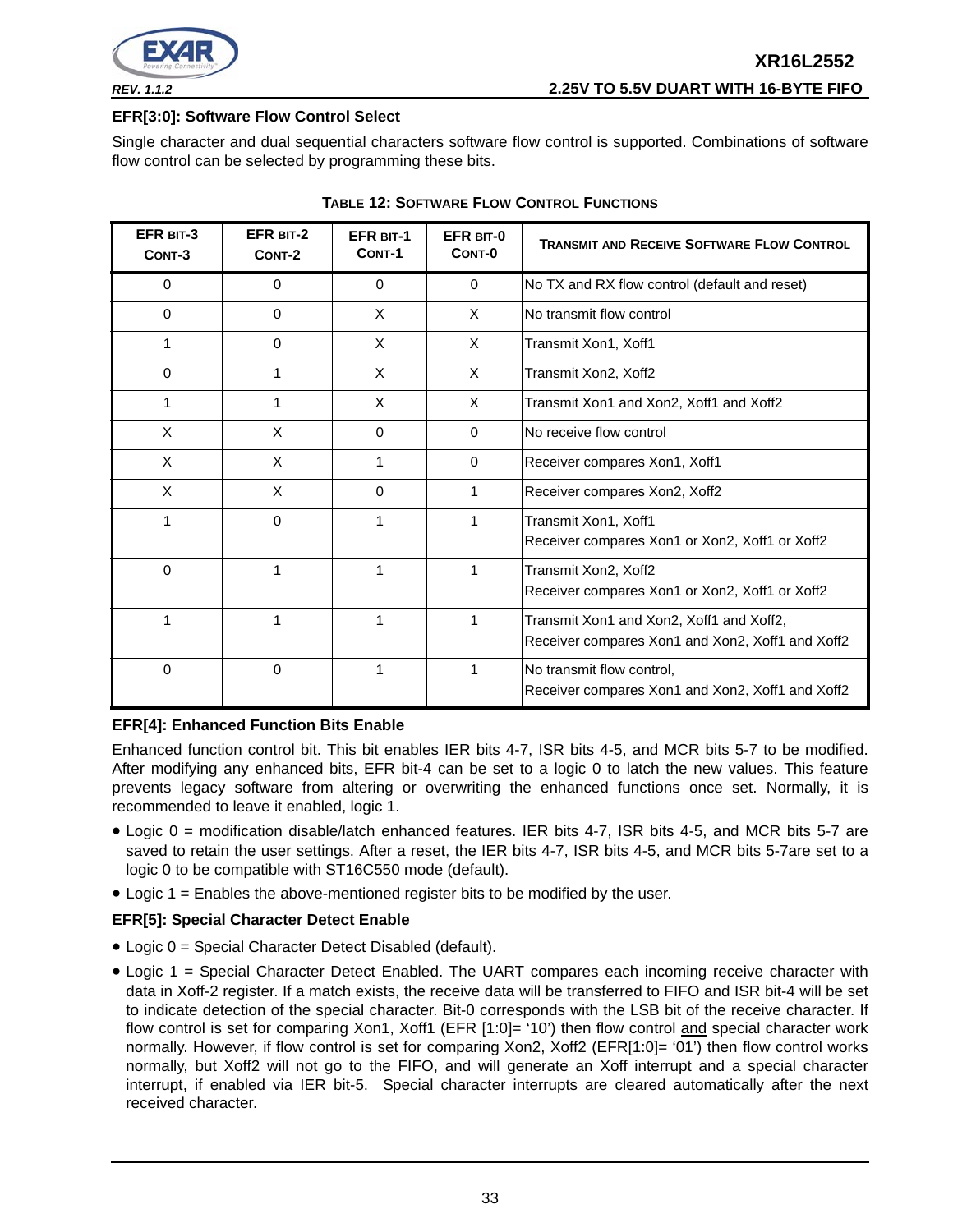### EFR[3:0]: Software Flow Control Select

Single character and dual sequential characters software flow control is supported. Combinations of software flow control can be selected by programming these bits.

**TABLE 12: SOFTWARE FLOW CONTROL FUNCTIONS**

| EFR BIT-3 CONT-3 | EFR BIT-2 CONT-2 | EFR BIT-1 CONT-1 | EFR BIT-0 CONT-0 | TRANSMIT AND RECEIVE SOFTWARE FLOW CONTROL |
|---|---|---|---|---|
| 0 | 0 | 0 | 0 | No TX and RX flow control (default and reset) |
| 0 | 0 | X | X | No transmit flow control |
| 1 | 0 | X | X | Transmit Xon1, Xoff1 |
| 0 | 1 | X | X | Transmit Xon2, Xoff2 |
| 1 | 1 | X | X | Transmit Xon1 and Xon2, Xoff1 and Xoff2 |
| X | X | 0 | 0 | No receive flow control |
| X | X | 1 | 0 | Receiver compares Xon1, Xoff1 |
| X | X | 0 | 1 | Receiver compares Xon2, Xoff2 |
| 1 | 0 | 1 | 1 | Transmit Xon1, Xoff1<br>Receiver compares Xon1 or Xon2, Xoff1 or Xoff2 |
| 0 | 1 | 1 | 1 | Transmit Xon2, Xoff2<br>Receiver compares Xon1 or Xon2, Xoff1 or Xoff2 |
| 1 | 1 | 1 | 1 | Transmit Xon1 and Xon2, Xoff1 and Xoff2,<br>Receiver compares Xon1 and Xon2, Xoff1 and Xoff2 |
| 0 | 0 | 1 | 1 | No transmit flow control,<br>Receiver compares Xon1 and Xon2, Xoff1 and Xoff2 |

### EFR[4]: Enhanced Function Bits Enable

Enhanced function control bit. This bit enables IER bits 4-7, ISR bits 4-5, and MCR bits 5-7 to be modified. After modifying any enhanced bits, EFR bit-4 can be set to a logic 0 to latch the new values. This feature prevents legacy software from altering or overwriting the enhanced functions once set. Normally, it is recommended to leave it enabled, logic 1.

- Logic 0 = modification disable/latch enhanced features. IER bits 4-7, ISR bits 4-5, and MCR bits 5-7 are saved to retain the user settings. After a reset, the IER bits 4-7, ISR bits 4-5, and MCR bits 5-7are set to a logic 0 to be compatible with ST16C550 mode (default).
- Logic 1 = Enables the above-mentioned register bits to be modified by the user.

### EFR[5]: Special Character Detect Enable

- Logic 0 = Special Character Detect Disabled (default).
- Logic 1 = Special Character Detect Enabled. The UART compares each incoming receive character with data in Xoff-2 register. If a match exists, the receive data will be transferred to FIFO and ISR bit-4 will be set to indicate detection of the special character. Bit-0 corresponds with the LSB bit of the receive character. If flow control is set for comparing Xon1, Xoff1 (EFR [1:0]= '10') then flow control and special character work normally. However, if flow control is set for comparing Xon2, Xoff2 (EFR[1:0]= '01') then flow control works normally, but Xoff2 will not go to the FIFO, and will generate an Xoff interrupt and a special character interrupt, if enabled via IER bit-5. Special character interrupts are cleared automatically after the next received character.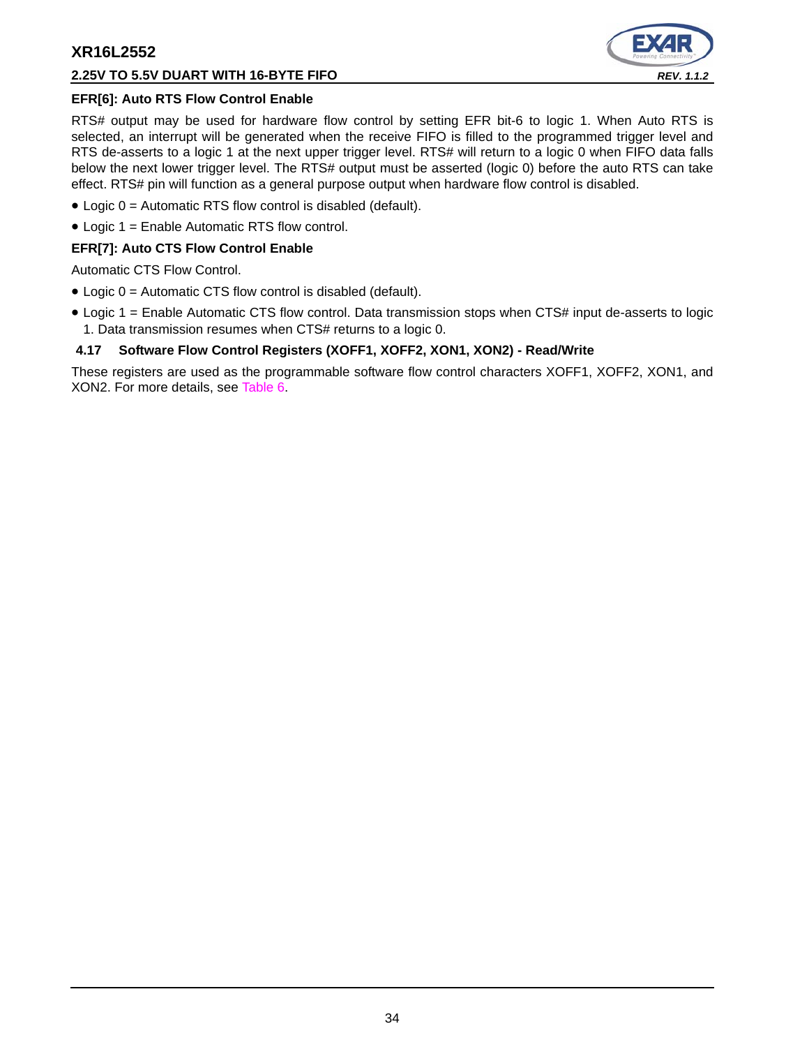#### EFR[6]: Auto RTS Flow Control Enable

RTS# output may be used for hardware flow control by setting EFR bit-6 to logic 1. When Auto RTS is selected, an interrupt will be generated when the receive FIFO is filled to the programmed trigger level and RTS de-asserts to a logic 1 at the next upper trigger level. RTS# will return to a logic 0 when FIFO data falls below the next lower trigger level. The RTS# output must be asserted (logic 0) before the auto RTS can take effect. RTS# pin will function as a general purpose output when hardware flow control is disabled.

- Logic 0 = Automatic RTS flow control is disabled (default).
- Logic 1 = Enable Automatic RTS flow control.

#### EFR[7]: Auto CTS Flow Control Enable

Automatic CTS Flow Control.

- Logic 0 = Automatic CTS flow control is disabled (default).
- Logic 1 = Enable Automatic CTS flow control. Data transmission stops when CTS# input de-asserts to logic 1. Data transmission resumes when CTS# returns to a logic 0.

### 4.17 Software Flow Control Registers (XOFF1, XOFF2, XON1, XON2) - Read/Write

These registers are used as the programmable software flow control characters XOFF1, XOFF2, XON1, and XON2. For more details, see Table 6.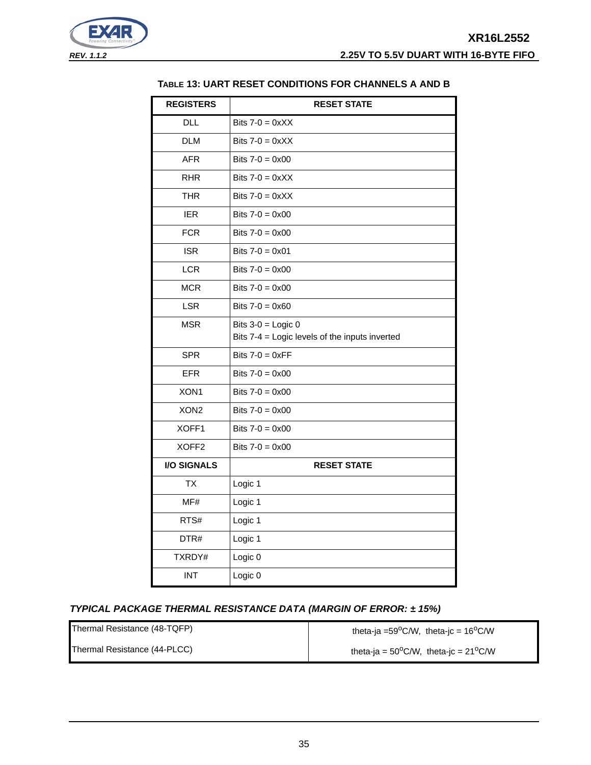### TABLE 13: UART RESET CONDITIONS FOR CHANNELS A AND B

| REGISTERS | RESET STATE |
|---|---|
| DLL | Bits 7-0 = 0xXX |
| DLM | Bits 7-0 = 0xXX |
| AFR | Bits 7-0 = 0x00 |
| RHR | Bits 7-0 = 0xXX |
| THR | Bits 7-0 = 0xXX |
| IER | Bits 7-0 = 0x00 |
| FCR | Bits 7-0 = 0x00 |
| ISR | Bits 7-0 = 0x01 |
| LCR | Bits 7-0 = 0x00 |
| MCR | Bits 7-0 = 0x00 |
| LSR | Bits 7-0 = 0x60 |
| MSR | Bits 3-0 = Logic 0<br>Bits 7-4 = Logic levels of the inputs inverted |
| SPR | Bits 7-0 = 0xFF |
| EFR | Bits 7-0 = 0x00 |
| XON1 | Bits 7-0 = 0x00 |
| XON2 | Bits 7-0 = 0x00 |
| XOFF1 | Bits 7-0 = 0x00 |
| XOFF2 | Bits 7-0 = 0x00 |
| **I/O SIGNALS** | **RESET STATE** |
| TX | Logic 1 |
| MF# | Logic 1 |
| RTS# | Logic 1 |
| DTR# | Logic 1 |
| TXRDY# | Logic 0 |
| INT | Logic 0 |

### *TYPICAL PACKAGE THERMAL RESISTANCE DATA (MARGIN OF ERROR: ± 15%)*

| | |
|---|---|
| Thermal Resistance (48-TQFP) | theta-ja =59$^{o}$C/W, theta-jc = 16$^{o}$C/W |
| Thermal Resistance (44-PLCC) | theta-ja = 50$^{o}$C/W, theta-jc = 21$^{o}$C/W |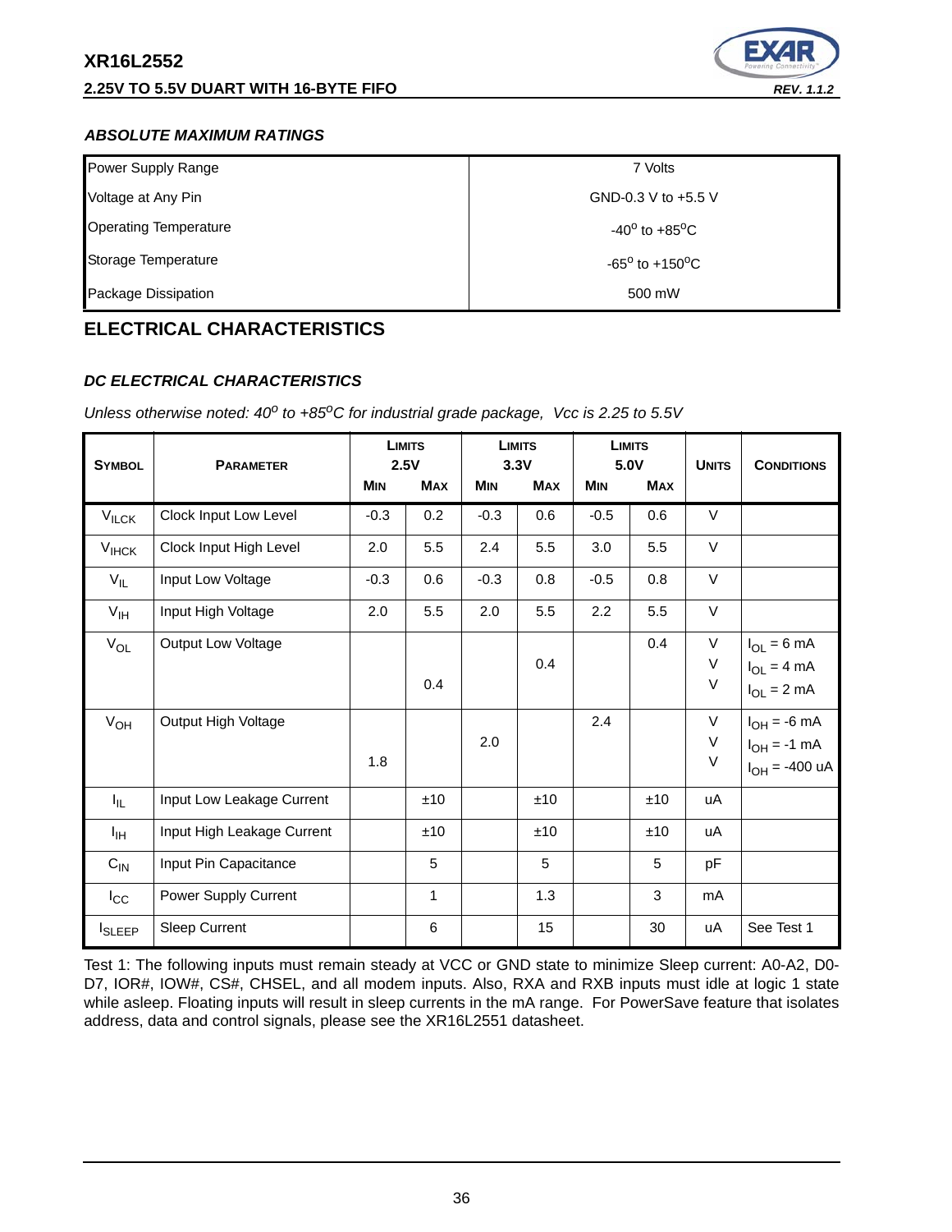### *ABSOLUTE MAXIMUM RATINGS*

| | |
|---|---|
| Power Supply Range | 7 Volts |
| Voltage at Any Pin | GND-0.3 V to +5.5 V |
| Operating Temperature | -40$^{o}$ to +85$^{o}$C |
| Storage Temperature | -65$^{o}$ to +150$^{o}$C |
| Package Dissipation | 500 mW |

## ELECTRICAL CHARACTERISTICS

### *DC ELECTRICAL CHARACTERISTICS*

*Unless otherwise noted: 40$^{o}$ to +85$^{o}$C for industrial grade package, Vcc is 2.25 to 5.5V*

| Symbol | Parameter | Limits 2.5V | | Limits 3.3V | | Limits 5.0V | | Units | Conditions |
|---|---|---|---|---|---|---|---|---|---|
| | | Min | Max | Min | Max | Min | Max | | |
| $V_{ILCK}$ | Clock Input Low Level | -0.3 | 0.2 | -0.3 | 0.6 | -0.5 | 0.6 | V | |
| $V_{IHCK}$ | Clock Input High Level | 2.0 | 5.5 | 2.4 | 5.5 | 3.0 | 5.5 | V | |
| $V_{IL}$ | Input Low Voltage | -0.3 | 0.6 | -0.3 | 0.8 | -0.5 | 0.8 | V | |
| $V_{IH}$ | Input High Voltage | 2.0 | 5.5 | 2.0 | 5.5 | 2.2 | 5.5 | V | |
| $V_{OL}$ | Output Low Voltage | | | | | | 0.4 | V | $I_{OL}$ = 6 mA |
| | | | | | 0.4 | | | V | $I_{OL}$ = 4 mA |
| | | | 0.4 | | | | | V | $I_{OL}$ = 2 mA |
| $V_{OH}$ | Output High Voltage | | | | | 2.4 | | V | $I_{OH}$ = -6 mA |
| | | | | 2.0 | | | | V | $I_{OH}$ = -1 mA |
| | | 1.8 | | | | | | V | $I_{OH}$ = -400 uA |
| $I_{IL}$ | Input Low Leakage Current | | ±10 | | ±10 | | ±10 | uA | |
| $I_{IH}$ | Input High Leakage Current | | ±10 | | ±10 | | ±10 | uA | |
| $C_{IN}$ | Input Pin Capacitance | | 5 | | 5 | | 5 | pF | |
| $I_{CC}$ | Power Supply Current | | 1 | | 1.3 | | 3 | mA | |
| $I_{SLEEP}$ | Sleep Current | | 6 | | 15 | | 30 | uA | See Test 1 |

Test 1: The following inputs must remain steady at VCC or GND state to minimize Sleep current: A0-A2, D0-D7, IOR#, IOW#, CS#, CHSEL, and all modem inputs. Also, RXA and RXB inputs must idle at logic 1 state while asleep. Floating inputs will result in sleep currents in the mA range. For PowerSave feature that isolates address, data and control signals, please see the XR16L2551 datasheet.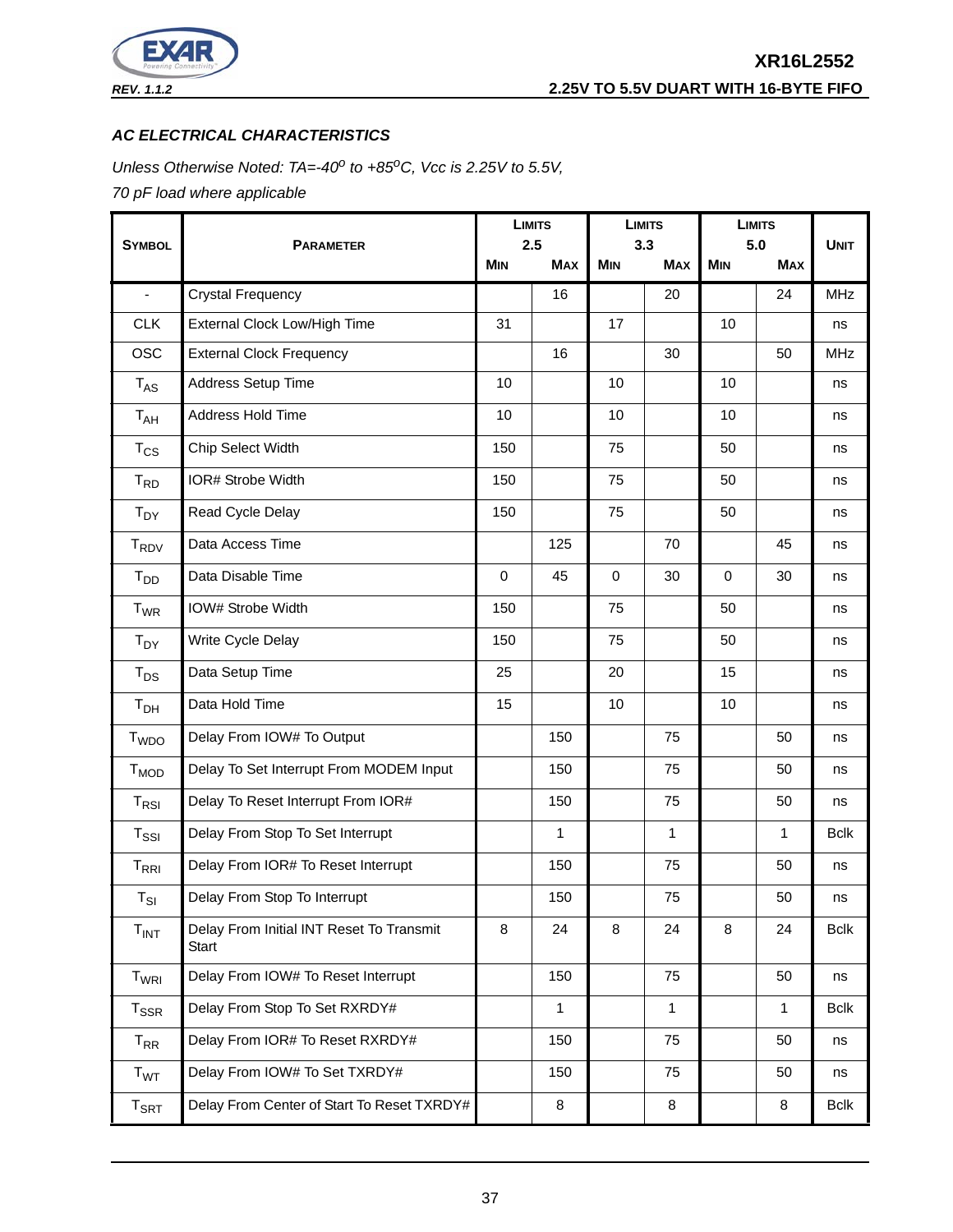### AC ELECTRICAL CHARACTERISTICS

*Unless Otherwise Noted: TA=-40$^{o}$ to +85$^{o}$C, Vcc is 2.25V to 5.5V, 70 pF load where applicable*

| Symbol | Parameter | Limits 2.5 Min | Limits 2.5 Max | Limits 3.3 Min | Limits 3.3 Max | Limits 5.0 Min | Limits 5.0 Max | Unit |
|---|---|---|---|---|---|---|---|---|
| - | Crystal Frequency | | 16 | | 20 | | 24 | MHz |
| CLK | External Clock Low/High Time | 31 | | 17 | | 10 | | ns |
| OSC | External Clock Frequency | | 16 | | 30 | | 50 | MHz |
| $T_{AS}$ | Address Setup Time | 10 | | 10 | | 10 | | ns |
| $T_{AH}$ | Address Hold Time | 10 | | 10 | | 10 | | ns |
| $T_{CS}$ | Chip Select Width | 150 | | 75 | | 50 | | ns |
| $T_{RD}$ | IOR# Strobe Width | 150 | | 75 | | 50 | | ns |
| $T_{DY}$ | Read Cycle Delay | 150 | | 75 | | 50 | | ns |
| $T_{RDV}$ | Data Access Time | | 125 | | 70 | | 45 | ns |
| $T_{DD}$ | Data Disable Time | 0 | 45 | 0 | 30 | 0 | 30 | ns |
| $T_{WR}$ | IOW# Strobe Width | 150 | | 75 | | 50 | | ns |
| $T_{DY}$ | Write Cycle Delay | 150 | | 75 | | 50 | | ns |
| $T_{DS}$ | Data Setup Time | 25 | | 20 | | 15 | | ns |
| $T_{DH}$ | Data Hold Time | 15 | | 10 | | 10 | | ns |
| $T_{WDO}$ | Delay From IOW# To Output | | 150 | | 75 | | 50 | ns |
| $T_{MOD}$ | Delay To Set Interrupt From MODEM Input | | 150 | | 75 | | 50 | ns |
| $T_{RSI}$ | Delay To Reset Interrupt From IOR# | | 150 | | 75 | | 50 | ns |
| $T_{SSI}$ | Delay From Stop To Set Interrupt | | 1 | | 1 | | 1 | Bclk |
| $T_{RRI}$ | Delay From IOR# To Reset Interrupt | | 150 | | 75 | | 50 | ns |
| $T_{SI}$ | Delay From Stop To Interrupt | | 150 | | 75 | | 50 | ns |
| $T_{INT}$ | Delay From Initial INT Reset To Transmit Start | 8 | 24 | 8 | 24 | 8 | 24 | Bclk |
| $T_{WRI}$ | Delay From IOW# To Reset Interrupt | | 150 | | 75 | | 50 | ns |
| $T_{SSR}$ | Delay From Stop To Set RXRDY# | | 1 | | 1 | | 1 | Bclk |
| $T_{RR}$ | Delay From IOR# To Reset RXRDY# | | 150 | | 75 | | 50 | ns |
| $T_{WT}$ | Delay From IOW# To Set TXRDY# | | 150 | | 75 | | 50 | ns |
| $T_{SRT}$ | Delay From Center of Start To Reset TXRDY# | | 8 | | 8 | | 8 | Bclk |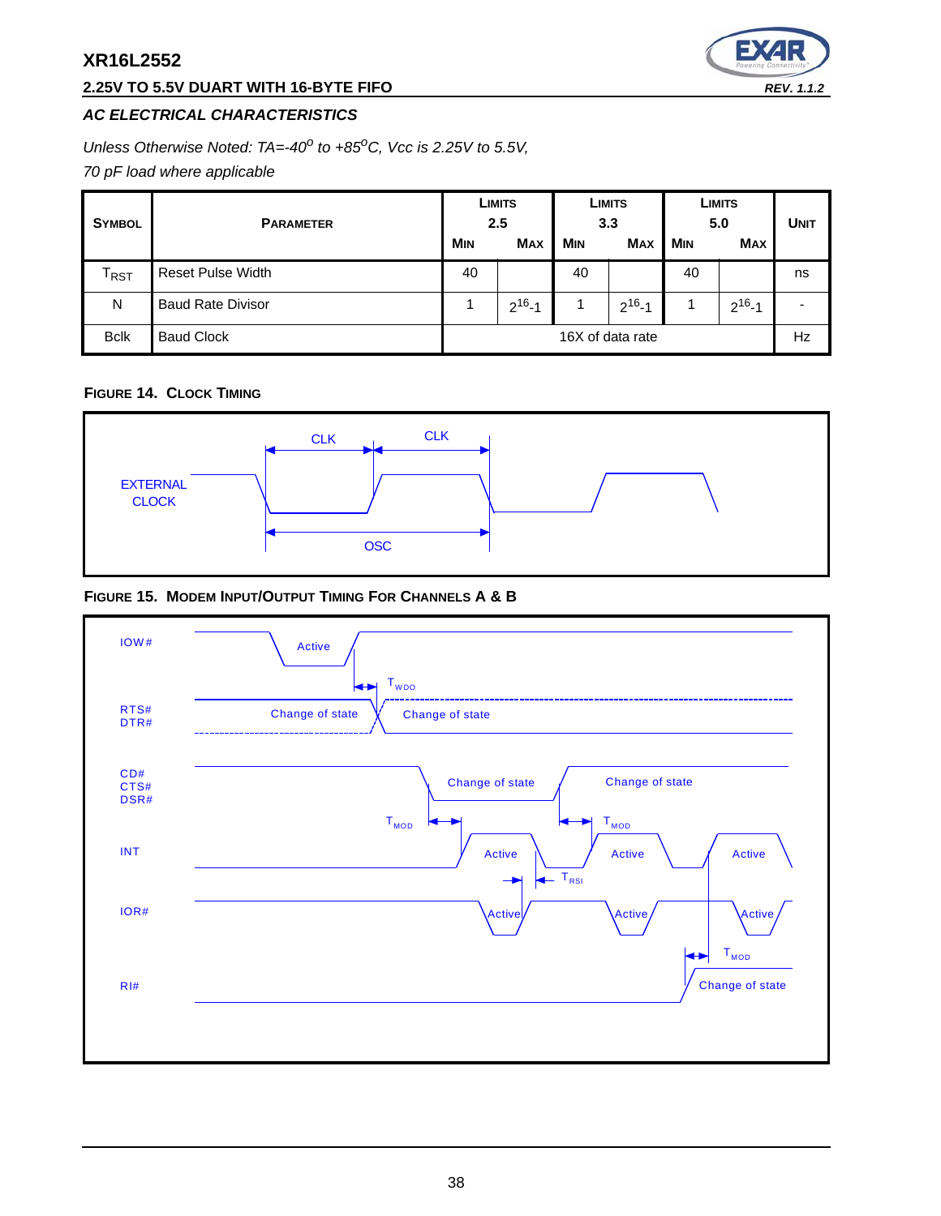### AC ELECTRICAL CHARACTERISTICS

*Unless Otherwise Noted: TA=-40$^o$ to +85$^o$C, Vcc is 2.25V to 5.5V, 70 pF load where applicable*

| SYMBOL | PARAMETER | LIMITS 2.5 MIN | LIMITS 2.5 MAX | LIMITS 3.3 MIN | LIMITS 3.3 MAX | LIMITS 5.0 MIN | LIMITS 5.0 MAX | UNIT |
|---|---|---|---|---|---|---|---|---|
| $T_{RST}$ | Reset Pulse Width | 40 | | 40 | | 40 | | ns |
| N | Baud Rate Divisor | 1 | $2^{16}$-1 | 1 | $2^{16}$-1 | 1 | $2^{16}$-1 | - |
| Bclk | Baud Clock | 16X of data rate | | | | | | Hz |

**FIGURE 14. CLOCK TIMING**

**FIGURE 15. MODEM INPUT/OUTPUT TIMING FOR CHANNELS A & B**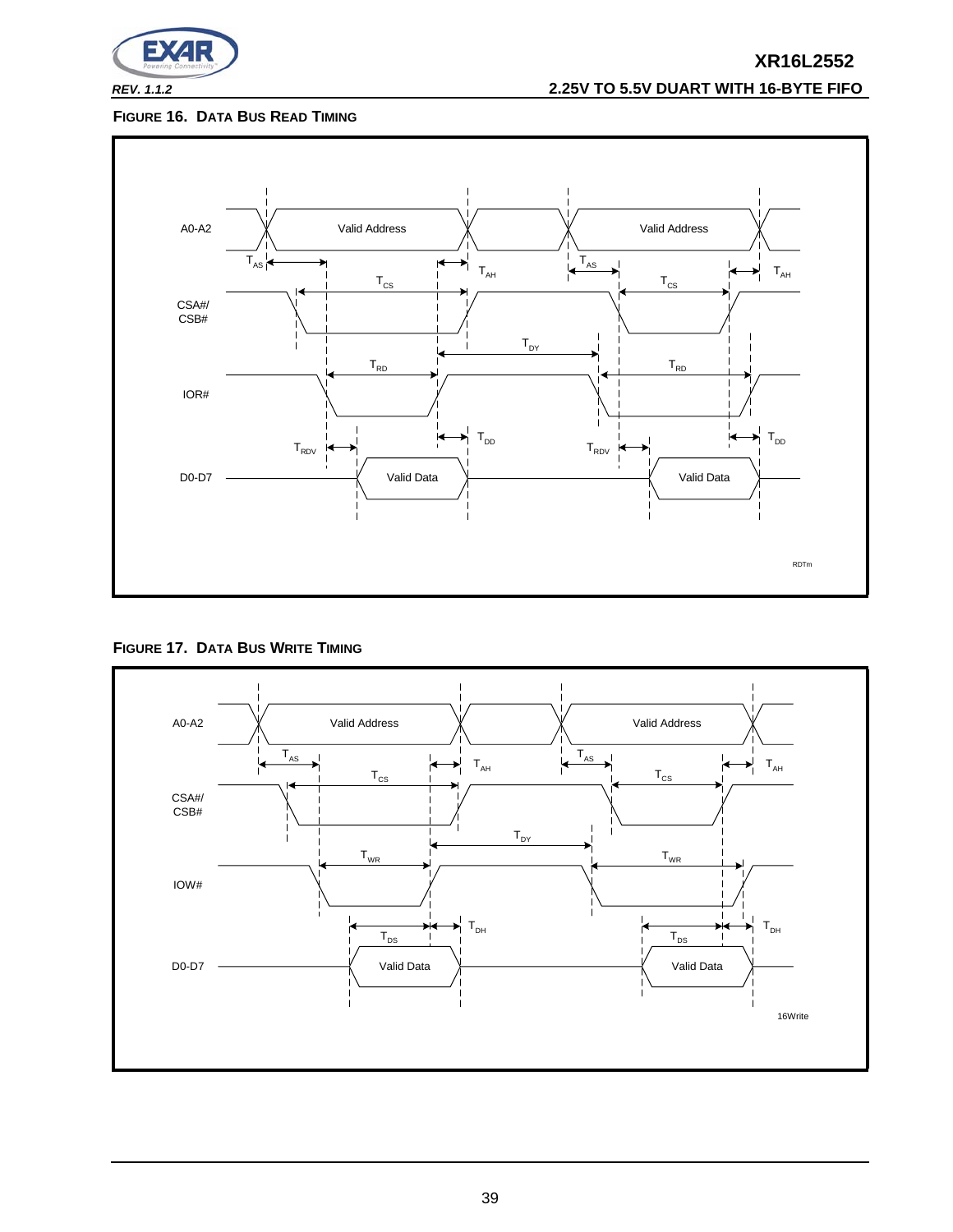**FIGURE 16. DATA BUS READ TIMING**

A0-A2 | Valid Address | Valid Address

$T_{AS}$ $T_{AH}$ $T_{AS}$ $T_{AH}$

$T_{CS}$ $T_{CS}$

CSA#/ CSB#

$T_{DY}$

$T_{RD}$ $T_{RD}$

IOR#

$T_{DD}$ $T_{DD}$

$T_{RDV}$ $T_{RDV}$

D0-D7 | Valid Data | Valid Data

RDTm

**FIGURE 17. DATA BUS WRITE TIMING**

A0-A2 | Valid Address | Valid Address

$T_{AS}$ $T_{AH}$ $T_{AS}$ $T_{AH}$

$T_{CS}$ $T_{CS}$

CSA#/ CSB#

$T_{DY}$

$T_{WR}$ $T_{WR}$

IOW#

$T_{DH}$ $T_{DH}$

$T_{DS}$ $T_{DS}$

D0-D7 | Valid Data | Valid Data

16Write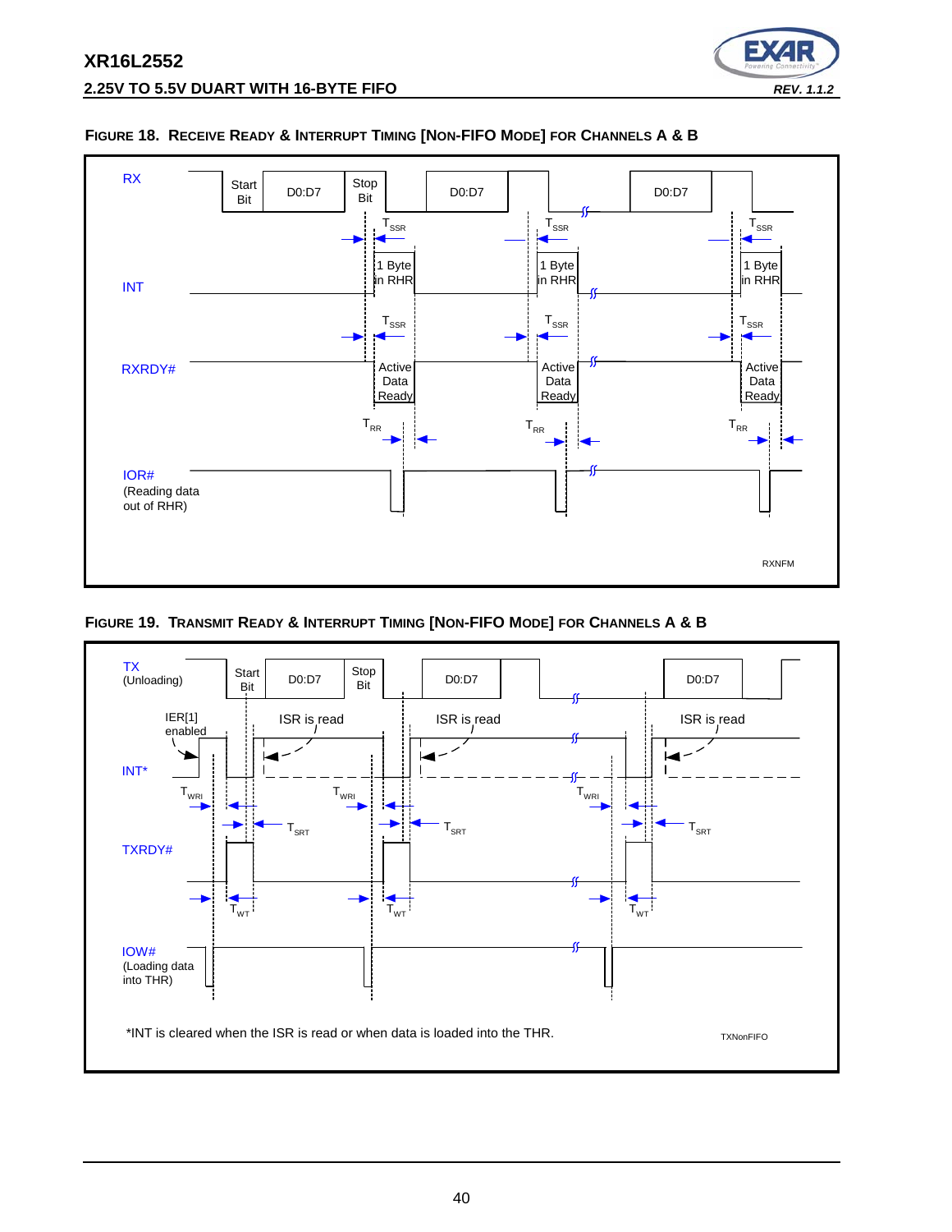**FIGURE 18. RECEIVE READY & INTERRUPT TIMING [NON-FIFO MODE] FOR CHANNELS A & B**

RX — Start Bit — D0:D7 — Stop Bit — D0:D7 — D0:D7

INT — $T_{SSR}$ — 1 Byte in RHR

RXRDY# — $T_{SSR}$ — Active Data Ready

$T_{RR}$

IOR# (Reading data out of RHR)

RXNFM

**FIGURE 19. TRANSMIT READY & INTERRUPT TIMING [NON-FIFO MODE] FOR CHANNELS A & B**

TX (Unloading) — Start Bit — D0:D7 — Stop Bit — D0:D7 — D0:D7

IER[1] enabled — ISR is read — ISR is read — ISR is read

INT* — $T_{WRI}$ — $T_{SRT}$

TXRDY# — $T_{WT}$

IOW# (Loading data into THR)

*INT is cleared when the ISR is read or when data is loaded into the THR.

TXNonFIFO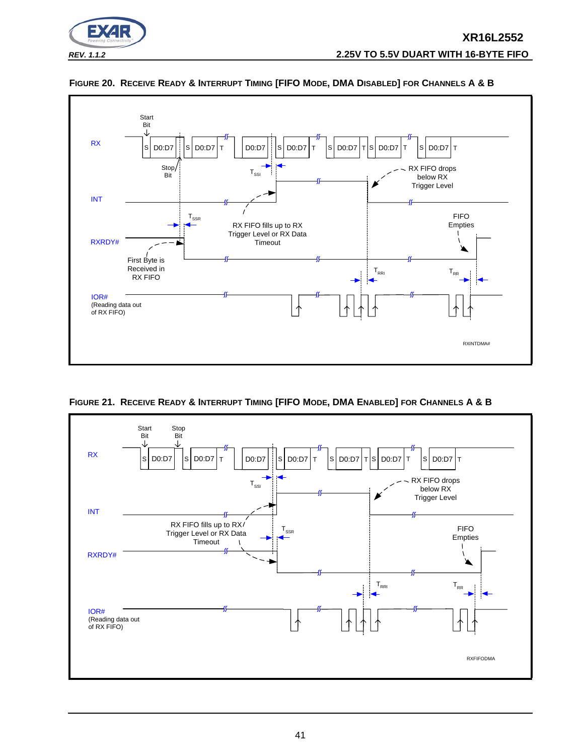**FIGURE 20. RECEIVE READY & INTERRUPT TIMING [FIFO MODE, DMA DISABLED] FOR CHANNELS A & B**

RX

Start Bit

S | D0:D7 | S | D0:D7 | T | D0:D7 | S | D0:D7 | T | S | D0:D7 | T | S | D0:D7 | T | S | D0:D7 | T

Stop Bit

$T_{SSI}$

RX FIFO drops below RX Trigger Level

INT

$T_{SSR}$

RX FIFO fills up to RX Trigger Level or RX Data Timeout

FIFO Empties

RXRDY#

First Byte is Received in RX FIFO

$T_{RRI}$

$T_{RR}$

IOR# (Reading data out of RX FIFO)

RXINTDMA#

**FIGURE 21. RECEIVE READY & INTERRUPT TIMING [FIFO MODE, DMA ENABLED] FOR CHANNELS A & B**

RX

Start Bit

Stop Bit

S | D0:D7 | S | D0:D7 | T | D0:D7 | S | D0:D7 | T | S | D0:D7 | T | S | D0:D7 | T | S | D0:D7 | T

$T_{SSI}$

RX FIFO drops below RX Trigger Level

INT

RX FIFO fills up to RX Trigger Level or RX Data Timeout

$T_{SSR}$

FIFO Empties

RXRDY#

$T_{RRI}$

$T_{RR}$

IOR# (Reading data out of RX FIFO)

RXFIFODMA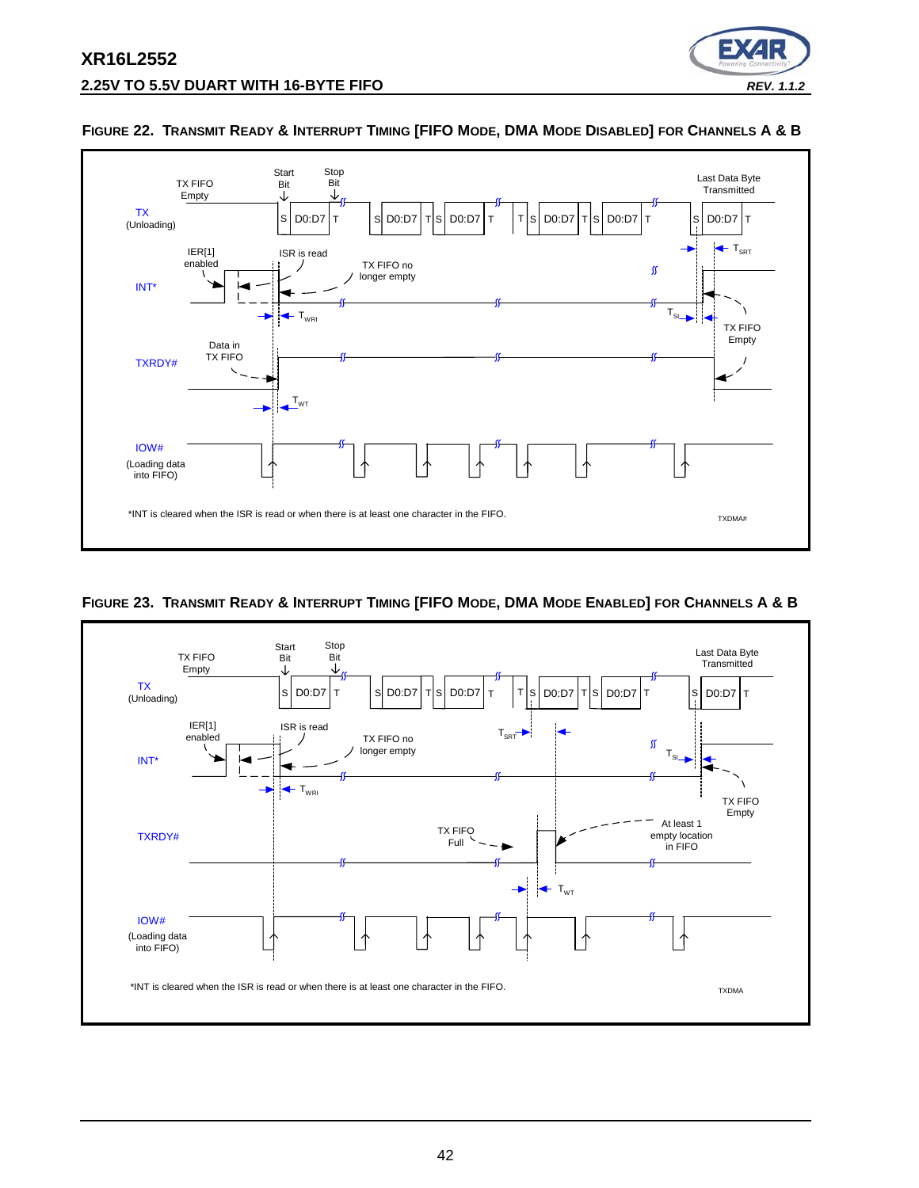**FIGURE 22. TRANSMIT READY & INTERRUPT TIMING [FIFO MODE, DMA MODE DISABLED] FOR CHANNELS A & B**

TX FIFO Empty

Start Bit

Stop Bit

Last Data Byte Transmitted

TX (Unloading)

S D0:D7 T S D0:D7 T S D0:D7 T T S D0:D7 T S D0:D7 T S D0:D7 T

IER[1] enabled

ISR is read

TX FIFO no longer empty

$T_{SRT}$

INT*

$T_{WRI}$

$T_{SI}$

TX FIFO Empty

Data in TX FIFO

TXRDY#

$T_{WT}$

IOW# (Loading data into FIFO)

*INT is cleared when the ISR is read or when there is at least one character in the FIFO.

TXDMA#

**FIGURE 23. TRANSMIT READY & INTERRUPT TIMING [FIFO MODE, DMA MODE ENABLED] FOR CHANNELS A & B**

TX FIFO Empty

Start Bit

Stop Bit

Last Data Byte Transmitted

TX (Unloading)

S D0:D7 T S D0:D7 T S D0:D7 T T S D0:D7 T S D0:D7 T S D0:D7 T

IER[1] enabled

ISR is read

TX FIFO no longer empty

$T_{SRT}$

INT*

$T_{SI}$

$T_{WRI}$

TX FIFO Empty

TXRDY#

TX FIFO Full

At least 1 empty location in FIFO

$T_{WT}$

IOW# (Loading data into FIFO)

*INT is cleared when the ISR is read or when there is at least one character in the FIFO.

TXDMA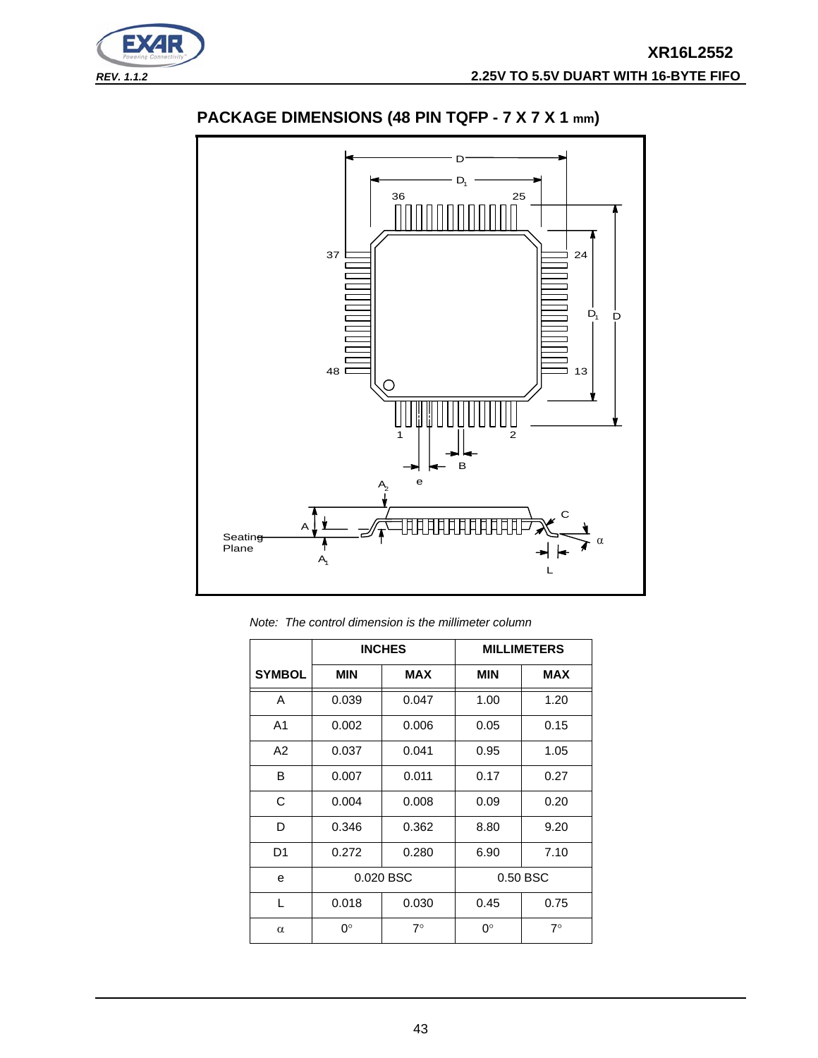## PACKAGE DIMENSIONS (48 PIN TQFP - 7 X 7 X 1 mm)

*Note: The control dimension is the millimeter column*

| SYMBOL | INCHES MIN | INCHES MAX | MILLIMETERS MIN | MILLIMETERS MAX |
|---|---|---|---|---|
| A | 0.039 | 0.047 | 1.00 | 1.20 |
| A1 | 0.002 | 0.006 | 0.05 | 0.15 |
| A2 | 0.037 | 0.041 | 0.95 | 1.05 |
| B | 0.007 | 0.011 | 0.17 | 0.27 |
| C | 0.004 | 0.008 | 0.09 | 0.20 |
| D | 0.346 | 0.362 | 8.80 | 9.20 |
| D1 | 0.272 | 0.280 | 6.90 | 7.10 |
| e | 0.020 BSC | | 0.50 BSC | |
| L | 0.018 | 0.030 | 0.45 | 0.75 |
| $\alpha$ | 0° | 7° | 0° | 7° |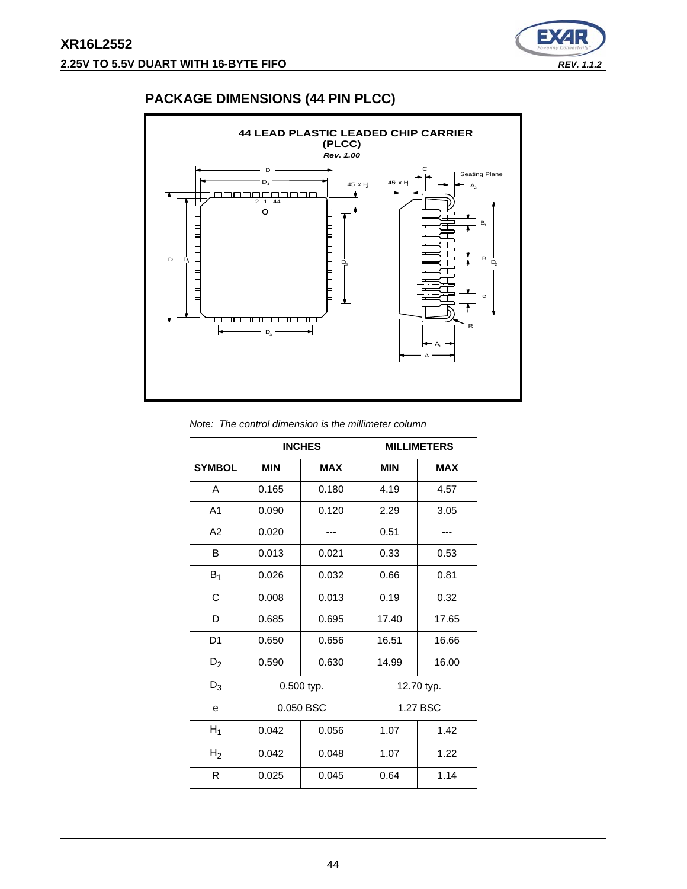## PACKAGE DIMENSIONS (44 PIN PLCC)

*Note: The control dimension is the millimeter column*

| | INCHES | | MILLIMETERS | |
|---|---|---|---|---|
| SYMBOL | MIN | MAX | MIN | MAX |
| A | 0.165 | 0.180 | 4.19 | 4.57 |
| A1 | 0.090 | 0.120 | 2.29 | 3.05 |
| A2 | 0.020 | --- | 0.51 | --- |
| B | 0.013 | 0.021 | 0.33 | 0.53 |
| $B_1$ | 0.026 | 0.032 | 0.66 | 0.81 |
| C | 0.008 | 0.013 | 0.19 | 0.32 |
| D | 0.685 | 0.695 | 17.40 | 17.65 |
| D1 | 0.650 | 0.656 | 16.51 | 16.66 |
| $D_2$ | 0.590 | 0.630 | 14.99 | 16.00 |
| $D_3$ | 0.500 typ. | | 12.70 typ. | |
| e | 0.050 BSC | | 1.27 BSC | |
| $H_1$ | 0.042 | 0.056 | 1.07 | 1.42 |
| $H_2$ | 0.042 | 0.048 | 1.07 | 1.22 |
| R | 0.025 | 0.045 | 0.64 | 1.14 |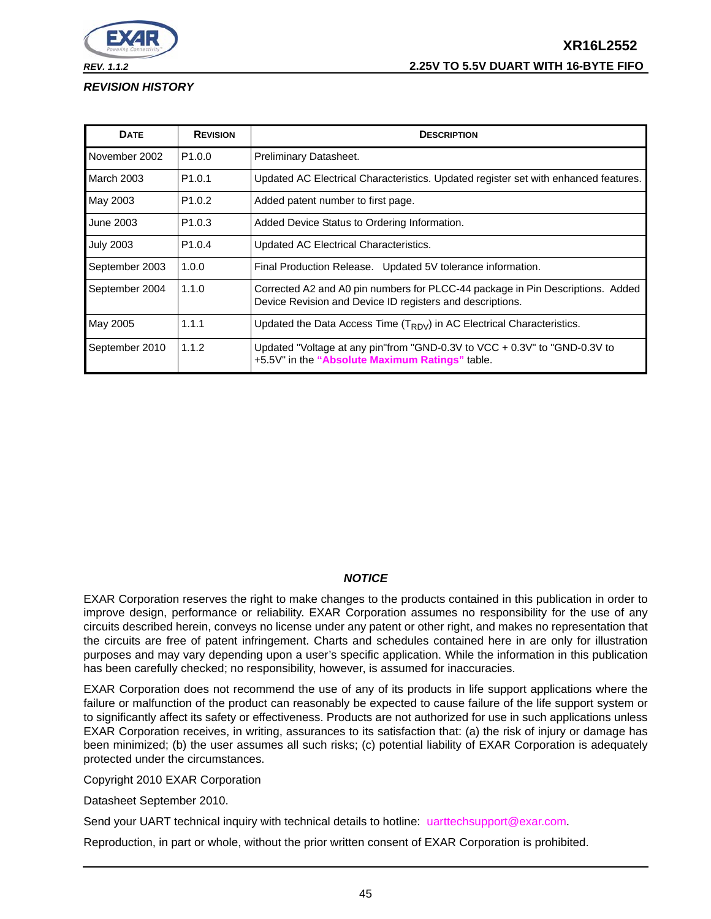***REVISION HISTORY***

| DATE | REVISION | DESCRIPTION |
|---|---|---|
| November 2002 | P1.0.0 | Preliminary Datasheet. |
| March 2003 | P1.0.1 | Updated AC Electrical Characteristics. Updated register set with enhanced features. |
| May 2003 | P1.0.2 | Added patent number to first page. |
| June 2003 | P1.0.3 | Added Device Status to Ordering Information. |
| July 2003 | P1.0.4 | Updated AC Electrical Characteristics. |
| September 2003 | 1.0.0 | Final Production Release. Updated 5V tolerance information. |
| September 2004 | 1.1.0 | Corrected A2 and A0 pin numbers for PLCC-44 package in Pin Descriptions. Added Device Revision and Device ID registers and descriptions. |
| May 2005 | 1.1.1 | Updated the Data Access Time ($T_{RDV}$) in AC Electrical Characteristics. |
| September 2010 | 1.1.2 | Updated "Voltage at any pin"from "GND-0.3V to VCC + 0.3V" to "GND-0.3V to +5.5V" in the **"Absolute Maximum Ratings"** table. |

***NOTICE***

EXAR Corporation reserves the right to make changes to the products contained in this publication in order to improve design, performance or reliability. EXAR Corporation assumes no responsibility for the use of any circuits described herein, conveys no license under any patent or other right, and makes no representation that the circuits are free of patent infringement. Charts and schedules contained here in are only for illustration purposes and may vary depending upon a user's specific application. While the information in this publication has been carefully checked; no responsibility, however, is assumed for inaccuracies.

EXAR Corporation does not recommend the use of any of its products in life support applications where the failure or malfunction of the product can reasonably be expected to cause failure of the life support system or to significantly affect its safety or effectiveness. Products are not authorized for use in such applications unless EXAR Corporation receives, in writing, assurances to its satisfaction that: (a) the risk of injury or damage has been minimized; (b) the user assumes all such risks; (c) potential liability of EXAR Corporation is adequately protected under the circumstances.

Copyright 2010 EXAR Corporation

Datasheet September 2010.

Send your UART technical inquiry with technical details to hotline: uarttechsupport@exar.com.

Reproduction, in part or whole, without the prior written consent of EXAR Corporation is prohibited.